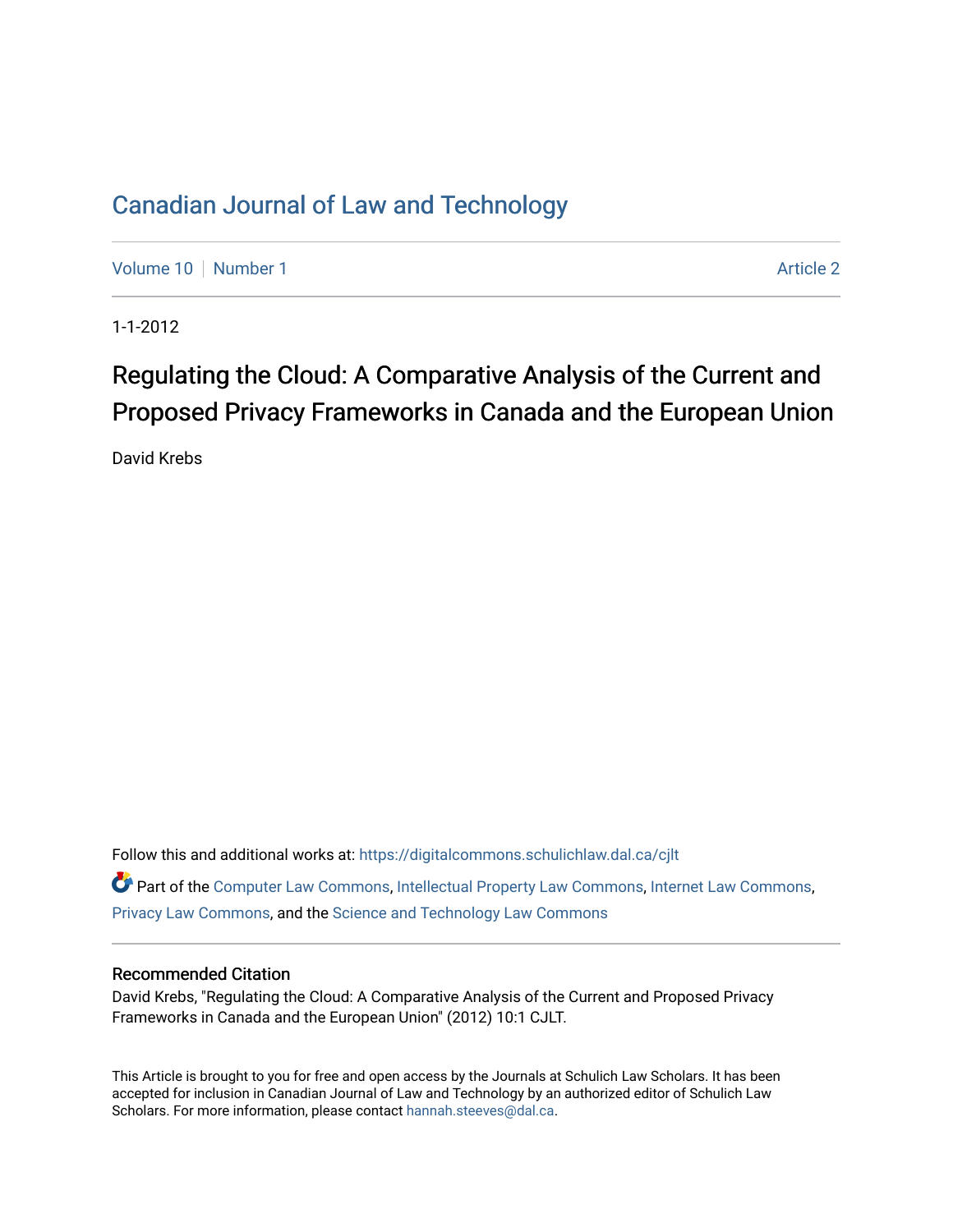# Canadian Journal of Law and Technology

Volume 10 | Number 1 Article 2

1-1-2012

## Regulating the Cloud: A Comparative Analysis of the Current and Proposed Privacy Frameworks in Canada and the European Union

David Krebs

Follow this and additional works at: https://digitalcommons.schulichlaw.dal.ca/cjlt

Part of the Computer Law Commons, Intellectual Property Law Commons, Internet Law Commons, Privacy Law Commons, and the Science and Technology Law Commons

### Recommended Citation

David Krebs, "Regulating the Cloud: A Comparative Analysis of the Current and Proposed Privacy Frameworks in Canada and the European Union" (2012) 10:1 CJLT.

This Article is brought to you for free and open access by the Journals at Schulich Law Scholars. It has been accepted for inclusion in Canadian Journal of Law and Technology by an authorized editor of Schulich Law Scholars. For more information, please contact hannah.steeves@dal.ca.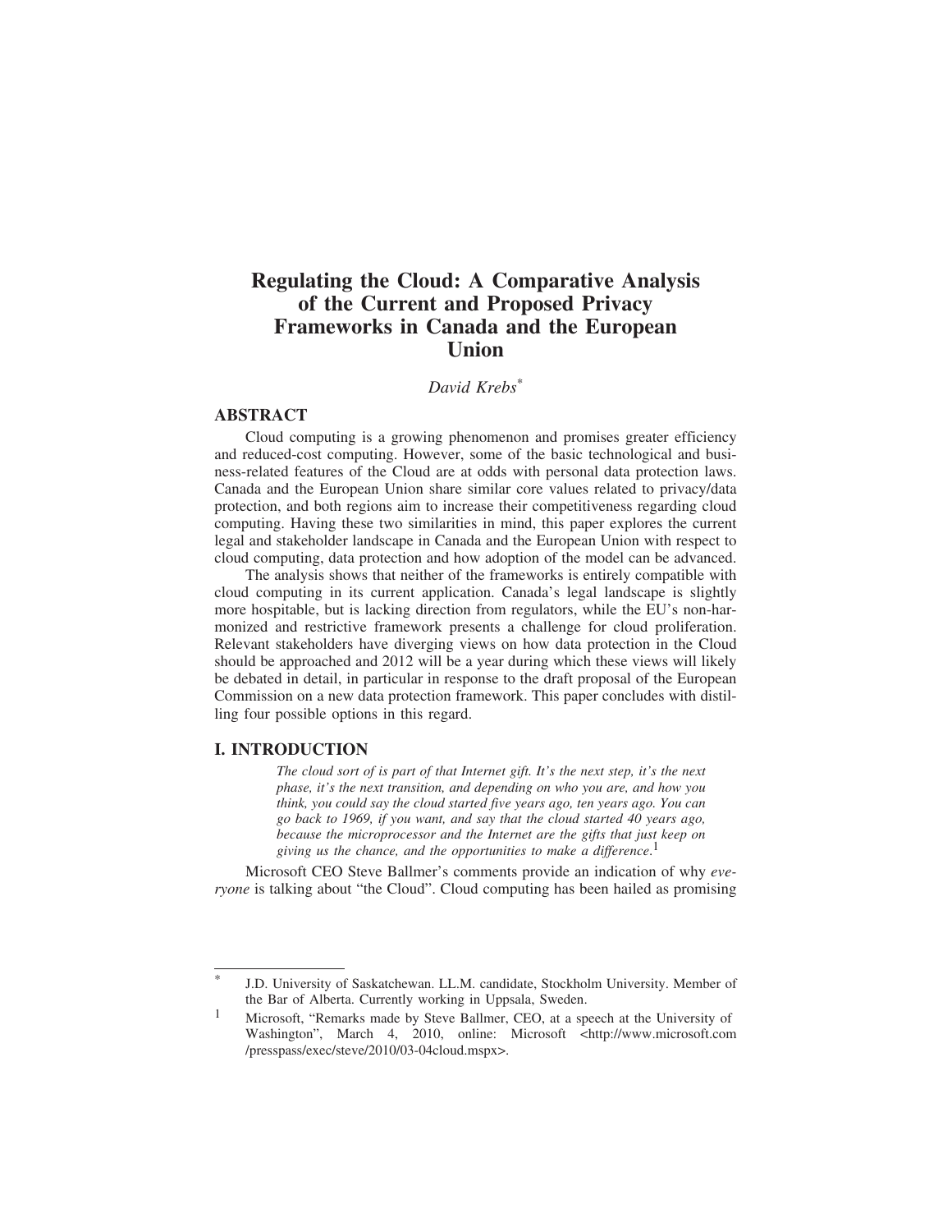# Regulating the Cloud: A Comparative Analysis of the Current and Proposed Privacy Frameworks in Canada and the European Union

*David Krebs*[*]

## ABSTRACT

Cloud computing is a growing phenomenon and promises greater efficiency and reduced-cost computing. However, some of the basic technological and business-related features of the Cloud are at odds with personal data protection laws. Canada and the European Union share similar core values related to privacy/data protection, and both regions aim to increase their competitiveness regarding cloud computing. Having these two similarities in mind, this paper explores the current legal and stakeholder landscape in Canada and the European Union with respect to cloud computing, data protection and how adoption of the model can be advanced.

The analysis shows that neither of the frameworks is entirely compatible with cloud computing in its current application. Canada's legal landscape is slightly more hospitable, but is lacking direction from regulators, while the EU's non-harmonized and restrictive framework presents a challenge for cloud proliferation. Relevant stakeholders have diverging views on how data protection in the Cloud should be approached and 2012 will be a year during which these views will likely be debated in detail, in particular in response to the draft proposal of the European Commission on a new data protection framework. This paper concludes with distilling four possible options in this regard.

## I. INTRODUCTION

> *The cloud sort of is part of that Internet gift. It's the next step, it's the next phase, it's the next transition, and depending on who you are, and how you think, you could say the cloud started five years ago, ten years ago. You can go back to 1969, if you want, and say that the cloud started 40 years ago, because the microprocessor and the Internet are the gifts that just keep on giving us the chance, and the opportunities to make a difference.*[1]

Microsoft CEO Steve Ballmer's comments provide an indication of why *everyone* is talking about "the Cloud". Cloud computing has been hailed as promising

---

[*] J.D. University of Saskatchewan. LL.M. candidate, Stockholm University. Member of the Bar of Alberta. Currently working in Uppsala, Sweden.

[1] Microsoft, "Remarks made by Steve Ballmer, CEO, at a speech at the University of Washington", March 4, 2010, online: Microsoft <http://www.microsoft.com/presspass/exec/steve/2010/03-04cloud.mspx>.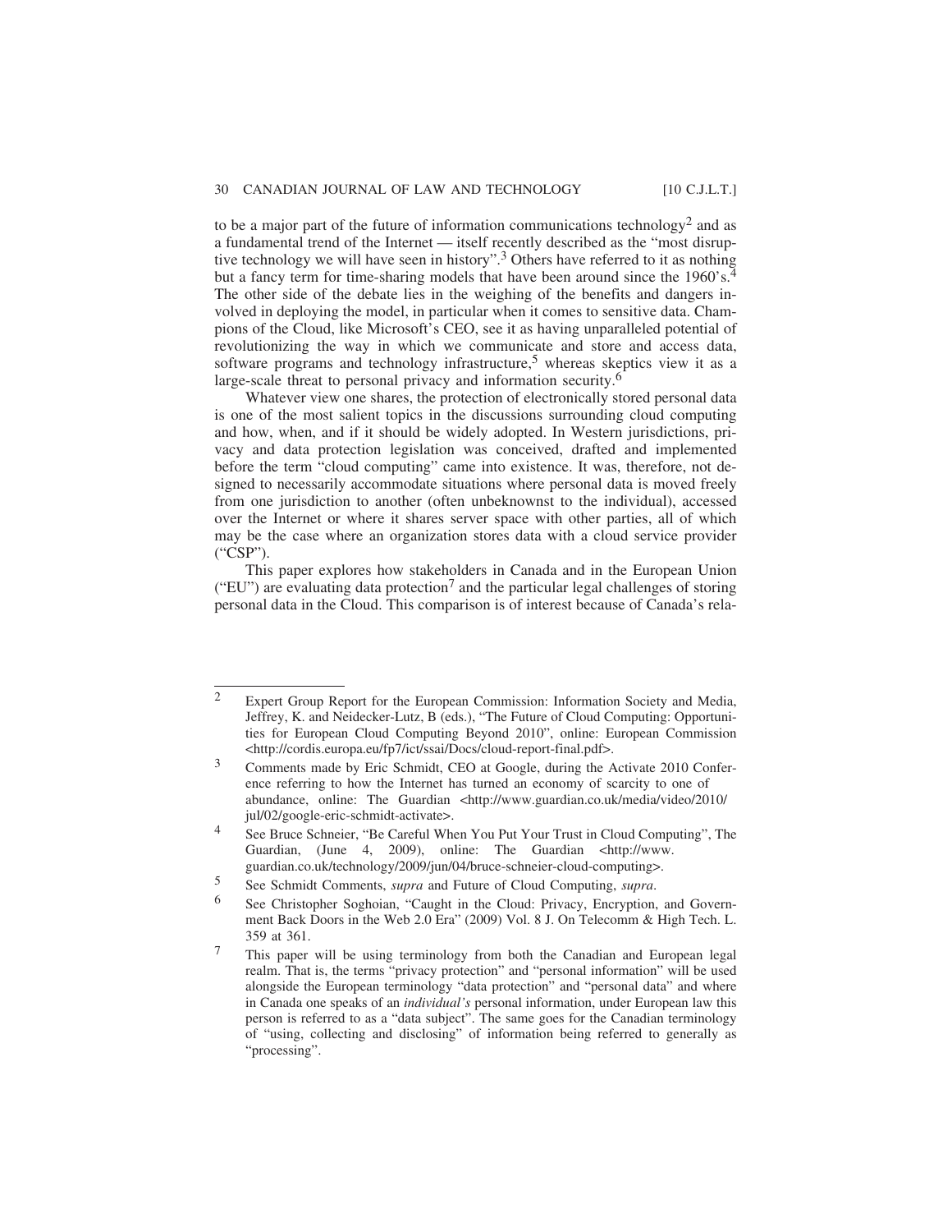to be a major part of the future of information communications technology[2] and as a fundamental trend of the Internet — itself recently described as the "most disruptive technology we will have seen in history".[3] Others have referred to it as nothing but a fancy term for time-sharing models that have been around since the 1960's.[4] The other side of the debate lies in the weighing of the benefits and dangers involved in deploying the model, in particular when it comes to sensitive data. Champions of the Cloud, like Microsoft's CEO, see it as having unparalleled potential of revolutionizing the way in which we communicate and store and access data, software programs and technology infrastructure,[5] whereas skeptics view it as a large-scale threat to personal privacy and information security.[6]

Whatever view one shares, the protection of electronically stored personal data is one of the most salient topics in the discussions surrounding cloud computing and how, when, and if it should be widely adopted. In Western jurisdictions, privacy and data protection legislation was conceived, drafted and implemented before the term "cloud computing" came into existence. It was, therefore, not designed to necessarily accommodate situations where personal data is moved freely from one jurisdiction to another (often unbeknownst to the individual), accessed over the Internet or where it shares server space with other parties, all of which may be the case where an organization stores data with a cloud service provider ("CSP").

This paper explores how stakeholders in Canada and in the European Union ("EU") are evaluating data protection[7] and the particular legal challenges of storing personal data in the Cloud. This comparison is of interest because of Canada's rela-

---

2 Expert Group Report for the European Commission: Information Society and Media, Jeffrey, K. and Neidecker-Lutz, B (eds.), "The Future of Cloud Computing: Opportunities for European Cloud Computing Beyond 2010", online: European Commission <http://cordis.europa.eu/fp7/ict/ssai/Docs/cloud-report-final.pdf>.

3 Comments made by Eric Schmidt, CEO at Google, during the Activate 2010 Conference referring to how the Internet has turned an economy of scarcity to one of abundance, online: The Guardian <http://www.guardian.co.uk/media/video/2010/jul/02/google-eric-schmidt-activate>.

4 See Bruce Schneier, "Be Careful When You Put Your Trust in Cloud Computing", The Guardian, (June 4, 2009), online: The Guardian <http://www.guardian.co.uk/technology/2009/jun/04/bruce-schneier-cloud-computing>.

5 See Schmidt Comments, *supra* and Future of Cloud Computing, *supra*.

6 See Christopher Soghoian, "Caught in the Cloud: Privacy, Encryption, and Government Back Doors in the Web 2.0 Era" (2009) Vol. 8 J. On Telecomm & High Tech. L. 359 at 361.

7 This paper will be using terminology from both the Canadian and European legal realm. That is, the terms "privacy protection" and "personal information" will be used alongside the European terminology "data protection" and "personal data" and where in Canada one speaks of an *individual's* personal information, under European law this person is referred to as a "data subject". The same goes for the Canadian terminology of "using, collecting and disclosing" of information being referred to generally as "processing".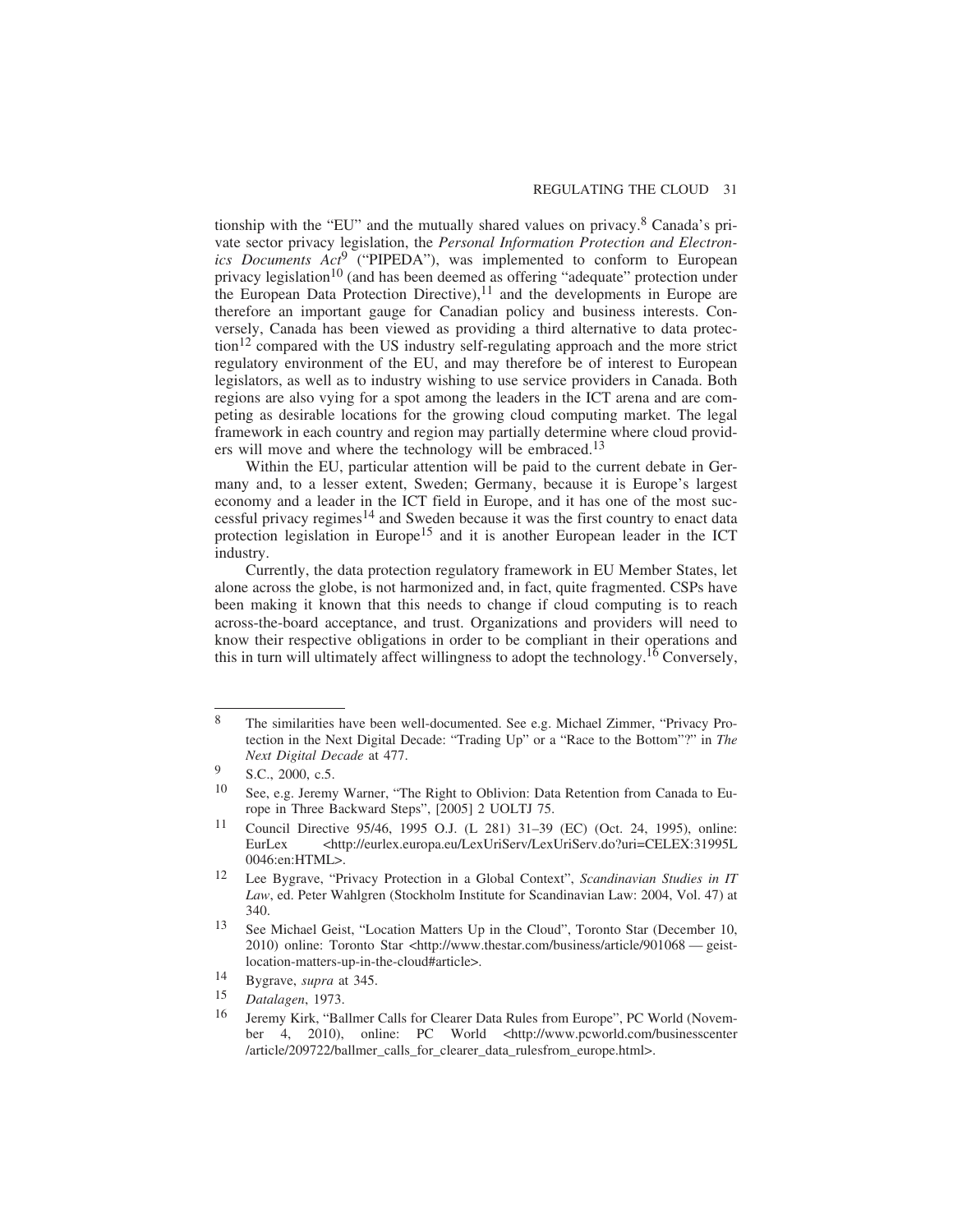tionship with the "EU" and the mutually shared values on privacy.[8] Canada's private sector privacy legislation, the *Personal Information Protection and Electronics Documents Act*[9] ("PIPEDA"), was implemented to conform to European privacy legislation[10] (and has been deemed as offering "adequate" protection under the European Data Protection Directive),[11] and the developments in Europe are therefore an important gauge for Canadian policy and business interests. Conversely, Canada has been viewed as providing a third alternative to data protection[12] compared with the US industry self-regulating approach and the more strict regulatory environment of the EU, and may therefore be of interest to European legislators, as well as to industry wishing to use service providers in Canada. Both regions are also vying for a spot among the leaders in the ICT arena and are competing as desirable locations for the growing cloud computing market. The legal framework in each country and region may partially determine where cloud providers will move and where the technology will be embraced.[13]

Within the EU, particular attention will be paid to the current debate in Germany and, to a lesser extent, Sweden; Germany, because it is Europe's largest economy and a leader in the ICT field in Europe, and it has one of the most successful privacy regimes[14] and Sweden because it was the first country to enact data protection legislation in Europe[15] and it is another European leader in the ICT industry.

Currently, the data protection regulatory framework in EU Member States, let alone across the globe, is not harmonized and, in fact, quite fragmented. CSPs have been making it known that this needs to change if cloud computing is to reach across-the-board acceptance, and trust. Organizations and providers will need to know their respective obligations in order to be compliant in their operations and this in turn will ultimately affect willingness to adopt the technology.[16] Conversely,

---

[8] The similarities have been well-documented. See e.g. Michael Zimmer, "Privacy Protection in the Next Digital Decade: "Trading Up" or a "Race to the Bottom"?" in *The Next Digital Decade* at 477.

[9] S.C., 2000, c.5.

[10] See, e.g. Jeremy Warner, "The Right to Oblivion: Data Retention from Canada to Europe in Three Backward Steps", [2005] 2 UOLTJ 75.

[11] Council Directive 95/46, 1995 O.J. (L 281) 31–39 (EC) (Oct. 24, 1995), online: EurLex <http://eurlex.europa.eu/LexUriServ/LexUriServ.do?uri=CELEX:31995L0046:en:HTML>.

[12] Lee Bygrave, "Privacy Protection in a Global Context", *Scandinavian Studies in IT Law*, ed. Peter Wahlgren (Stockholm Institute for Scandinavian Law: 2004, Vol. 47) at 340.

[13] See Michael Geist, "Location Matters Up in the Cloud", Toronto Star (December 10, 2010) online: Toronto Star <http://www.thestar.com/business/article/901068 — geist-location-matters-up-in-the-cloud#article>.

[14] Bygrave, *supra* at 345.

[15] *Datalagen*, 1973.

[16] Jeremy Kirk, "Ballmer Calls for Clearer Data Rules from Europe", PC World (November 4, 2010), online: PC World <http://www.pcworld.com/businesscenter/article/209722/ballmer_calls_for_clearer_data_rulesfrom_europe.html>.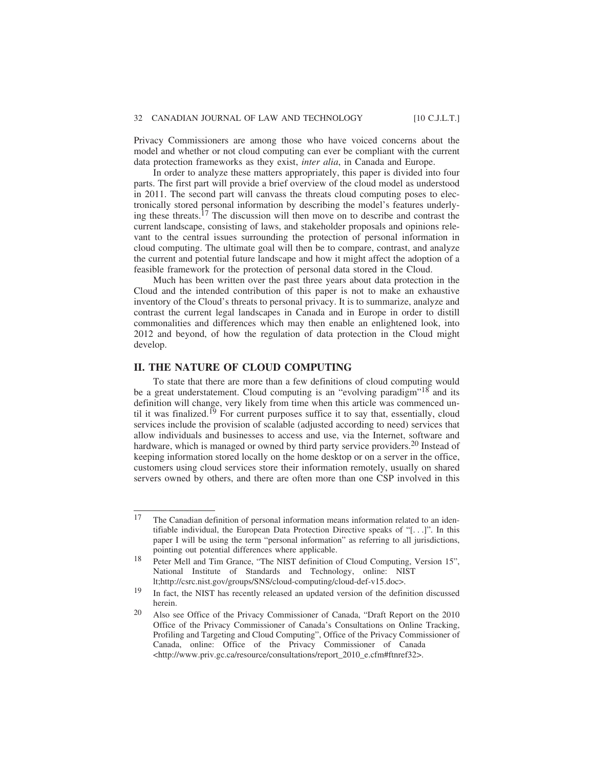Privacy Commissioners are among those who have voiced concerns about the model and whether or not cloud computing can ever be compliant with the current data protection frameworks as they exist, *inter alia*, in Canada and Europe.

In order to analyze these matters appropriately, this paper is divided into four parts. The first part will provide a brief overview of the cloud model as understood in 2011. The second part will canvass the threats cloud computing poses to electronically stored personal information by describing the model's features underlying these threats.[17] The discussion will then move on to describe and contrast the current landscape, consisting of laws, and stakeholder proposals and opinions relevant to the central issues surrounding the protection of personal information in cloud computing. The ultimate goal will then be to compare, contrast, and analyze the current and potential future landscape and how it might affect the adoption of a feasible framework for the protection of personal data stored in the Cloud.

Much has been written over the past three years about data protection in the Cloud and the intended contribution of this paper is not to make an exhaustive inventory of the Cloud's threats to personal privacy. It is to summarize, analyze and contrast the current legal landscapes in Canada and in Europe in order to distill commonalities and differences which may then enable an enlightened look, into 2012 and beyond, of how the regulation of data protection in the Cloud might develop.

## II. THE NATURE OF CLOUD COMPUTING

To state that there are more than a few definitions of cloud computing would be a great understatement. Cloud computing is an "evolving paradigm"[18] and its definition will change, very likely from time when this article was commenced until it was finalized.[19] For current purposes suffice it to say that, essentially, cloud services include the provision of scalable (adjusted according to need) services that allow individuals and businesses to access and use, via the Internet, software and hardware, which is managed or owned by third party service providers.[20] Instead of keeping information stored locally on the home desktop or on a server in the office, customers using cloud services store their information remotely, usually on shared servers owned by others, and there are often more than one CSP involved in this

---

17 The Canadian definition of personal information means information related to an identifiable individual, the European Data Protection Directive speaks of "[. . .]". In this paper I will be using the term "personal information" as referring to all jurisdictions, pointing out potential differences where applicable.

18 Peter Mell and Tim Grance, "The NIST definition of Cloud Computing, Version 15", National Institute of Standards and Technology, online: NIST lt;http://csrc.nist.gov/groups/SNS/cloud-computing/cloud-def-v15.doc>.

19 In fact, the NIST has recently released an updated version of the definition discussed herein.

20 Also see Office of the Privacy Commissioner of Canada, "Draft Report on the 2010 Office of the Privacy Commissioner of Canada's Consultations on Online Tracking, Profiling and Targeting and Cloud Computing", Office of the Privacy Commissioner of Canada, online: Office of the Privacy Commissioner of Canada <http://www.priv.gc.ca/resource/consultations/report_2010_e.cfm#ftnref32>.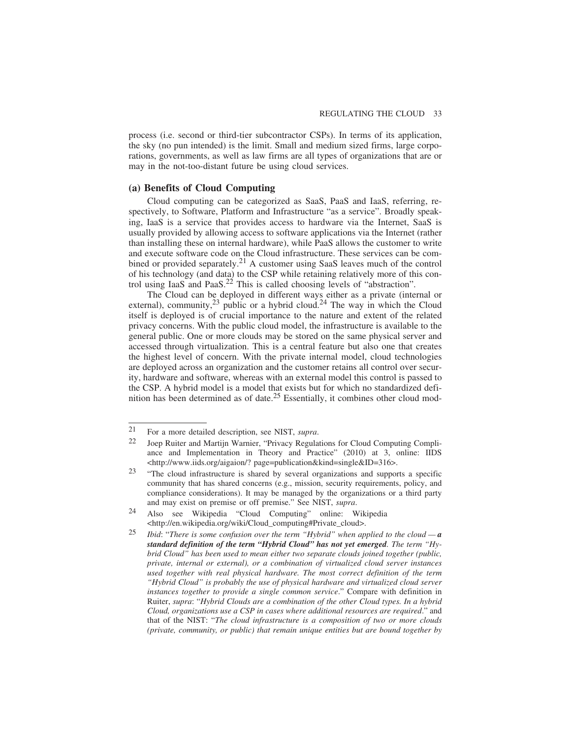process (i.e. second or third-tier subcontractor CSPs). In terms of its application, the sky (no pun intended) is the limit. Small and medium sized firms, large corporations, governments, as well as law firms are all types of organizations that are or may in the not-too-distant future be using cloud services.

### (a) Benefits of Cloud Computing

Cloud computing can be categorized as SaaS, PaaS and IaaS, referring, respectively, to Software, Platform and Infrastructure "as a service". Broadly speaking, IaaS is a service that provides access to hardware via the Internet, SaaS is usually provided by allowing access to software applications via the Internet (rather than installing these on internal hardware), while PaaS allows the customer to write and execute software code on the Cloud infrastructure. These services can be combined or provided separately.[21] A customer using SaaS leaves much of the control of his technology (and data) to the CSP while retaining relatively more of this control using IaaS and PaaS.[22] This is called choosing levels of "abstraction".

The Cloud can be deployed in different ways either as a private (internal or external), community,[23] public or a hybrid cloud.[24] The way in which the Cloud itself is deployed is of crucial importance to the nature and extent of the related privacy concerns. With the public cloud model, the infrastructure is available to the general public. One or more clouds may be stored on the same physical server and accessed through virtualization. This is a central feature but also one that creates the highest level of concern. With the private internal model, cloud technologies are deployed across an organization and the customer retains all control over security, hardware and software, whereas with an external model this control is passed to the CSP. A hybrid model is a model that exists but for which no standardized definition has been determined as of date.[25] Essentially, it combines other cloud mod-

---

[21] For a more detailed description, see NIST, *supra*.

[22] Joep Ruiter and Martijn Warnier, "Privacy Regulations for Cloud Computing Compliance and Implementation in Theory and Practice" (2010) at 3, online: IIDS <http://www.iids.org/aigaion/? page=publication&kind=single&ID=316>.

[23] "The cloud infrastructure is shared by several organizations and supports a specific community that has shared concerns (e.g., mission, security requirements, policy, and compliance considerations). It may be managed by the organizations or a third party and may exist on premise or off premise." See NIST, *supra*.

[24] Also see Wikipedia "Cloud Computing" online: Wikipedia <http://en.wikipedia.org/wiki/Cloud_computing#Private_cloud>.

[25] *Ibid*: "*There is some confusion over the term "Hybrid" when applied to the cloud —* ***a standard definition of the term "Hybrid Cloud" has not yet emerged****. The term "Hybrid Cloud" has been used to mean either two separate clouds joined together (public, private, internal or external), or a combination of virtualized cloud server instances used together with real physical hardware. The most correct definition of the term "Hybrid Cloud" is probably the use of physical hardware and virtualized cloud server instances together to provide a single common service*." Compare with definition in Ruiter, *supra*: "*Hybrid Clouds are a combination of the other Cloud types. In a hybrid Cloud, organizations use a CSP in cases where additional resources are required*." and that of the NIST: "*The cloud infrastructure is a composition of two or more clouds (private, community, or public) that remain unique entities but are bound together by*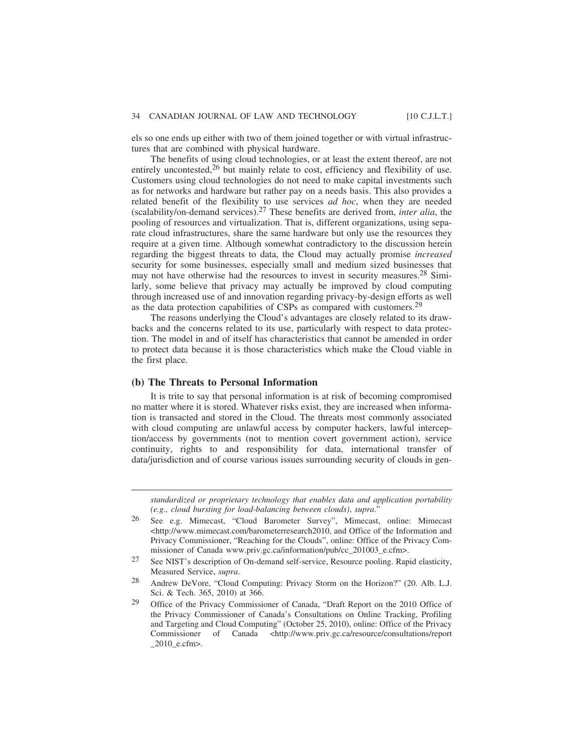els so one ends up either with two of them joined together or with virtual infrastructures that are combined with physical hardware.

The benefits of using cloud technologies, or at least the extent thereof, are not entirely uncontested,[26] but mainly relate to cost, efficiency and flexibility of use. Customers using cloud technologies do not need to make capital investments such as for networks and hardware but rather pay on a needs basis. This also provides a related benefit of the flexibility to use services *ad hoc*, when they are needed (scalability/on-demand services).[27] These benefits are derived from, *inter alia*, the pooling of resources and virtualization. That is, different organizations, using separate cloud infrastructures, share the same hardware but only use the resources they require at a given time. Although somewhat contradictory to the discussion herein regarding the biggest threats to data, the Cloud may actually promise *increased* security for some businesses, especially small and medium sized businesses that may not have otherwise had the resources to invest in security measures.[28] Similarly, some believe that privacy may actually be improved by cloud computing through increased use of and innovation regarding privacy-by-design efforts as well as the data protection capabilities of CSPs as compared with customers.[29]

The reasons underlying the Cloud's advantages are closely related to its drawbacks and the concerns related to its use, particularly with respect to data protection. The model in and of itself has characteristics that cannot be amended in order to protect data because it is those characteristics which make the Cloud viable in the first place.

### (b) The Threats to Personal Information

It is trite to say that personal information is at risk of becoming compromised no matter where it is stored. Whatever risks exist, they are increased when information is transacted and stored in the Cloud. The threats most commonly associated with cloud computing are unlawful access by computer hackers, lawful interception/access by governments (not to mention covert government action), service continuity, rights to and responsibility for data, international transfer of data/jurisdiction and of course various issues surrounding security of clouds in gen-

---

*standardized or proprietary technology that enables data and application portability (e.g., cloud bursting for load-balancing between clouds)*, *supra*."

[26] See e.g. Mimecast, "Cloud Barometer Survey", Mimecast, online: Mimecast <http://www.mimecast.com/barometerresearch2010, and Office of the Information and Privacy Commissioner, "Reaching for the Clouds", online: Office of the Privacy Commissioner of Canada www.priv.gc.ca/information/pub/cc_201003_e.cfm>.

[27] See NIST's description of On-demand self-service, Resource pooling. Rapid elasticity, Measured Service, *supra*.

[28] Andrew DeVore, "Cloud Computing: Privacy Storm on the Horizon?" (20. Alb. L.J. Sci. & Tech. 365, 2010) at 366.

[29] Office of the Privacy Commissioner of Canada, "Draft Report on the 2010 Office of the Privacy Commissioner of Canada's Consultations on Online Tracking, Profiling and Targeting and Cloud Computing" (October 25, 2010), online: Office of the Privacy Commissioner of Canada <http://www.priv.gc.ca/resource/consultations/report_2010_e.cfm>.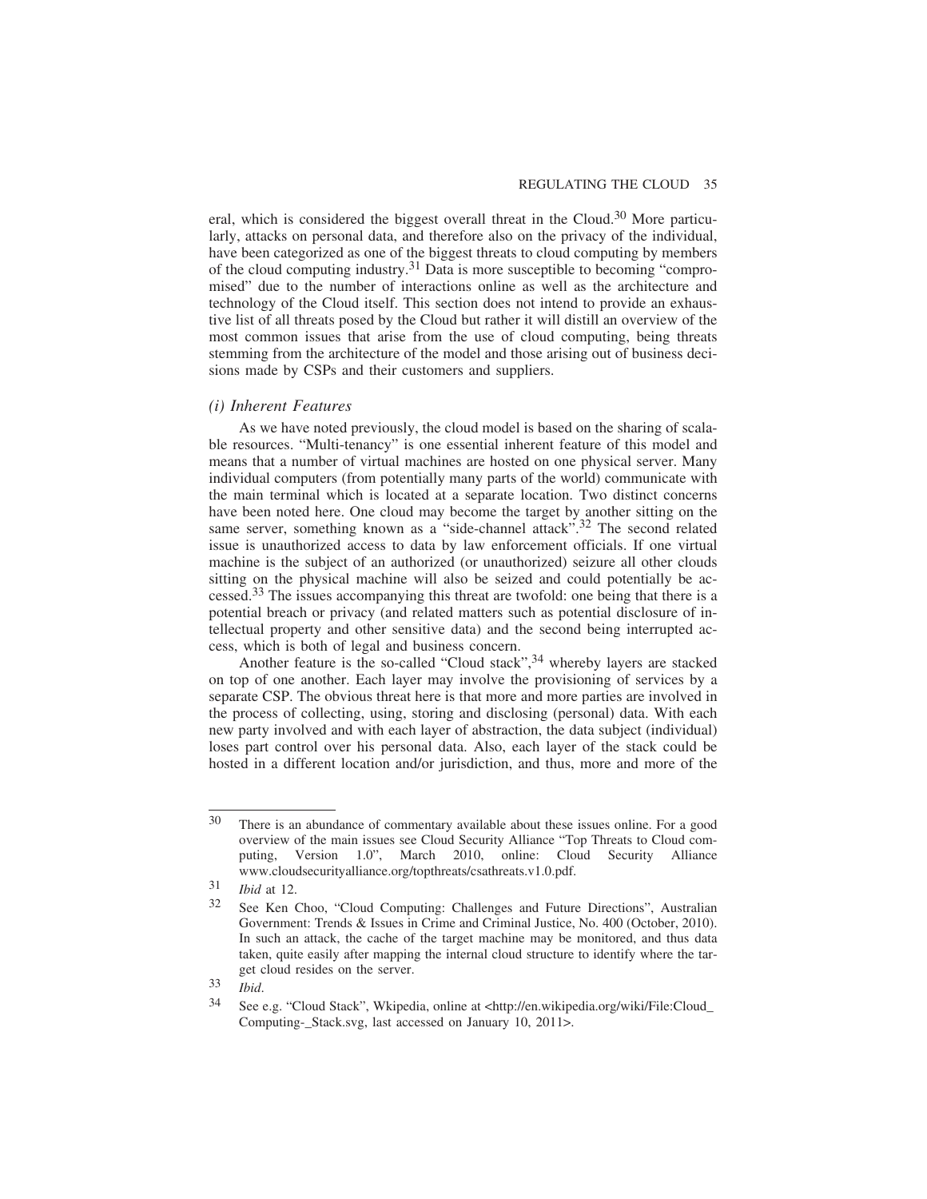eral, which is considered the biggest overall threat in the Cloud.[30] More particularly, attacks on personal data, and therefore also on the privacy of the individual, have been categorized as one of the biggest threats to cloud computing by members of the cloud computing industry.[31] Data is more susceptible to becoming "compromised" due to the number of interactions online as well as the architecture and technology of the Cloud itself. This section does not intend to provide an exhaustive list of all threats posed by the Cloud but rather it will distill an overview of the most common issues that arise from the use of cloud computing, being threats stemming from the architecture of the model and those arising out of business decisions made by CSPs and their customers and suppliers.

### *(i) Inherent Features*

As we have noted previously, the cloud model is based on the sharing of scalable resources. "Multi-tenancy" is one essential inherent feature of this model and means that a number of virtual machines are hosted on one physical server. Many individual computers (from potentially many parts of the world) communicate with the main terminal which is located at a separate location. Two distinct concerns have been noted here. One cloud may become the target by another sitting on the same server, something known as a "side-channel attack".[32] The second related issue is unauthorized access to data by law enforcement officials. If one virtual machine is the subject of an authorized (or unauthorized) seizure all other clouds sitting on the physical machine will also be seized and could potentially be accessed.[33] The issues accompanying this threat are twofold: one being that there is a potential breach or privacy (and related matters such as potential disclosure of intellectual property and other sensitive data) and the second being interrupted access, which is both of legal and business concern.

Another feature is the so-called "Cloud stack",[34] whereby layers are stacked on top of one another. Each layer may involve the provisioning of services by a separate CSP. The obvious threat here is that more and more parties are involved in the process of collecting, using, storing and disclosing (personal) data. With each new party involved and with each layer of abstraction, the data subject (individual) loses part control over his personal data. Also, each layer of the stack could be hosted in a different location and/or jurisdiction, and thus, more and more of the

---

30 There is an abundance of commentary available about these issues online. For a good overview of the main issues see Cloud Security Alliance "Top Threats to Cloud computing, Version 1.0", March 2010, online: Cloud Security Alliance www.cloudsecurityalliance.org/topthreats/csathreats.v1.0.pdf.

31 *Ibid* at 12.

32 See Ken Choo, "Cloud Computing: Challenges and Future Directions", Australian Government: Trends & Issues in Crime and Criminal Justice, No. 400 (October, 2010). In such an attack, the cache of the target machine may be monitored, and thus data taken, quite easily after mapping the internal cloud structure to identify where the target cloud resides on the server.

33 *Ibid*.

34 See e.g. "Cloud Stack", Wkipedia, online at <http://en.wikipedia.org/wiki/File:Cloud_Computing-_Stack.svg, last accessed on January 10, 2011>.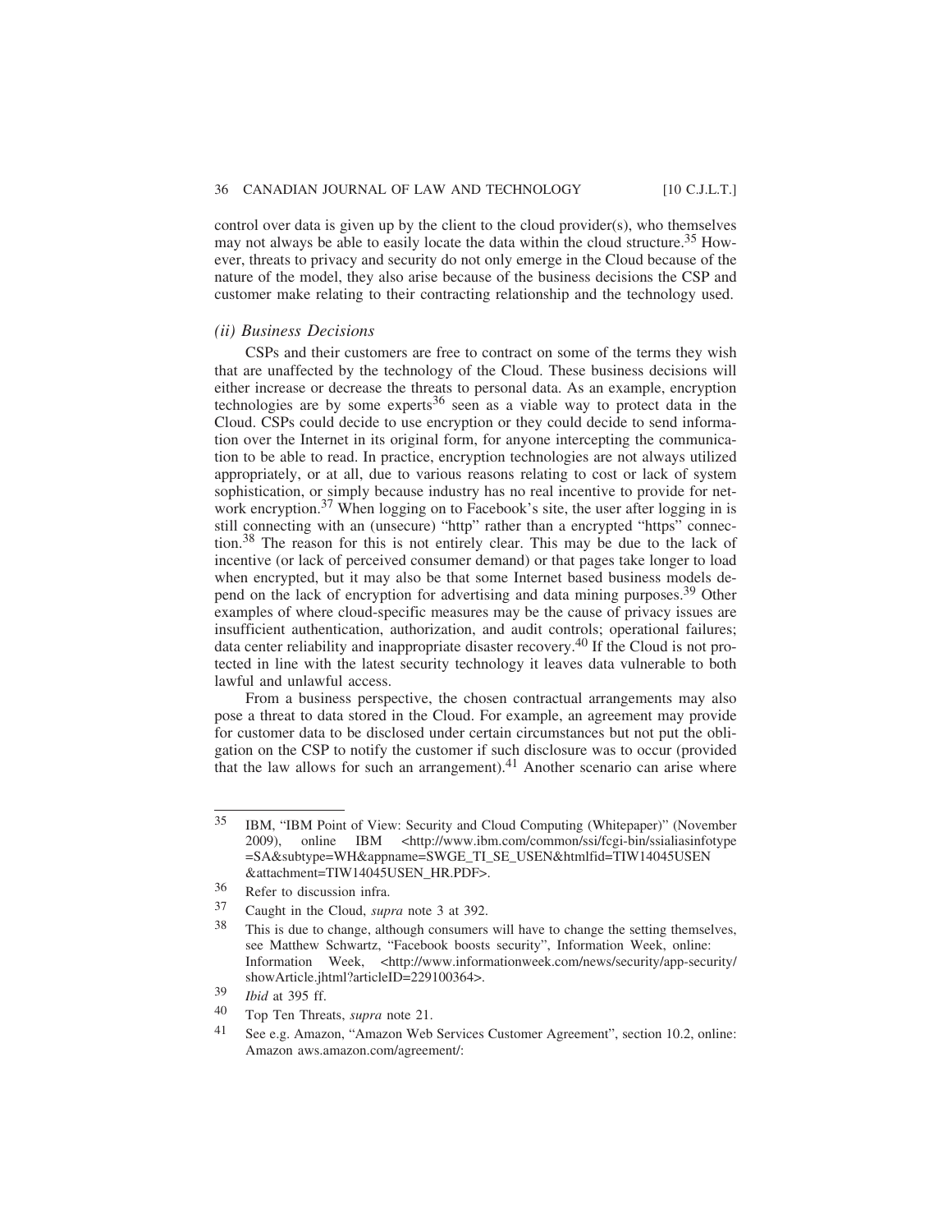control over data is given up by the client to the cloud provider(s), who themselves may not always be able to easily locate the data within the cloud structure.[35] However, threats to privacy and security do not only emerge in the Cloud because of the nature of the model, they also arise because of the business decisions the CSP and customer make relating to their contracting relationship and the technology used.

### *(ii) Business Decisions*

CSPs and their customers are free to contract on some of the terms they wish that are unaffected by the technology of the Cloud. These business decisions will either increase or decrease the threats to personal data. As an example, encryption technologies are by some experts[36] seen as a viable way to protect data in the Cloud. CSPs could decide to use encryption or they could decide to send information over the Internet in its original form, for anyone intercepting the communication to be able to read. In practice, encryption technologies are not always utilized appropriately, or at all, due to various reasons relating to cost or lack of system sophistication, or simply because industry has no real incentive to provide for network encryption.[37] When logging on to Facebook's site, the user after logging in is still connecting with an (unsecure) "http" rather than a encrypted "https" connection.[38] The reason for this is not entirely clear. This may be due to the lack of incentive (or lack of perceived consumer demand) or that pages take longer to load when encrypted, but it may also be that some Internet based business models depend on the lack of encryption for advertising and data mining purposes.[39] Other examples of where cloud-specific measures may be the cause of privacy issues are insufficient authentication, authorization, and audit controls; operational failures; data center reliability and inappropriate disaster recovery.[40] If the Cloud is not protected in line with the latest security technology it leaves data vulnerable to both lawful and unlawful access.

From a business perspective, the chosen contractual arrangements may also pose a threat to data stored in the Cloud. For example, an agreement may provide for customer data to be disclosed under certain circumstances but not put the obligation on the CSP to notify the customer if such disclosure was to occur (provided that the law allows for such an arrangement).[41] Another scenario can arise where

---

35 IBM, "IBM Point of View: Security and Cloud Computing (Whitepaper)" (November 2009), online IBM <http://www.ibm.com/common/ssi/fcgi-bin/ssialiasinfotype=SA&subtype=WH&appname=SWGE_TI_SE_USEN&htmlfid=TIW14045USEN&attachment=TIW14045USEN_HR.PDF>.

36 Refer to discussion infra.

37 Caught in the Cloud, *supra* note 3 at 392.

38 This is due to change, although consumers will have to change the setting themselves, see Matthew Schwartz, "Facebook boosts security", Information Week, online: Information Week, <http://www.informationweek.com/news/security/app-security/showArticle.jhtml?articleID=229100364>.

39 *Ibid* at 395 ff.

40 Top Ten Threats, *supra* note 21.

41 See e.g. Amazon, "Amazon Web Services Customer Agreement", section 10.2, online: Amazon aws.amazon.com/agreement/: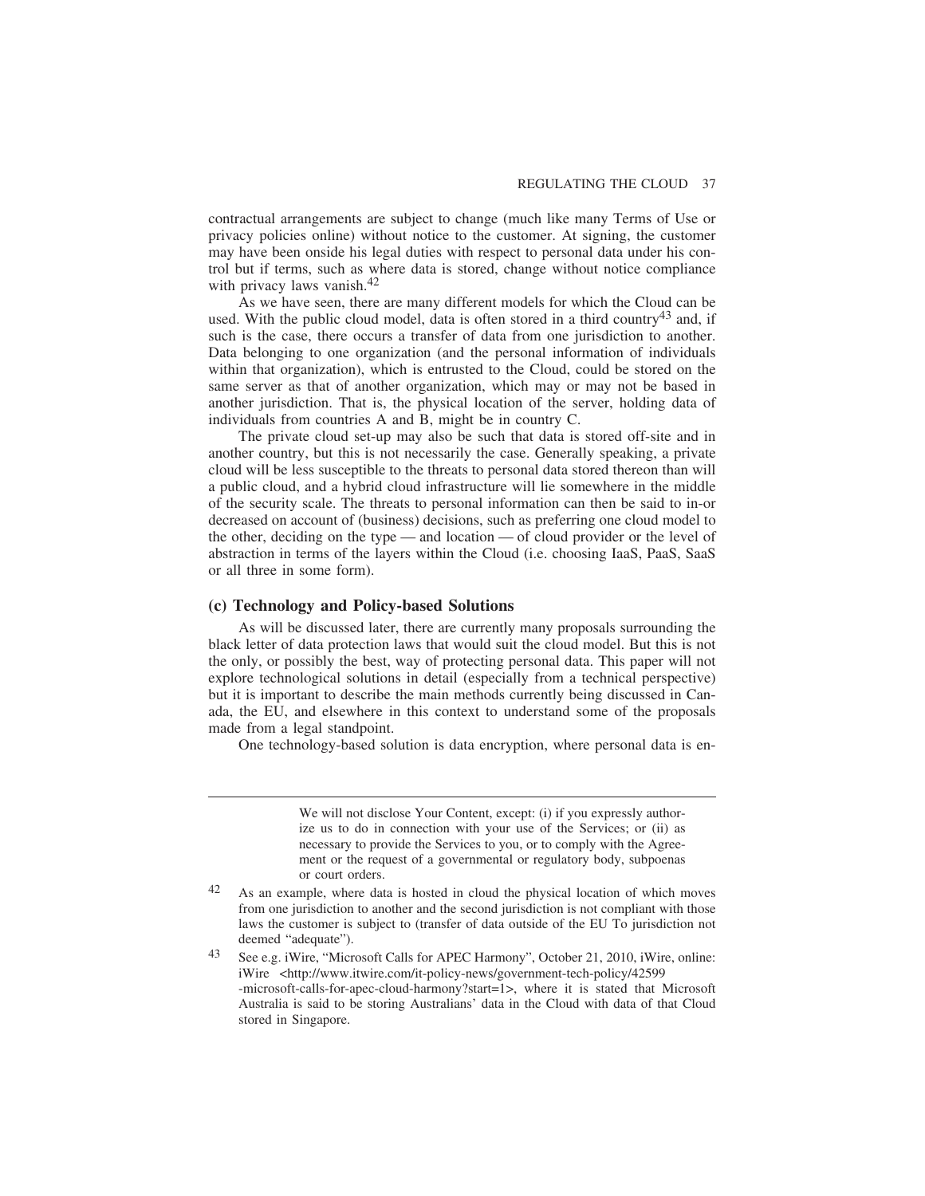contractual arrangements are subject to change (much like many Terms of Use or privacy policies online) without notice to the customer. At signing, the customer may have been onside his legal duties with respect to personal data under his control but if terms, such as where data is stored, change without notice compliance with privacy laws vanish.[42]

As we have seen, there are many different models for which the Cloud can be used. With the public cloud model, data is often stored in a third country[43] and, if such is the case, there occurs a transfer of data from one jurisdiction to another. Data belonging to one organization (and the personal information of individuals within that organization), which is entrusted to the Cloud, could be stored on the same server as that of another organization, which may or may not be based in another jurisdiction. That is, the physical location of the server, holding data of individuals from countries A and B, might be in country C.

The private cloud set-up may also be such that data is stored off-site and in another country, but this is not necessarily the case. Generally speaking, a private cloud will be less susceptible to the threats to personal data stored thereon than will a public cloud, and a hybrid cloud infrastructure will lie somewhere in the middle of the security scale. The threats to personal information can then be said to in-or decreased on account of (business) decisions, such as preferring one cloud model to the other, deciding on the type — and location — of cloud provider or the level of abstraction in terms of the layers within the Cloud (i.e. choosing IaaS, PaaS, SaaS or all three in some form).

### (c) Technology and Policy-based Solutions

As will be discussed later, there are currently many proposals surrounding the black letter of data protection laws that would suit the cloud model. But this is not the only, or possibly the best, way of protecting personal data. This paper will not explore technological solutions in detail (especially from a technical perspective) but it is important to describe the main methods currently being discussed in Canada, the EU, and elsewhere in this context to understand some of the proposals made from a legal standpoint.

One technology-based solution is data encryption, where personal data is en-

---

> We will not disclose Your Content, except: (i) if you expressly authorize us to do in connection with your use of the Services; or (ii) as necessary to provide the Services to you, or to comply with the Agreement or the request of a governmental or regulatory body, subpoenas or court orders.

[42] As an example, where data is hosted in cloud the physical location of which moves from one jurisdiction to another and the second jurisdiction is not compliant with those laws the customer is subject to (transfer of data outside of the EU To jurisdiction not deemed "adequate").

[43] See e.g. iWire, "Microsoft Calls for APEC Harmony", October 21, 2010, iWire, online: iWire <http://www.itwire.com/it-policy-news/government-tech-policy/42599-microsoft-calls-for-apec-cloud-harmony?start=1>, where it is stated that Microsoft Australia is said to be storing Australians' data in the Cloud with data of that Cloud stored in Singapore.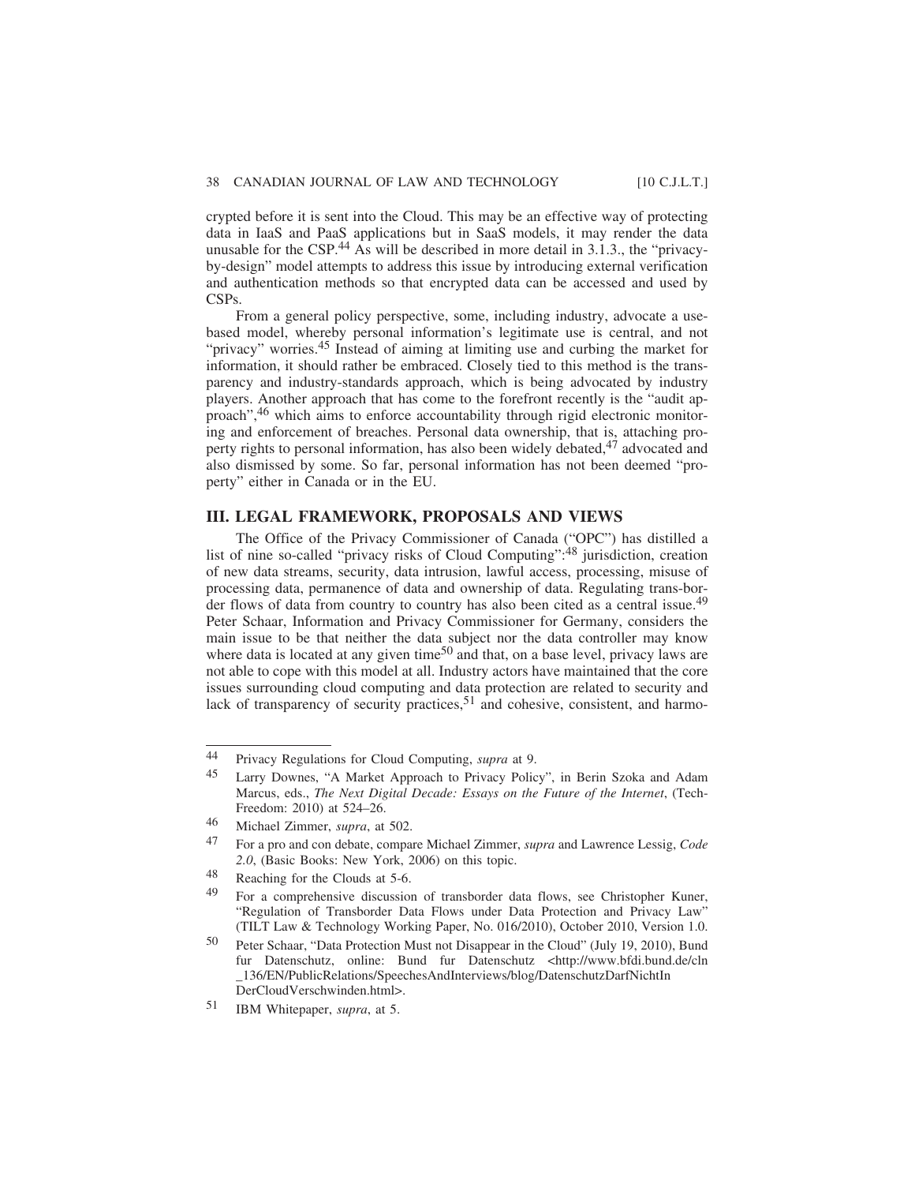crypted before it is sent into the Cloud. This may be an effective way of protecting data in IaaS and PaaS applications but in SaaS models, it may render the data unusable for the CSP.[44] As will be described in more detail in 3.1.3., the "privacy-by-design" model attempts to address this issue by introducing external verification and authentication methods so that encrypted data can be accessed and used by CSPs.

From a general policy perspective, some, including industry, advocate a use-based model, whereby personal information's legitimate use is central, and not "privacy" worries.[45] Instead of aiming at limiting use and curbing the market for information, it should rather be embraced. Closely tied to this method is the transparency and industry-standards approach, which is being advocated by industry players. Another approach that has come to the forefront recently is the "audit approach",[46] which aims to enforce accountability through rigid electronic monitoring and enforcement of breaches. Personal data ownership, that is, attaching property rights to personal information, has also been widely debated,[47] advocated and also dismissed by some. So far, personal information has not been deemed "property" either in Canada or in the EU.

## III. LEGAL FRAMEWORK, PROPOSALS AND VIEWS

The Office of the Privacy Commissioner of Canada ("OPC") has distilled a list of nine so-called "privacy risks of Cloud Computing":[48] jurisdiction, creation of new data streams, security, data intrusion, lawful access, processing, misuse of processing data, permanence of data and ownership of data. Regulating trans-border flows of data from country to country has also been cited as a central issue.[49] Peter Schaar, Information and Privacy Commissioner for Germany, considers the main issue to be that neither the data subject nor the data controller may know where data is located at any given time[50] and that, on a base level, privacy laws are not able to cope with this model at all. Industry actors have maintained that the core issues surrounding cloud computing and data protection are related to security and lack of transparency of security practices,[51] and cohesive, consistent, and harmo-

---

44 Privacy Regulations for Cloud Computing, *supra* at 9.

45 Larry Downes, "A Market Approach to Privacy Policy", in Berin Szoka and Adam Marcus, eds., *The Next Digital Decade: Essays on the Future of the Internet*, (TechFreedom: 2010) at 524–26.

46 Michael Zimmer, *supra*, at 502.

47 For a pro and con debate, compare Michael Zimmer, *supra* and Lawrence Lessig, *Code 2.0*, (Basic Books: New York, 2006) on this topic.

48 Reaching for the Clouds at 5-6.

49 For a comprehensive discussion of transborder data flows, see Christopher Kuner, "Regulation of Transborder Data Flows under Data Protection and Privacy Law" (TILT Law & Technology Working Paper, No. 016/2010), October 2010, Version 1.0.

50 Peter Schaar, "Data Protection Must not Disappear in the Cloud" (July 19, 2010), Bund fur Datenschutz, online: Bund fur Datenschutz <http://www.bfdi.bund.de/cln_136/EN/PublicRelations/SpeechesAndInterviews/blog/DatenschutzDarfNichtInDerCloudVerschwinden.html>.

51 IBM Whitepaper, *supra*, at 5.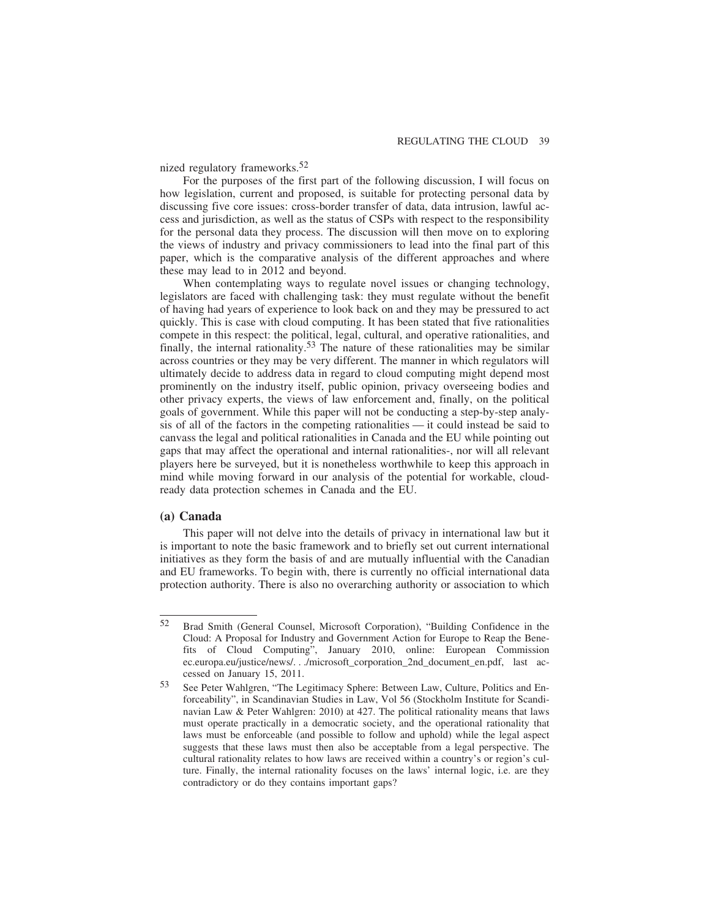nized regulatory frameworks.[52]

For the purposes of the first part of the following discussion, I will focus on how legislation, current and proposed, is suitable for protecting personal data by discussing five core issues: cross-border transfer of data, data intrusion, lawful access and jurisdiction, as well as the status of CSPs with respect to the responsibility for the personal data they process. The discussion will then move on to exploring the views of industry and privacy commissioners to lead into the final part of this paper, which is the comparative analysis of the different approaches and where these may lead to in 2012 and beyond.

When contemplating ways to regulate novel issues or changing technology, legislators are faced with challenging task: they must regulate without the benefit of having had years of experience to look back on and they may be pressured to act quickly. This is case with cloud computing. It has been stated that five rationalities compete in this respect: the political, legal, cultural, and operative rationalities, and finally, the internal rationality.[53] The nature of these rationalities may be similar across countries or they may be very different. The manner in which regulators will ultimately decide to address data in regard to cloud computing might depend most prominently on the industry itself, public opinion, privacy overseeing bodies and other privacy experts, the views of law enforcement and, finally, on the political goals of government. While this paper will not be conducting a step-by-step analysis of all of the factors in the competing rationalities — it could instead be said to canvass the legal and political rationalities in Canada and the EU while pointing out gaps that may affect the operational and internal rationalities-, nor will all relevant players here be surveyed, but it is nonetheless worthwhile to keep this approach in mind while moving forward in our analysis of the potential for workable, cloud-ready data protection schemes in Canada and the EU.

### (a) Canada

This paper will not delve into the details of privacy in international law but it is important to note the basic framework and to briefly set out current international initiatives as they form the basis of and are mutually influential with the Canadian and EU frameworks. To begin with, there is currently no official international data protection authority. There is also no overarching authority or association to which

---

52 Brad Smith (General Counsel, Microsoft Corporation), "Building Confidence in the Cloud: A Proposal for Industry and Government Action for Europe to Reap the Benefits of Cloud Computing", January 2010, online: European Commission ec.europa.eu/justice/news/. . ./microsoft_corporation_2nd_document_en.pdf, last accessed on January 15, 2011.

53 See Peter Wahlgren, "The Legitimacy Sphere: Between Law, Culture, Politics and Enforceability", in Scandinavian Studies in Law, Vol 56 (Stockholm Institute for Scandinavian Law & Peter Wahlgren: 2010) at 427. The political rationality means that laws must operate practically in a democratic society, and the operational rationality that laws must be enforceable (and possible to follow and uphold) while the legal aspect suggests that these laws must then also be acceptable from a legal perspective. The cultural rationality relates to how laws are received within a country's or region's culture. Finally, the internal rationality focuses on the laws' internal logic, i.e. are they contradictory or do they contains important gaps?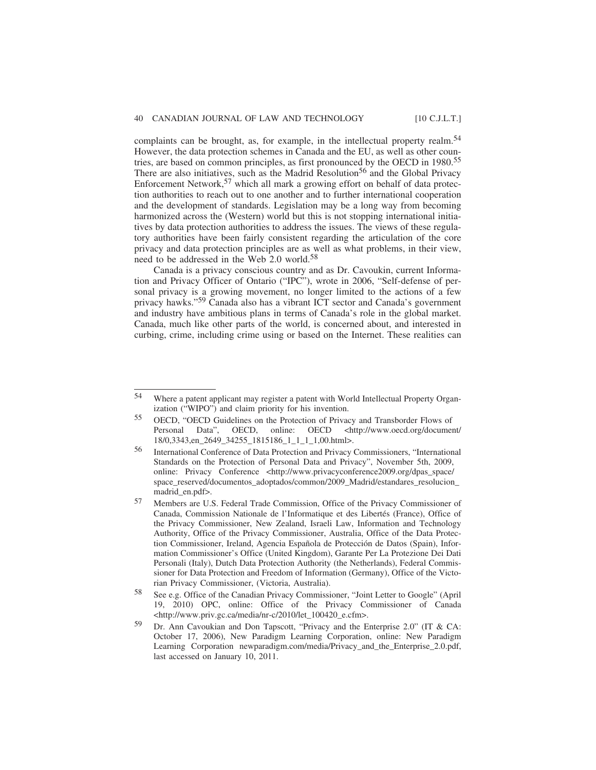complaints can be brought, as, for example, in the intellectual property realm.[54] However, the data protection schemes in Canada and the EU, as well as other countries, are based on common principles, as first pronounced by the OECD in 1980.[55] There are also initiatives, such as the Madrid Resolution[56] and the Global Privacy Enforcement Network,[57] which all mark a growing effort on behalf of data protection authorities to reach out to one another and to further international cooperation and the development of standards. Legislation may be a long way from becoming harmonized across the (Western) world but this is not stopping international initiatives by data protection authorities to address the issues. The views of these regulatory authorities have been fairly consistent regarding the articulation of the core privacy and data protection principles are as well as what problems, in their view, need to be addressed in the Web 2.0 world.[58]

Canada is a privacy conscious country and as Dr. Cavoukin, current Information and Privacy Officer of Ontario ("IPC"), wrote in 2006, "Self-defense of personal privacy is a growing movement, no longer limited to the actions of a few privacy hawks."[59] Canada also has a vibrant ICT sector and Canada's government and industry have ambitious plans in terms of Canada's role in the global market. Canada, much like other parts of the world, is concerned about, and interested in curbing, crime, including crime using or based on the Internet. These realities can

---

54 Where a patent applicant may register a patent with World Intellectual Property Organization ("WIPO") and claim priority for his invention.

55 OECD, "OECD Guidelines on the Protection of Privacy and Transborder Flows of Personal Data", OECD, online: OECD <http://www.oecd.org/document/18/0,3343,en_2649_34255_1815186_1_1_1_1,00.html>.

56 International Conference of Data Protection and Privacy Commissioners, "International Standards on the Protection of Personal Data and Privacy", November 5th, 2009, online: Privacy Conference <http://www.privacyconference2009.org/dpas_space/space_reserved/documentos_adoptados/common/2009_Madrid/estandares_resolucion_madrid_en.pdf>.

57 Members are U.S. Federal Trade Commission, Office of the Privacy Commissioner of Canada, Commission Nationale de l'Informatique et des Libertés (France), Office of the Privacy Commissioner, New Zealand, Israeli Law, Information and Technology Authority, Office of the Privacy Commissioner, Australia, Office of the Data Protection Commissioner, Ireland, Agencia Española de Protección de Datos (Spain), Information Commissioner's Office (United Kingdom), Garante Per La Protezione Dei Dati Personali (Italy), Dutch Data Protection Authority (the Netherlands), Federal Commissioner for Data Protection and Freedom of Information (Germany), Office of the Victorian Privacy Commissioner, (Victoria, Australia).

58 See e.g. Office of the Canadian Privacy Commissioner, "Joint Letter to Google" (April 19, 2010) OPC, online: Office of the Privacy Commissioner of Canada <http://www.priv.gc.ca/media/nr-c/2010/let_100420_e.cfm>.

59 Dr. Ann Cavoukian and Don Tapscott, "Privacy and the Enterprise 2.0" (IT & CA: October 17, 2006), New Paradigm Learning Corporation, online: New Paradigm Learning Corporation newparadigm.com/media/Privacy_and_the_Enterprise_2.0.pdf, last accessed on January 10, 2011.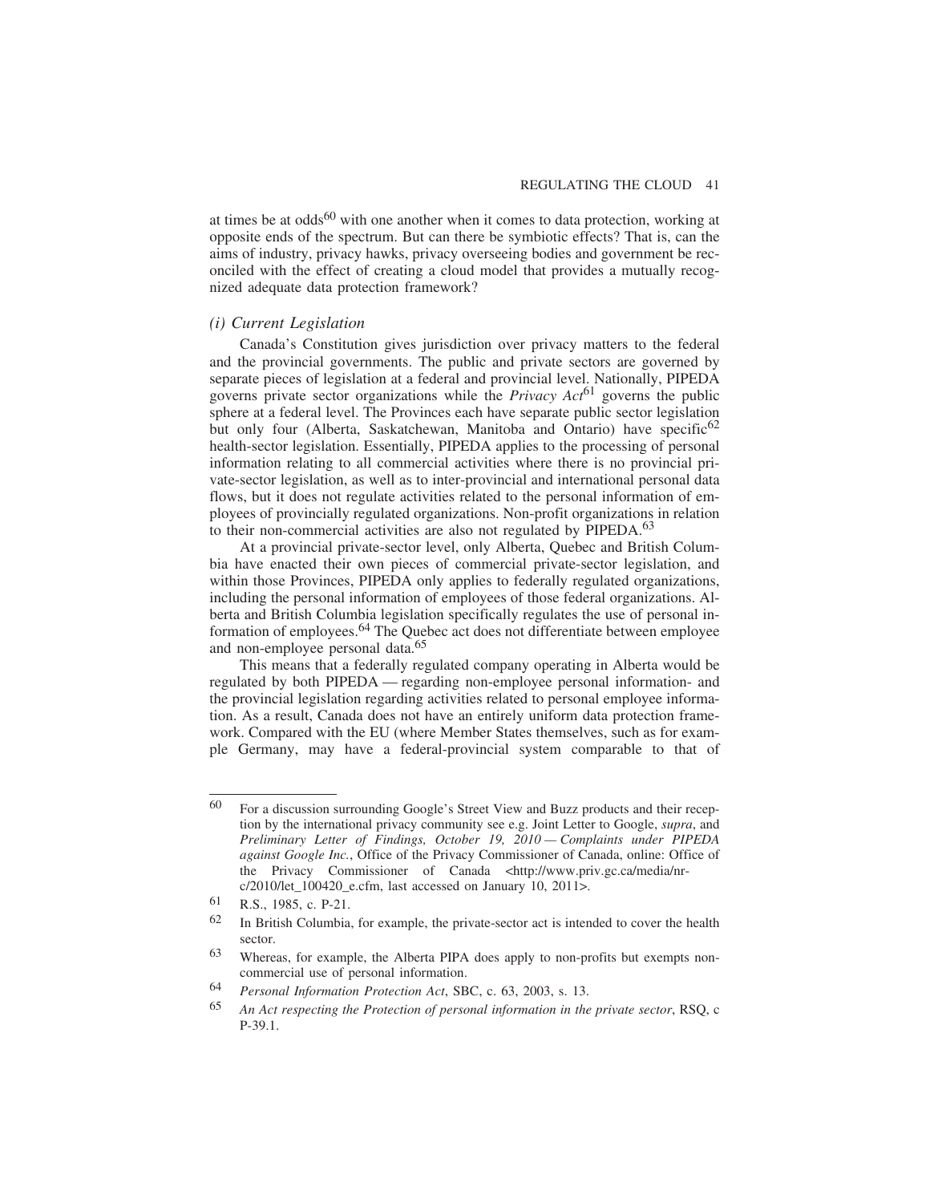at times be at odds[60] with one another when it comes to data protection, working at opposite ends of the spectrum. But can there be symbiotic effects? That is, can the aims of industry, privacy hawks, privacy overseeing bodies and government be reconciled with the effect of creating a cloud model that provides a mutually recognized adequate data protection framework?

### *(i) Current Legislation*

Canada's Constitution gives jurisdiction over privacy matters to the federal and the provincial governments. The public and private sectors are governed by separate pieces of legislation at a federal and provincial level. Nationally, PIPEDA governs private sector organizations while the *Privacy Act*[61] governs the public sphere at a federal level. The Provinces each have separate public sector legislation but only four (Alberta, Saskatchewan, Manitoba and Ontario) have specific[62] health-sector legislation. Essentially, PIPEDA applies to the processing of personal information relating to all commercial activities where there is no provincial private-sector legislation, as well as to inter-provincial and international personal data flows, but it does not regulate activities related to the personal information of employees of provincially regulated organizations. Non-profit organizations in relation to their non-commercial activities are also not regulated by PIPEDA.[63]

At a provincial private-sector level, only Alberta, Quebec and British Columbia have enacted their own pieces of commercial private-sector legislation, and within those Provinces, PIPEDA only applies to federally regulated organizations, including the personal information of employees of those federal organizations. Alberta and British Columbia legislation specifically regulates the use of personal information of employees.[64] The Quebec act does not differentiate between employee and non-employee personal data.[65]

This means that a federally regulated company operating in Alberta would be regulated by both PIPEDA — regarding non-employee personal information- and the provincial legislation regarding activities related to personal employee information. As a result, Canada does not have an entirely uniform data protection framework. Compared with the EU (where Member States themselves, such as for example Germany, may have a federal-provincial system comparable to that of

---

60 For a discussion surrounding Google's Street View and Buzz products and their reception by the international privacy community see e.g. Joint Letter to Google, *supra*, and *Preliminary Letter of Findings, October 19, 2010 — Complaints under PIPEDA against Google Inc.*, Office of the Privacy Commissioner of Canada, online: Office of the Privacy Commissioner of Canada <http://www.priv.gc.ca/media/nr-c/2010/let_100420_e.cfm, last accessed on January 10, 2011>.

61 R.S., 1985, c. P-21.

62 In British Columbia, for example, the private-sector act is intended to cover the health sector.

63 Whereas, for example, the Alberta PIPA does apply to non-profits but exempts non-commercial use of personal information.

64 *Personal Information Protection Act*, SBC, c. 63, 2003, s. 13.

65 *An Act respecting the Protection of personal information in the private sector*, RSQ, c P-39.1.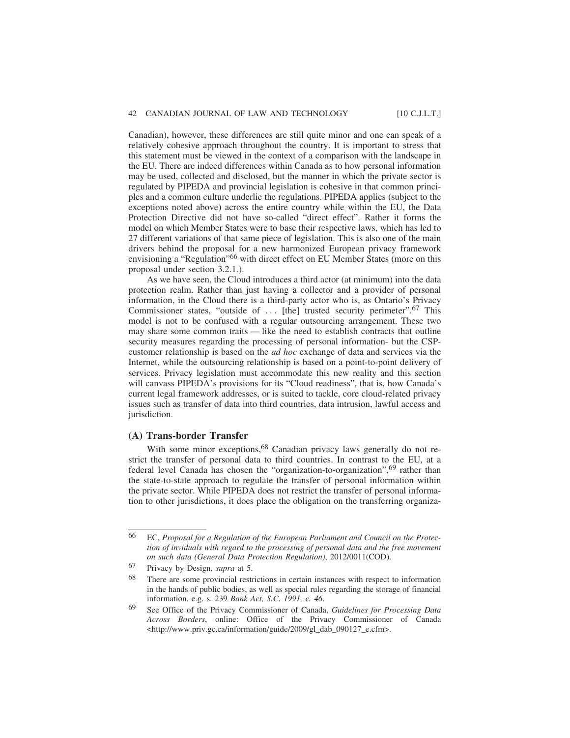Canadian), however, these differences are still quite minor and one can speak of a relatively cohesive approach throughout the country. It is important to stress that this statement must be viewed in the context of a comparison with the landscape in the EU. There are indeed differences within Canada as to how personal information may be used, collected and disclosed, but the manner in which the private sector is regulated by PIPEDA and provincial legislation is cohesive in that common principles and a common culture underlie the regulations. PIPEDA applies (subject to the exceptions noted above) across the entire country while within the EU, the Data Protection Directive did not have so-called "direct effect". Rather it forms the model on which Member States were to base their respective laws, which has led to 27 different variations of that same piece of legislation. This is also one of the main drivers behind the proposal for a new harmonized European privacy framework envisioning a "Regulation"[66] with direct effect on EU Member States (more on this proposal under section 3.2.1.).

As we have seen, the Cloud introduces a third actor (at minimum) into the data protection realm. Rather than just having a collector and a provider of personal information, in the Cloud there is a third-party actor who is, as Ontario's Privacy Commissioner states, "outside of . . . [the] trusted security perimeter".[67] This model is not to be confused with a regular outsourcing arrangement. These two may share some common traits — like the need to establish contracts that outline security measures regarding the processing of personal information- but the CSP-customer relationship is based on the *ad hoc* exchange of data and services via the Internet, while the outsourcing relationship is based on a point-to-point delivery of services. Privacy legislation must accommodate this new reality and this section will canvass PIPEDA's provisions for its "Cloud readiness", that is, how Canada's current legal framework addresses, or is suited to tackle, core cloud-related privacy issues such as transfer of data into third countries, data intrusion, lawful access and jurisdiction.

### (A) Trans-border Transfer

With some minor exceptions,[68] Canadian privacy laws generally do not restrict the transfer of personal data to third countries. In contrast to the EU, at a federal level Canada has chosen the "organization-to-organization",[69] rather than the state-to-state approach to regulate the transfer of personal information within the private sector. While PIPEDA does not restrict the transfer of personal information to other jurisdictions, it does place the obligation on the transferring organiza-

---

66 EC, *Proposal for a Regulation of the European Parliament and Council on the Protection of inviduals with regard to the processing of personal data and the free movement on such data (General Data Protection Regulation)*, 2012/0011(COD).

67 Privacy by Design, *supra* at 5.

68 There are some provincial restrictions in certain instances with respect to information in the hands of public bodies, as well as special rules regarding the storage of financial information, e.g. s. 239 *Bank Act, S.C. 1991, c. 46*.

69 See Office of the Privacy Commissioner of Canada, *Guidelines for Processing Data Across Borders*, online: Office of the Privacy Commissioner of Canada <http://www.priv.gc.ca/information/guide/2009/gl_dab_090127_e.cfm>.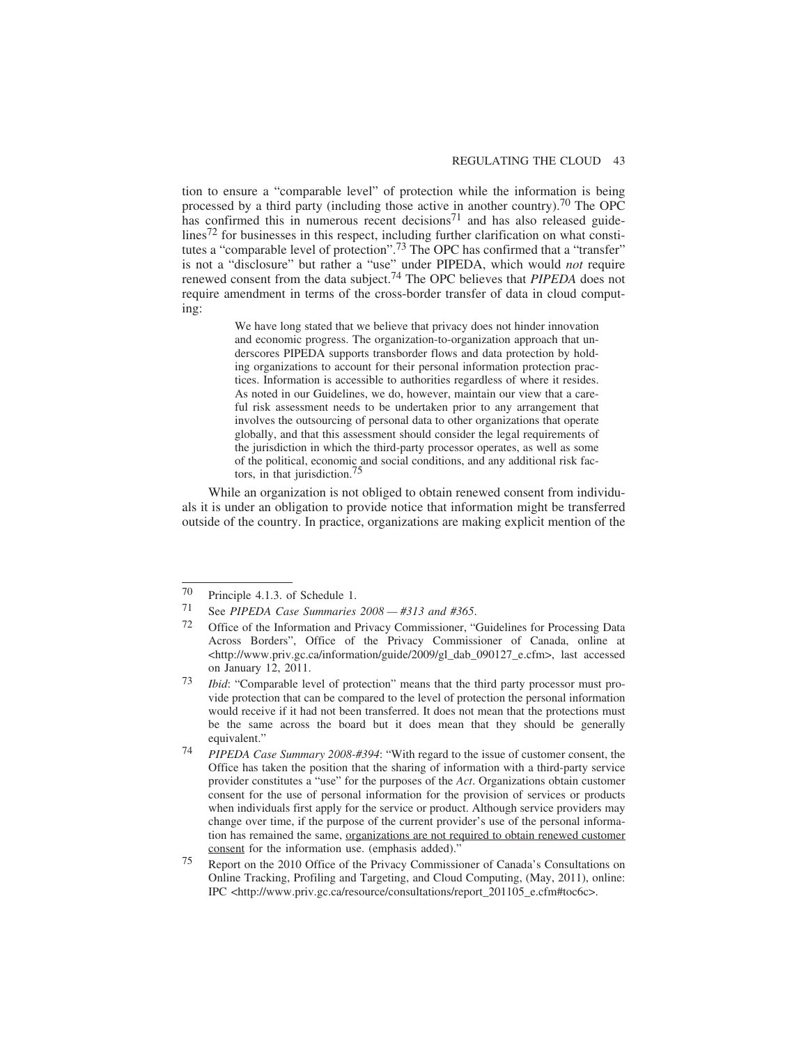tion to ensure a "comparable level" of protection while the information is being processed by a third party (including those active in another country).[70] The OPC has confirmed this in numerous recent decisions[71] and has also released guidelines[72] for businesses in this respect, including further clarification on what constitutes a "comparable level of protection".[73] The OPC has confirmed that a "transfer" is not a "disclosure" but rather a "use" under PIPEDA, which would *not* require renewed consent from the data subject.[74] The OPC believes that *PIPEDA* does not require amendment in terms of the cross-border transfer of data in cloud computing:

> We have long stated that we believe that privacy does not hinder innovation and economic progress. The organization-to-organization approach that underscores PIPEDA supports transborder flows and data protection by holding organizations to account for their personal information protection practices. Information is accessible to authorities regardless of where it resides. As noted in our Guidelines, we do, however, maintain our view that a careful risk assessment needs to be undertaken prior to any arrangement that involves the outsourcing of personal data to other organizations that operate globally, and that this assessment should consider the legal requirements of the jurisdiction in which the third-party processor operates, as well as some of the political, economic and social conditions, and any additional risk factors, in that jurisdiction.[75]

While an organization is not obliged to obtain renewed consent from individuals it is under an obligation to provide notice that information might be transferred outside of the country. In practice, organizations are making explicit mention of the

---

[70] Principle 4.1.3. of Schedule 1.

[71] See *PIPEDA Case Summaries 2008 — #313 and #365*.

[72] Office of the Information and Privacy Commissioner, "Guidelines for Processing Data Across Borders", Office of the Privacy Commissioner of Canada, online at <http://www.priv.gc.ca/information/guide/2009/gl_dab_090127_e.cfm>, last accessed on January 12, 2011.

[73] *Ibid*: "Comparable level of protection" means that the third party processor must provide protection that can be compared to the level of protection the personal information would receive if it had not been transferred. It does not mean that the protections must be the same across the board but it does mean that they should be generally equivalent."

[74] *PIPEDA Case Summary 2008-#394*: "With regard to the issue of customer consent, the Office has taken the position that the sharing of information with a third-party service provider constitutes a "use" for the purposes of the *Act*. Organizations obtain customer consent for the use of personal information for the provision of services or products when individuals first apply for the service or product. Although service providers may change over time, if the purpose of the current provider's use of the personal information has remained the same, <u>organizations are not required to obtain renewed customer consent</u> for the information use. (emphasis added)."

[75] Report on the 2010 Office of the Privacy Commissioner of Canada's Consultations on Online Tracking, Profiling and Targeting, and Cloud Computing, (May, 2011), online: IPC <http://www.priv.gc.ca/resource/consultations/report_201105_e.cfm#toc6c>.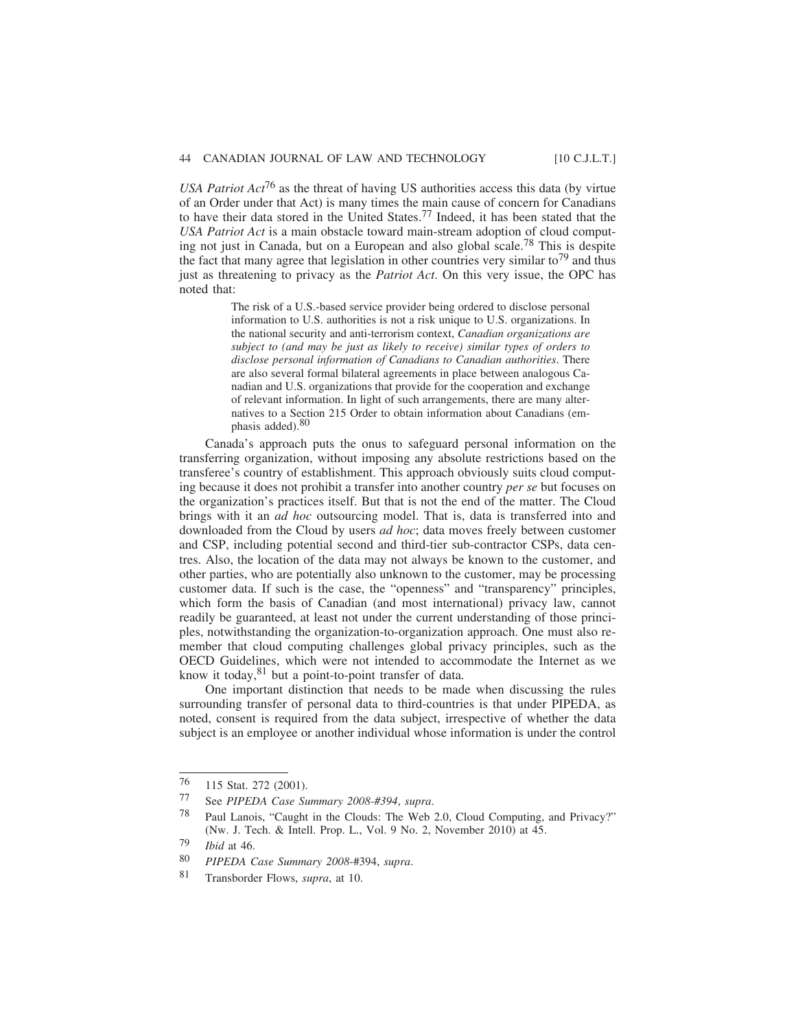*USA Patriot Act*[76] as the threat of having US authorities access this data (by virtue of an Order under that Act) is many times the main cause of concern for Canadians to have their data stored in the United States.[77] Indeed, it has been stated that the *USA Patriot Act* is a main obstacle toward main-stream adoption of cloud computing not just in Canada, but on a European and also global scale.[78] This is despite the fact that many agree that legislation in other countries very similar to[79] and thus just as threatening to privacy as the *Patriot Act*. On this very issue, the OPC has noted that:

> The risk of a U.S.-based service provider being ordered to disclose personal information to U.S. authorities is not a risk unique to U.S. organizations. In the national security and anti-terrorism context, *Canadian organizations are subject to (and may be just as likely to receive) similar types of orders to disclose personal information of Canadians to Canadian authorities*. There are also several formal bilateral agreements in place between analogous Canadian and U.S. organizations that provide for the cooperation and exchange of relevant information. In light of such arrangements, there are many alternatives to a Section 215 Order to obtain information about Canadians (emphasis added).[80]

Canada's approach puts the onus to safeguard personal information on the transferring organization, without imposing any absolute restrictions based on the transferee's country of establishment. This approach obviously suits cloud computing because it does not prohibit a transfer into another country *per se* but focuses on the organization's practices itself. But that is not the end of the matter. The Cloud brings with it an *ad hoc* outsourcing model. That is, data is transferred into and downloaded from the Cloud by users *ad hoc*; data moves freely between customer and CSP, including potential second and third-tier sub-contractor CSPs, data centres. Also, the location of the data may not always be known to the customer, and other parties, who are potentially also unknown to the customer, may be processing customer data. If such is the case, the "openness" and "transparency" principles, which form the basis of Canadian (and most international) privacy law, cannot readily be guaranteed, at least not under the current understanding of those principles, notwithstanding the organization-to-organization approach. One must also remember that cloud computing challenges global privacy principles, such as the OECD Guidelines, which were not intended to accommodate the Internet as we know it today,[81] but a point-to-point transfer of data.

One important distinction that needs to be made when discussing the rules surrounding transfer of personal data to third-countries is that under PIPEDA, as noted, consent is required from the data subject, irrespective of whether the data subject is an employee or another individual whose information is under the control

---

[76] 115 Stat. 272 (2001).

[77] See *PIPEDA Case Summary 2008-#394*, *supra*.

[78] Paul Lanois, "Caught in the Clouds: The Web 2.0, Cloud Computing, and Privacy?" (Nw. J. Tech. & Intell. Prop. L., Vol. 9 No. 2, November 2010) at 45.

[79] *Ibid* at 46.

[80] *PIPEDA Case Summary 2008-*#394, *supra*.

[81] Transborder Flows, *supra*, at 10.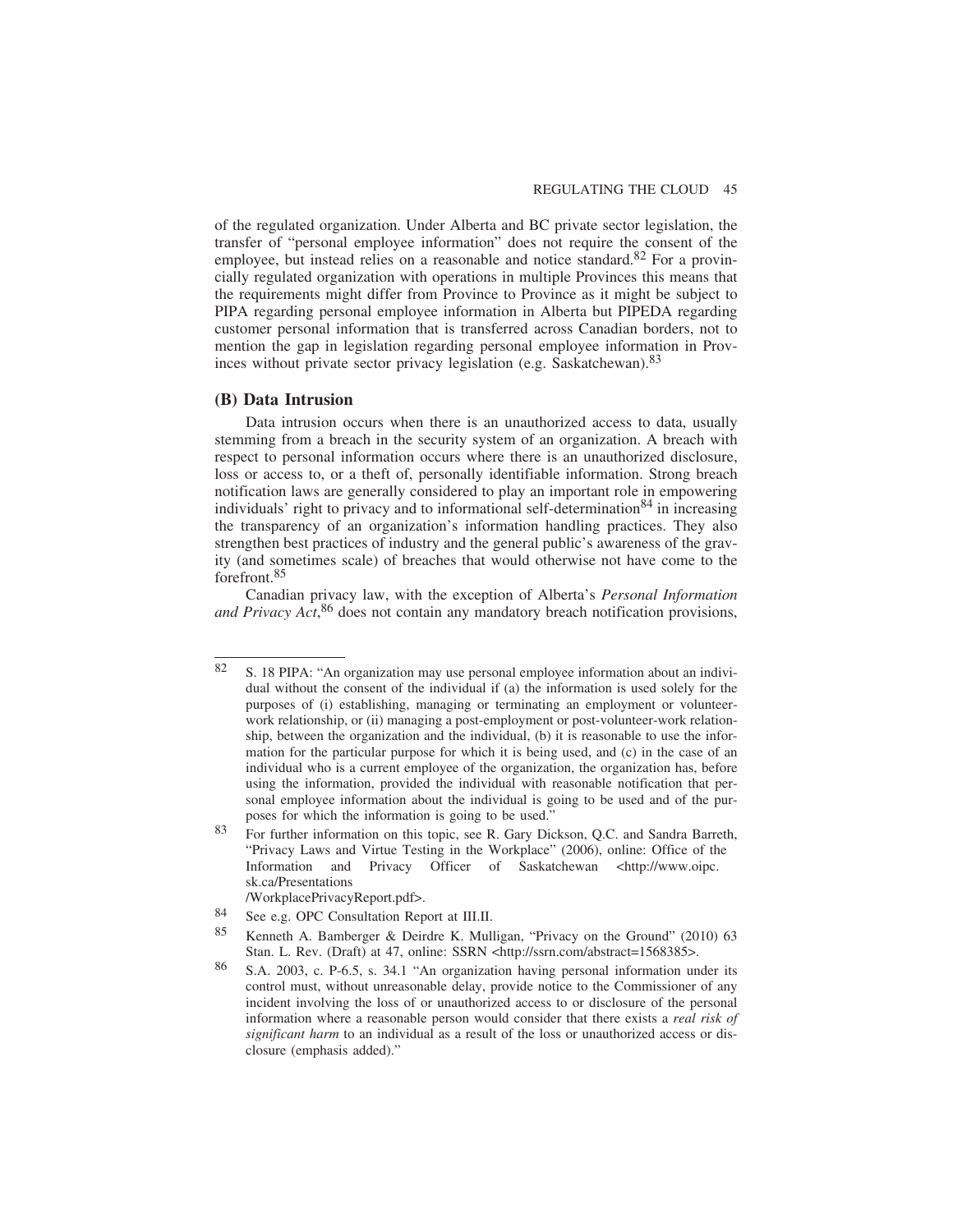of the regulated organization. Under Alberta and BC private sector legislation, the transfer of "personal employee information" does not require the consent of the employee, but instead relies on a reasonable and notice standard.[82] For a provincially regulated organization with operations in multiple Provinces this means that the requirements might differ from Province to Province as it might be subject to PIPA regarding personal employee information in Alberta but PIPEDA regarding customer personal information that is transferred across Canadian borders, not to mention the gap in legislation regarding personal employee information in Provinces without private sector privacy legislation (e.g. Saskatchewan).[83]

### (B) Data Intrusion

Data intrusion occurs when there is an unauthorized access to data, usually stemming from a breach in the security system of an organization. A breach with respect to personal information occurs where there is an unauthorized disclosure, loss or access to, or a theft of, personally identifiable information. Strong breach notification laws are generally considered to play an important role in empowering individuals' right to privacy and to informational self-determination[84] in increasing the transparency of an organization's information handling practices. They also strengthen best practices of industry and the general public's awareness of the gravity (and sometimes scale) of breaches that would otherwise not have come to the forefront.[85]

Canadian privacy law, with the exception of Alberta's *Personal Information and Privacy Act*,[86] does not contain any mandatory breach notification provisions,

---

[82] S. 18 PIPA: "An organization may use personal employee information about an individual without the consent of the individual if (a) the information is used solely for the purposes of (i) establishing, managing or terminating an employment or volunteer-work relationship, or (ii) managing a post-employment or post-volunteer-work relationship, between the organization and the individual, (b) it is reasonable to use the information for the particular purpose for which it is being used, and (c) in the case of an individual who is a current employee of the organization, the organization has, before using the information, provided the individual with reasonable notification that personal employee information about the individual is going to be used and of the purposes for which the information is going to be used."

[83] For further information on this topic, see R. Gary Dickson, Q.C. and Sandra Barreth, "Privacy Laws and Virtue Testing in the Workplace" (2006), online: Office of the Information and Privacy Officer of Saskatchewan <http://www.oipc.sk.ca/Presentations/WorkplacePrivacyReport.pdf>.

[84] See e.g. OPC Consultation Report at III.II.

[85] Kenneth A. Bamberger & Deirdre K. Mulligan, "Privacy on the Ground" (2010) 63 Stan. L. Rev. (Draft) at 47, online: SSRN <http://ssrn.com/abstract=1568385>.

[86] S.A. 2003, c. P-6.5, s. 34.1 "An organization having personal information under its control must, without unreasonable delay, provide notice to the Commissioner of any incident involving the loss of or unauthorized access to or disclosure of the personal information where a reasonable person would consider that there exists a *real risk of significant harm* to an individual as a result of the loss or unauthorized access or disclosure (emphasis added)."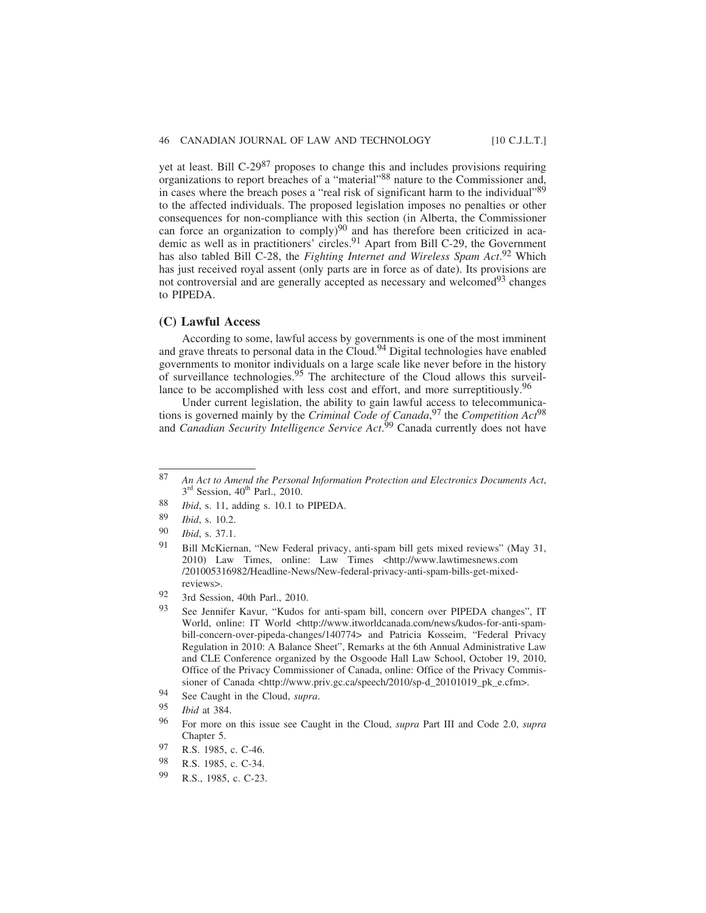yet at least. Bill C-29[87] proposes to change this and includes provisions requiring organizations to report breaches of a "material"[88] nature to the Commissioner and, in cases where the breach poses a "real risk of significant harm to the individual"[89] to the affected individuals. The proposed legislation imposes no penalties or other consequences for non-compliance with this section (in Alberta, the Commissioner can force an organization to comply)[90] and has therefore been criticized in academic as well as in practitioners' circles.[91] Apart from Bill C-29, the Government has also tabled Bill C-28, the *Fighting Internet and Wireless Spam Act*.[92] Which has just received royal assent (only parts are in force as of date). Its provisions are not controversial and are generally accepted as necessary and welcomed[93] changes to PIPEDA.

### (C) Lawful Access

According to some, lawful access by governments is one of the most imminent and grave threats to personal data in the Cloud.[94] Digital technologies have enabled governments to monitor individuals on a large scale like never before in the history of surveillance technologies.[95] The architecture of the Cloud allows this surveillance to be accomplished with less cost and effort, and more surreptitiously.[96]

Under current legislation, the ability to gain lawful access to telecommunications is governed mainly by the *Criminal Code of Canada*,[97] the *Competition Act*[98] and *Canadian Security Intelligence Service Act*.[99] Canada currently does not have

---

87 *An Act to Amend the Personal Information Protection and Electronics Documents Act*, 3rd Session, 40th Parl., 2010.

88 *Ibid*, s. 11, adding s. 10.1 to PIPEDA.

89 *Ibid*, s. 10.2.

90 *Ibid*, s. 37.1.

91 Bill McKiernan, "New Federal privacy, anti-spam bill gets mixed reviews" (May 31, 2010) Law Times, online: Law Times <http://www.lawtimesnews.com/201005316982/Headline-News/New-federal-privacy-anti-spam-bills-get-mixed-reviews>.

92 3rd Session, 40th Parl., 2010.

93 See Jennifer Kavur, "Kudos for anti-spam bill, concern over PIPEDA changes", IT World, online: IT World <http://www.itworldcanada.com/news/kudos-for-anti-spam-bill-concern-over-pipeda-changes/140774> and Patricia Kosseim, "Federal Privacy Regulation in 2010: A Balance Sheet", Remarks at the 6th Annual Administrative Law and CLE Conference organized by the Osgoode Hall Law School, October 19, 2010, Office of the Privacy Commissioner of Canada, online: Office of the Privacy Commissioner of Canada <http://www.priv.gc.ca/speech/2010/sp-d_20101019_pk_e.cfm>.

94 See Caught in the Cloud, *supra*.

95 *Ibid* at 384.

96 For more on this issue see Caught in the Cloud, *supra* Part III and Code 2.0, *supra* Chapter 5.

97 R.S. 1985, c. C-46.

98 R.S. 1985, c. C-34.

99 R.S., 1985, c. C-23.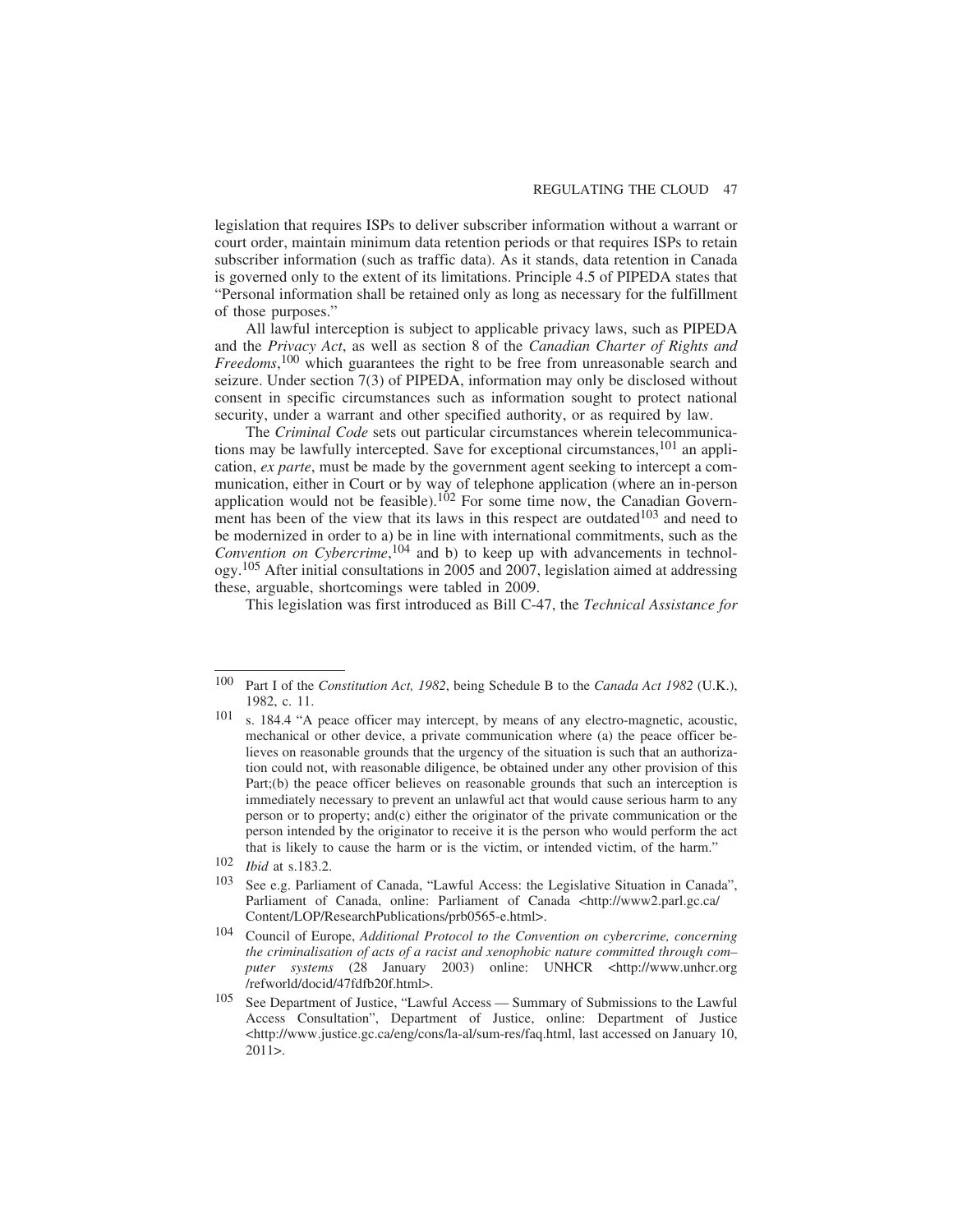legislation that requires ISPs to deliver subscriber information without a warrant or court order, maintain minimum data retention periods or that requires ISPs to retain subscriber information (such as traffic data). As it stands, data retention in Canada is governed only to the extent of its limitations. Principle 4.5 of PIPEDA states that "Personal information shall be retained only as long as necessary for the fulfillment of those purposes."

All lawful interception is subject to applicable privacy laws, such as PIPEDA and the *Privacy Act*, as well as section 8 of the *Canadian Charter of Rights and Freedoms*,[100] which guarantees the right to be free from unreasonable search and seizure. Under section 7(3) of PIPEDA, information may only be disclosed without consent in specific circumstances such as information sought to protect national security, under a warrant and other specified authority, or as required by law.

The *Criminal Code* sets out particular circumstances wherein telecommunications may be lawfully intercepted. Save for exceptional circumstances,[101] an application, *ex parte*, must be made by the government agent seeking to intercept a communication, either in Court or by way of telephone application (where an in-person application would not be feasible).[102] For some time now, the Canadian Government has been of the view that its laws in this respect are outdated[103] and need to be modernized in order to a) be in line with international commitments, such as the *Convention on Cybercrime*,[104] and b) to keep up with advancements in technology.[105] After initial consultations in 2005 and 2007, legislation aimed at addressing these, arguable, shortcomings were tabled in 2009.

This legislation was first introduced as Bill C-47, the *Technical Assistance for*

---

[100] Part I of the *Constitution Act, 1982*, being Schedule B to the *Canada Act 1982* (U.K.), 1982, c. 11.

[101] s. 184.4 "A peace officer may intercept, by means of any electro-magnetic, acoustic, mechanical or other device, a private communication where (a) the peace officer believes on reasonable grounds that the urgency of the situation is such that an authorization could not, with reasonable diligence, be obtained under any other provision of this Part;(b) the peace officer believes on reasonable grounds that such an interception is immediately necessary to prevent an unlawful act that would cause serious harm to any person or to property; and(c) either the originator of the private communication or the person intended by the originator to receive it is the person who would perform the act that is likely to cause the harm or is the victim, or intended victim, of the harm."

[102] *Ibid* at s.183.2.

[103] See e.g. Parliament of Canada, "Lawful Access: the Legislative Situation in Canada", Parliament of Canada, online: Parliament of Canada <http://www2.parl.gc.ca/Content/LOP/ResearchPublications/prb0565-e.html>.

[104] Council of Europe, *Additional Protocol to the Convention on cybercrime, concerning the criminalisation of acts of a racist and xenophobic nature committed through com–puter systems* (28 January 2003) online: UNHCR <http://www.unhcr.org/refworld/docid/47fdfb20f.html>.

[105] See Department of Justice, "Lawful Access — Summary of Submissions to the Lawful Access Consultation", Department of Justice, online: Department of Justice <http://www.justice.gc.ca/eng/cons/la-al/sum-res/faq.html, last accessed on January 10, 2011>.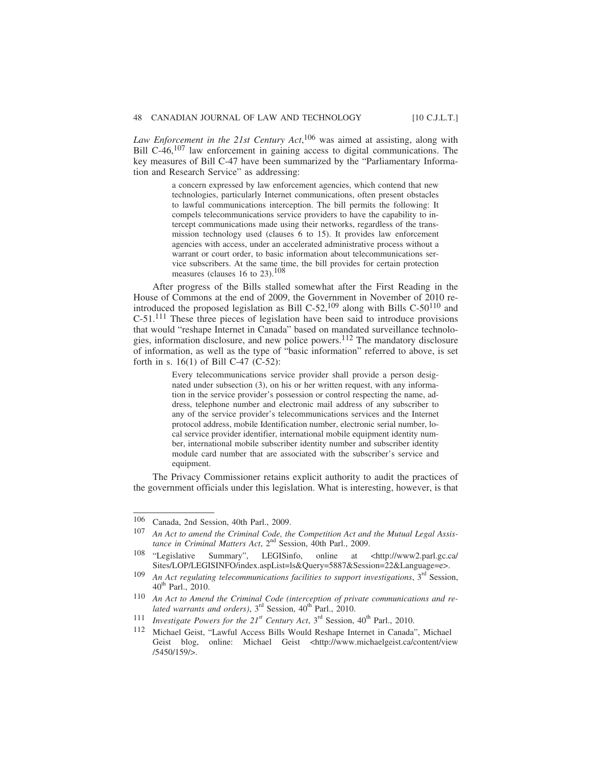*Law Enforcement in the 21st Century Act*,[106] was aimed at assisting, along with Bill C-46,[107] law enforcement in gaining access to digital communications. The key measures of Bill C-47 have been summarized by the "Parliamentary Information and Research Service" as addressing:

> a concern expressed by law enforcement agencies, which contend that new technologies, particularly Internet communications, often present obstacles to lawful communications interception. The bill permits the following: It compels telecommunications service providers to have the capability to intercept communications made using their networks, regardless of the transmission technology used (clauses 6 to 15). It provides law enforcement agencies with access, under an accelerated administrative process without a warrant or court order, to basic information about telecommunications service subscribers. At the same time, the bill provides for certain protection measures (clauses 16 to 23).[108]

After progress of the Bills stalled somewhat after the First Reading in the House of Commons at the end of 2009, the Government in November of 2010 re-introduced the proposed legislation as Bill C-52,[109] along with Bills C-50[110] and C-51.[111] These three pieces of legislation have been said to introduce provisions that would "reshape Internet in Canada" based on mandated surveillance technologies, information disclosure, and new police powers.[112] The mandatory disclosure of information, as well as the type of "basic information" referred to above, is set forth in s. 16(1) of Bill C-47 (C-52):

> Every telecommunications service provider shall provide a person designated under subsection (3), on his or her written request, with any information in the service provider's possession or control respecting the name, address, telephone number and electronic mail address of any subscriber to any of the service provider's telecommunications services and the Internet protocol address, mobile Identification number, electronic serial number, local service provider identifier, international mobile equipment identity number, international mobile subscriber identity number and subscriber identity module card number that are associated with the subscriber's service and equipment.

The Privacy Commissioner retains explicit authority to audit the practices of the government officials under this legislation. What is interesting, however, is that

---

106 Canada, 2nd Session, 40th Parl., 2009.

107 *An Act to amend the Criminal Code, the Competition Act and the Mutual Legal Assistance in Criminal Matters Act*, 2nd Session, 40th Parl., 2009.

108 "Legislative Summary", LEGISinfo, online at <http://www2.parl.gc.ca/Sites/LOP/LEGISINFO/index.aspList=ls&Query=5887&Session=22&Language=e>.

109 *An Act regulating telecommunications facilities to support investigations*, 3rd Session, 40th Parl., 2010.

110 *An Act to Amend the Criminal Code (interception of private communications and related warrants and orders)*, 3rd Session, 40th Parl., 2010.

111 *Investigate Powers for the 21st Century Act*, 3rd Session, 40th Parl., 2010.

112 Michael Geist, "Lawful Access Bills Would Reshape Internet in Canada", Michael Geist blog, online: Michael Geist <http://www.michaelgeist.ca/content/view/5450/159/>.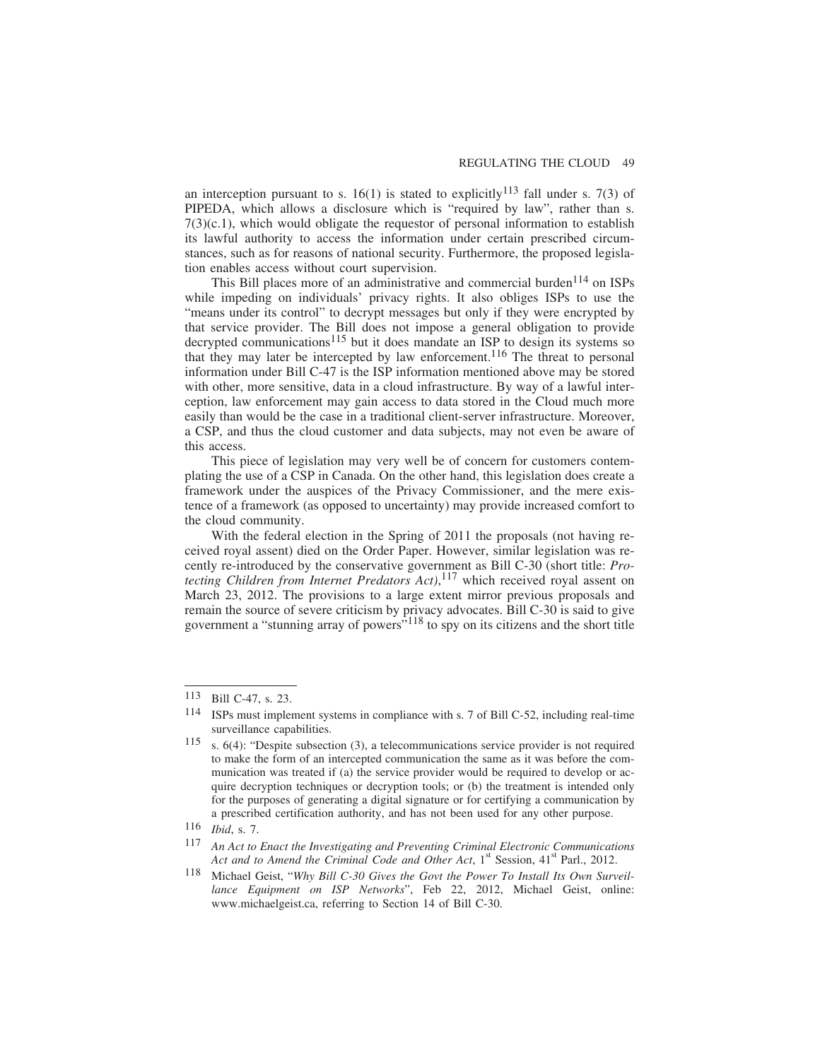an interception pursuant to s. 16(1) is stated to explicitly[113] fall under s. 7(3) of PIPEDA, which allows a disclosure which is "required by law", rather than s. 7(3)(c.1), which would obligate the requestor of personal information to establish its lawful authority to access the information under certain prescribed circumstances, such as for reasons of national security. Furthermore, the proposed legislation enables access without court supervision.

This Bill places more of an administrative and commercial burden[114] on ISPs while impeding on individuals' privacy rights. It also obliges ISPs to use the "means under its control" to decrypt messages but only if they were encrypted by that service provider. The Bill does not impose a general obligation to provide decrypted communications[115] but it does mandate an ISP to design its systems so that they may later be intercepted by law enforcement.[116] The threat to personal information under Bill C-47 is the ISP information mentioned above may be stored with other, more sensitive, data in a cloud infrastructure. By way of a lawful interception, law enforcement may gain access to data stored in the Cloud much more easily than would be the case in a traditional client-server infrastructure. Moreover, a CSP, and thus the cloud customer and data subjects, may not even be aware of this access.

This piece of legislation may very well be of concern for customers contemplating the use of a CSP in Canada. On the other hand, this legislation does create a framework under the auspices of the Privacy Commissioner, and the mere existence of a framework (as opposed to uncertainty) may provide increased comfort to the cloud community.

With the federal election in the Spring of 2011 the proposals (not having received royal assent) died on the Order Paper. However, similar legislation was recently re-introduced by the conservative government as Bill C-30 (short title: *Protecting Children from Internet Predators Act)*,[117] which received royal assent on March 23, 2012. The provisions to a large extent mirror previous proposals and remain the source of severe criticism by privacy advocates. Bill C-30 is said to give government a "stunning array of powers"[118] to spy on its citizens and the short title

---

[113] Bill C-47, s. 23.

[114] ISPs must implement systems in compliance with s. 7 of Bill C-52, including real-time surveillance capabilities.

[115] s. 6(4): "Despite subsection (3), a telecommunications service provider is not required to make the form of an intercepted communication the same as it was before the communication was treated if (a) the service provider would be required to develop or acquire decryption techniques or decryption tools; or (b) the treatment is intended only for the purposes of generating a digital signature or for certifying a communication by a prescribed certification authority, and has not been used for any other purpose.

[116] *Ibid*, s. 7.

[117] *An Act to Enact the Investigating and Preventing Criminal Electronic Communications Act and to Amend the Criminal Code and Other Act*, 1st Session, 41st Parl., 2012.

[118] Michael Geist, "*Why Bill C-30 Gives the Govt the Power To Install Its Own Surveillance Equipment on ISP Networks*", Feb 22, 2012, Michael Geist, online: www.michaelgeist.ca, referring to Section 14 of Bill C-30.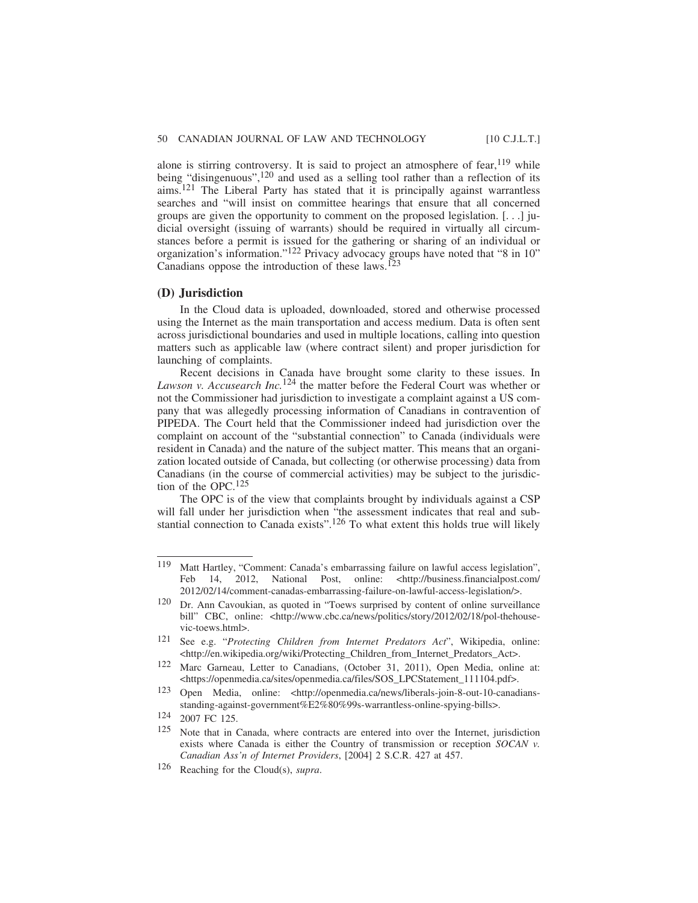alone is stirring controversy. It is said to project an atmosphere of fear,[119] while being "disingenuous",[120] and used as a selling tool rather than a reflection of its aims.[121] The Liberal Party has stated that it is principally against warrantless searches and "will insist on committee hearings that ensure that all concerned groups are given the opportunity to comment on the proposed legislation. [. . .] judicial oversight (issuing of warrants) should be required in virtually all circumstances before a permit is issued for the gathering or sharing of an individual or organization's information."[122] Privacy advocacy groups have noted that "8 in 10" Canadians oppose the introduction of these laws.[123]

### (D) Jurisdiction

In the Cloud data is uploaded, downloaded, stored and otherwise processed using the Internet as the main transportation and access medium. Data is often sent across jurisdictional boundaries and used in multiple locations, calling into question matters such as applicable law (where contract silent) and proper jurisdiction for launching of complaints.

Recent decisions in Canada have brought some clarity to these issues. In *Lawson v. Accusearch Inc.*[124] the matter before the Federal Court was whether or not the Commissioner had jurisdiction to investigate a complaint against a US company that was allegedly processing information of Canadians in contravention of PIPEDA. The Court held that the Commissioner indeed had jurisdiction over the complaint on account of the "substantial connection" to Canada (individuals were resident in Canada) and the nature of the subject matter. This means that an organization located outside of Canada, but collecting (or otherwise processing) data from Canadians (in the course of commercial activities) may be subject to the jurisdiction of the OPC.[125]

The OPC is of the view that complaints brought by individuals against a CSP will fall under her jurisdiction when "the assessment indicates that real and substantial connection to Canada exists".[126] To what extent this holds true will likely

---

[119] Matt Hartley, "Comment: Canada's embarrassing failure on lawful access legislation", Feb 14, 2012, National Post, online: <http://business.financialpost.com/2012/02/14/comment-canadas-embarrassing-failure-on-lawful-access-legislation/>.

[120] Dr. Ann Cavoukian, as quoted in "Toews surprised by content of online surveillance bill" CBC, online: <http://www.cbc.ca/news/politics/story/2012/02/18/pol-thehouse-vic-toews.html>.

[121] See e.g. "*Protecting Children from Internet Predators Act*", Wikipedia, online: <http://en.wikipedia.org/wiki/Protecting_Children_from_Internet_Predators_Act>.

[122] Marc Garneau, Letter to Canadians, (October 31, 2011), Open Media, online at: <https://openmedia.ca/sites/openmedia.ca/files/SOS_LPCStatement_111104.pdf>.

[123] Open Media, online: <http://openmedia.ca/news/liberals-join-8-out-10-canadians-standing-against-government%E2%80%99s-warrantless-online-spying-bills>.

[124] 2007 FC 125.

[125] Note that in Canada, where contracts are entered into over the Internet, jurisdiction exists where Canada is either the Country of transmission or reception *SOCAN v. Canadian Ass'n of Internet Providers*, [2004] 2 S.C.R. 427 at 457.

[126] Reaching for the Cloud(s), *supra*.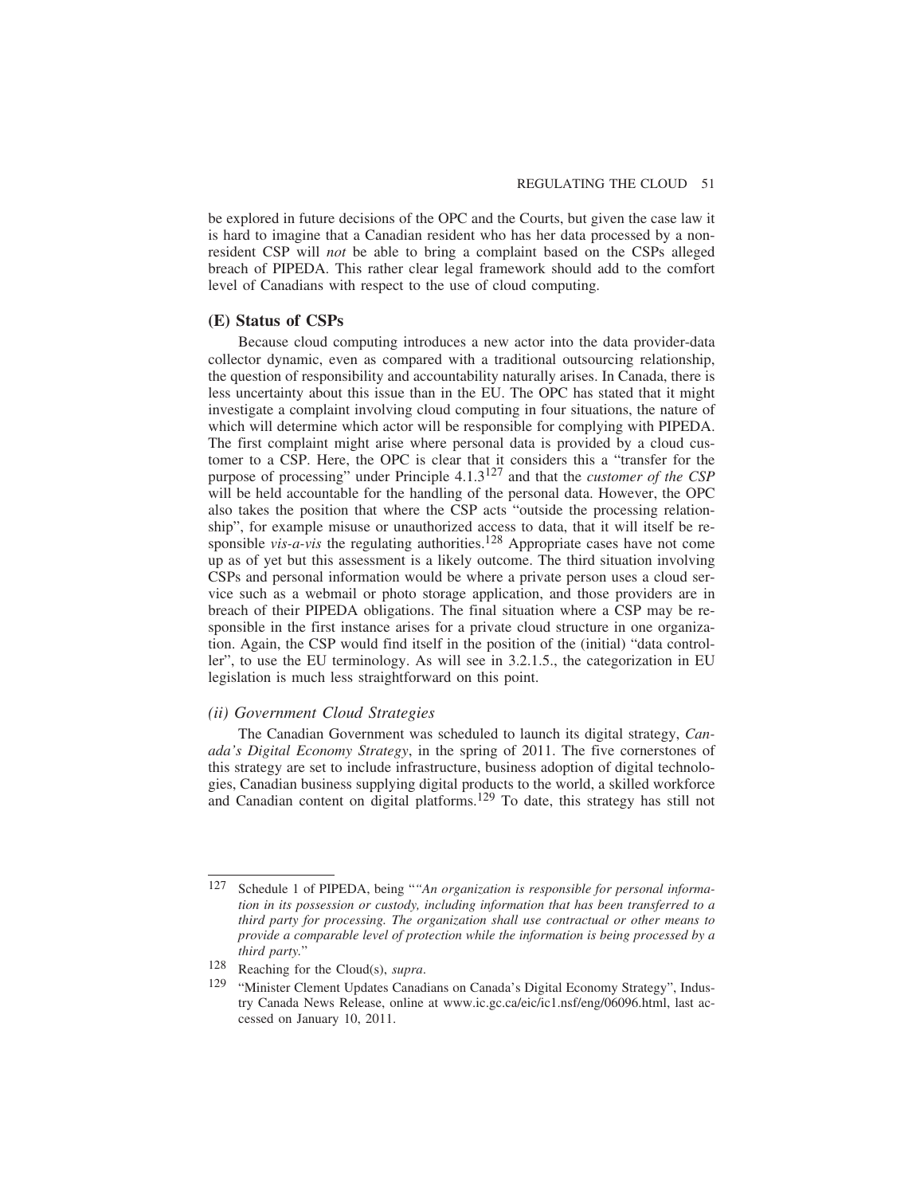be explored in future decisions of the OPC and the Courts, but given the case law it is hard to imagine that a Canadian resident who has her data processed by a non-resident CSP will *not* be able to bring a complaint based on the CSPs alleged breach of PIPEDA. This rather clear legal framework should add to the comfort level of Canadians with respect to the use of cloud computing.

### (E) Status of CSPs

Because cloud computing introduces a new actor into the data provider-data collector dynamic, even as compared with a traditional outsourcing relationship, the question of responsibility and accountability naturally arises. In Canada, there is less uncertainty about this issue than in the EU. The OPC has stated that it might investigate a complaint involving cloud computing in four situations, the nature of which will determine which actor will be responsible for complying with PIPEDA. The first complaint might arise where personal data is provided by a cloud customer to a CSP. Here, the OPC is clear that it considers this a "transfer for the purpose of processing" under Principle 4.1.3[127] and that the *customer of the CSP* will be held accountable for the handling of the personal data. However, the OPC also takes the position that where the CSP acts "outside the processing relationship", for example misuse or unauthorized access to data, that it will itself be responsible *vis-a-vis* the regulating authorities.[128] Appropriate cases have not come up as of yet but this assessment is a likely outcome. The third situation involving CSPs and personal information would be where a private person uses a cloud service such as a webmail or photo storage application, and those providers are in breach of their PIPEDA obligations. The final situation where a CSP may be responsible in the first instance arises for a private cloud structure in one organization. Again, the CSP would find itself in the position of the (initial) "data controller", to use the EU terminology. As will see in 3.2.1.5., the categorization in EU legislation is much less straightforward on this point.

### *(ii) Government Cloud Strategies*

The Canadian Government was scheduled to launch its digital strategy, *Canada's Digital Economy Strategy*, in the spring of 2011. The five cornerstones of this strategy are set to include infrastructure, business adoption of digital technologies, Canadian business supplying digital products to the world, a skilled workforce and Canadian content on digital platforms.[129] To date, this strategy has still not

---

127 Schedule 1 of PIPEDA, being "*"An organization is responsible for personal information in its possession or custody, including information that has been transferred to a third party for processing. The organization shall use contractual or other means to provide a comparable level of protection while the information is being processed by a third party.*"

128 Reaching for the Cloud(s), *supra*.

129 "Minister Clement Updates Canadians on Canada's Digital Economy Strategy", Industry Canada News Release, online at www.ic.gc.ca/eic/ic1.nsf/eng/06096.html, last accessed on January 10, 2011.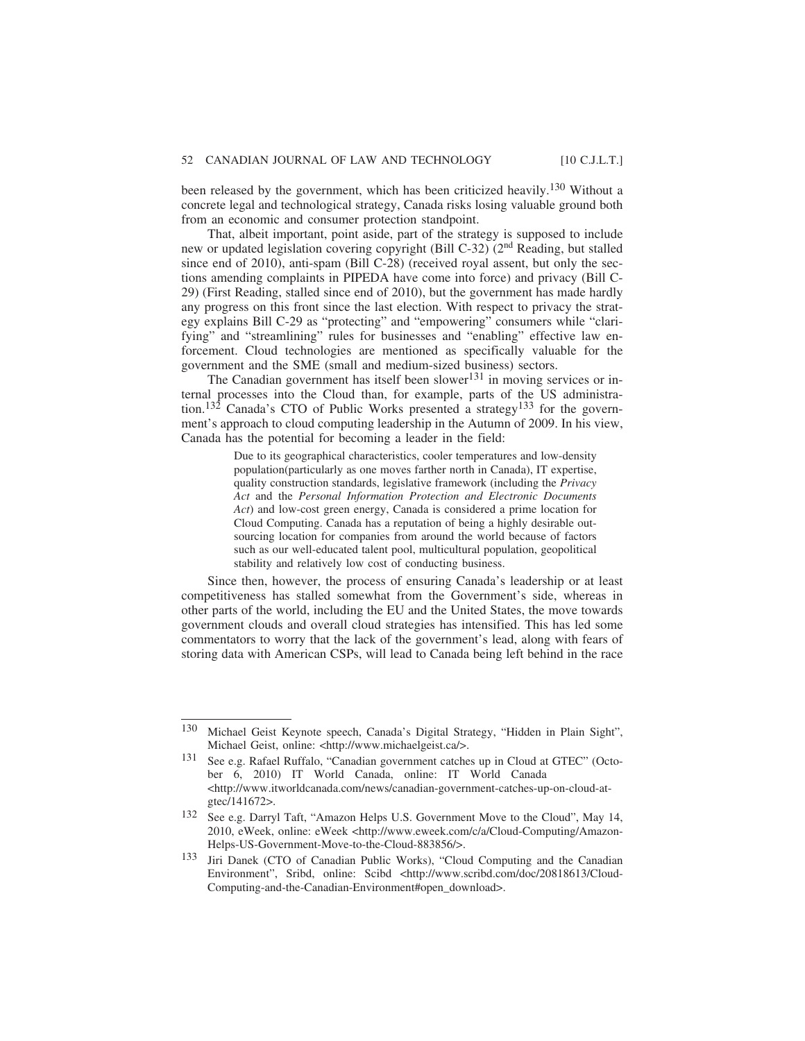been released by the government, which has been criticized heavily.[130] Without a concrete legal and technological strategy, Canada risks losing valuable ground both from an economic and consumer protection standpoint.

That, albeit important, point aside, part of the strategy is supposed to include new or updated legislation covering copyright (Bill C-32) (2nd Reading, but stalled since end of 2010), anti-spam (Bill C-28) (received royal assent, but only the sections amending complaints in PIPEDA have come into force) and privacy (Bill C-29) (First Reading, stalled since end of 2010), but the government has made hardly any progress on this front since the last election. With respect to privacy the strategy explains Bill C-29 as "protecting" and "empowering" consumers while "clarifying" and "streamlining" rules for businesses and "enabling" effective law enforcement. Cloud technologies are mentioned as specifically valuable for the government and the SME (small and medium-sized business) sectors.

The Canadian government has itself been slower[131] in moving services or internal processes into the Cloud than, for example, parts of the US administration.[132] Canada's CTO of Public Works presented a strategy[133] for the government's approach to cloud computing leadership in the Autumn of 2009. In his view, Canada has the potential for becoming a leader in the field:

> Due to its geographical characteristics, cooler temperatures and low-density population(particularly as one moves farther north in Canada), IT expertise, quality construction standards, legislative framework (including the *Privacy Act* and the *Personal Information Protection and Electronic Documents Act*) and low-cost green energy, Canada is considered a prime location for Cloud Computing. Canada has a reputation of being a highly desirable outsourcing location for companies from around the world because of factors such as our well-educated talent pool, multicultural population, geopolitical stability and relatively low cost of conducting business.

Since then, however, the process of ensuring Canada's leadership or at least competitiveness has stalled somewhat from the Government's side, whereas in other parts of the world, including the EU and the United States, the move towards government clouds and overall cloud strategies has intensified. This has led some commentators to worry that the lack of the government's lead, along with fears of storing data with American CSPs, will lead to Canada being left behind in the race

---

130 Michael Geist Keynote speech, Canada's Digital Strategy, "Hidden in Plain Sight", Michael Geist, online: <http://www.michaelgeist.ca/>.

131 See e.g. Rafael Ruffalo, "Canadian government catches up in Cloud at GTEC" (October 6, 2010) IT World Canada, online: IT World Canada <http://www.itworldcanada.com/news/canadian-government-catches-up-on-cloud-at-gtec/141672>.

132 See e.g. Darryl Taft, "Amazon Helps U.S. Government Move to the Cloud", May 14, 2010, eWeek, online: eWeek <http://www.eweek.com/c/a/Cloud-Computing/Amazon-Helps-US-Government-Move-to-the-Cloud-883856/>.

133 Jiri Danek (CTO of Canadian Public Works), "Cloud Computing and the Canadian Environment", Sribd, online: Scibd <http://www.scribd.com/doc/20818613/Cloud-Computing-and-the-Canadian-Environment#open_download>.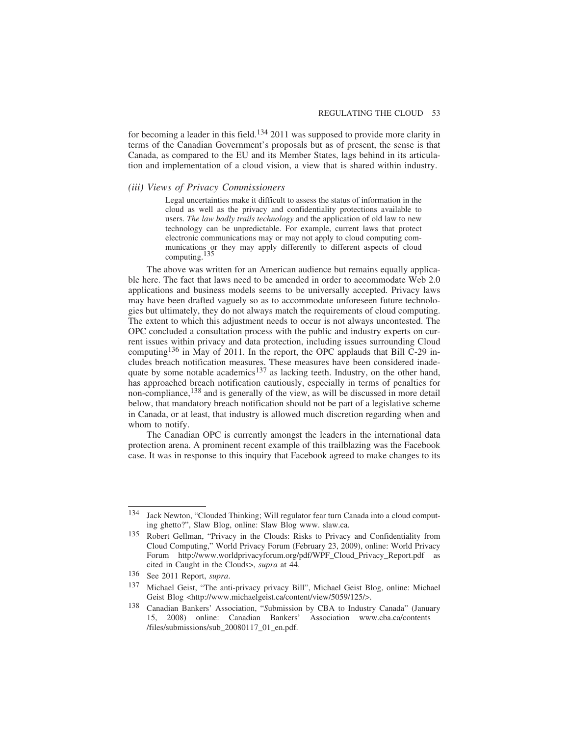for becoming a leader in this field.[134] 2011 was supposed to provide more clarity in terms of the Canadian Government's proposals but as of present, the sense is that Canada, as compared to the EU and its Member States, lags behind in its articulation and implementation of a cloud vision, a view that is shared within industry.

### *(iii) Views of Privacy Commissioners*

> Legal uncertainties make it difficult to assess the status of information in the cloud as well as the privacy and confidentiality protections available to users. *The law badly trails technology* and the application of old law to new technology can be unpredictable. For example, current laws that protect electronic communications may or may not apply to cloud computing communications or they may apply differently to different aspects of cloud computing.[135]

The above was written for an American audience but remains equally applicable here. The fact that laws need to be amended in order to accommodate Web 2.0 applications and business models seems to be universally accepted. Privacy laws may have been drafted vaguely so as to accommodate unforeseen future technologies but ultimately, they do not always match the requirements of cloud computing. The extent to which this adjustment needs to occur is not always uncontested. The OPC concluded a consultation process with the public and industry experts on current issues within privacy and data protection, including issues surrounding Cloud computing[136] in May of 2011. In the report, the OPC applauds that Bill C-29 includes breach notification measures. These measures have been considered inadequate by some notable academics[137] as lacking teeth. Industry, on the other hand, has approached breach notification cautiously, especially in terms of penalties for non-compliance,[138] and is generally of the view, as will be discussed in more detail below, that mandatory breach notification should not be part of a legislative scheme in Canada, or at least, that industry is allowed much discretion regarding when and whom to notify.

The Canadian OPC is currently amongst the leaders in the international data protection arena. A prominent recent example of this trailblazing was the Facebook case. It was in response to this inquiry that Facebook agreed to make changes to its

---

[134] Jack Newton, "Clouded Thinking; Will regulator fear turn Canada into a cloud computing ghetto?", Slaw Blog, online: Slaw Blog www. slaw.ca.

[135] Robert Gellman, "Privacy in the Clouds: Risks to Privacy and Confidentiality from Cloud Computing," World Privacy Forum (February 23, 2009), online: World Privacy Forum http://www.worldprivacyforum.org/pdf/WPF_Cloud_Privacy_Report.pdf as cited in Caught in the Clouds>, *supra* at 44.

[136] See 2011 Report, *supra*.

[137] Michael Geist, "The anti-privacy privacy Bill", Michael Geist Blog, online: Michael Geist Blog <http://www.michaelgeist.ca/content/view/5059/125/>.

[138] Canadian Bankers' Association, "Submission by CBA to Industry Canada" (January 15, 2008) online: Canadian Bankers' Association www.cba.ca/contents /files/submissions/sub_20080117_01_en.pdf.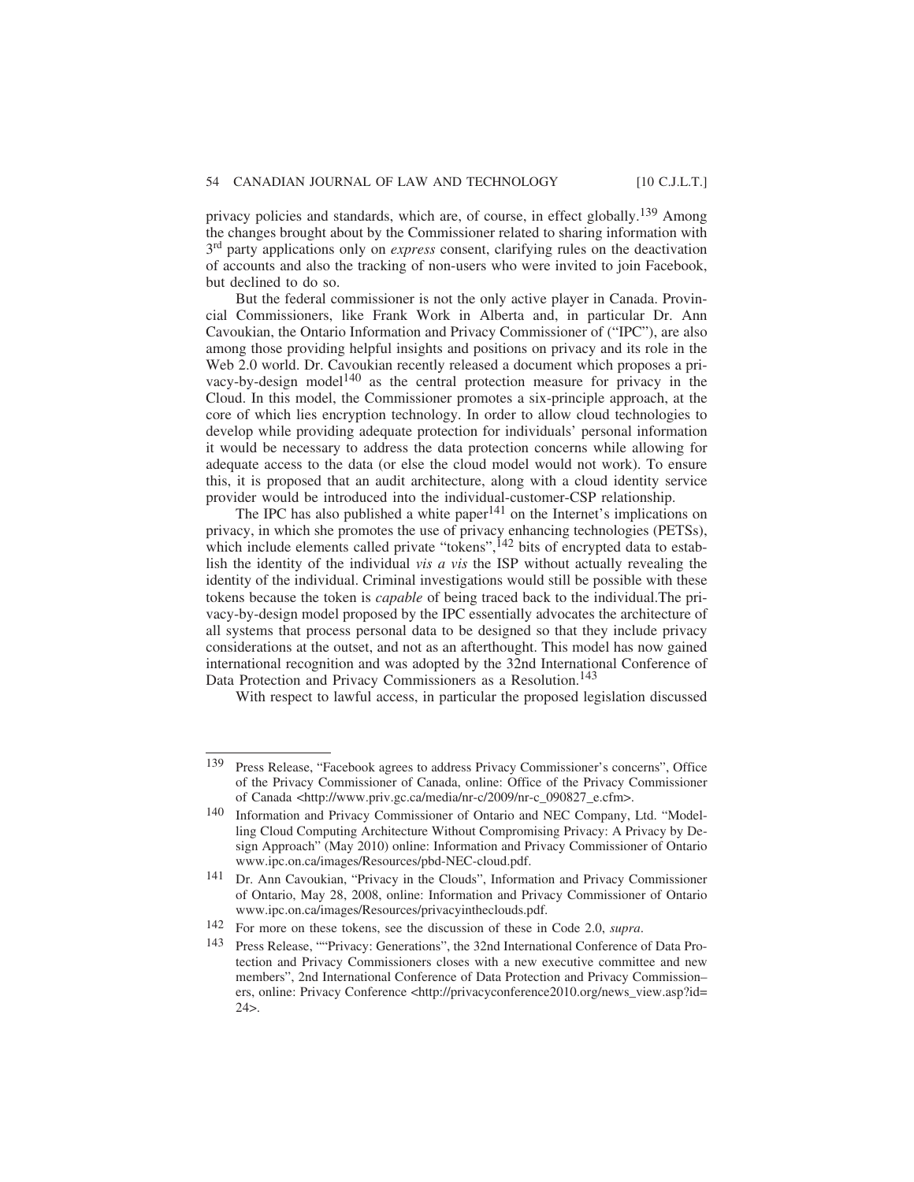privacy policies and standards, which are, of course, in effect globally.[139] Among the changes brought about by the Commissioner related to sharing information with 3rd party applications only on *express* consent, clarifying rules on the deactivation of accounts and also the tracking of non-users who were invited to join Facebook, but declined to do so.

But the federal commissioner is not the only active player in Canada. Provincial Commissioners, like Frank Work in Alberta and, in particular Dr. Ann Cavoukian, the Ontario Information and Privacy Commissioner of ("IPC"), are also among those providing helpful insights and positions on privacy and its role in the Web 2.0 world. Dr. Cavoukian recently released a document which proposes a privacy-by-design model[140] as the central protection measure for privacy in the Cloud. In this model, the Commissioner promotes a six-principle approach, at the core of which lies encryption technology. In order to allow cloud technologies to develop while providing adequate protection for individuals' personal information it would be necessary to address the data protection concerns while allowing for adequate access to the data (or else the cloud model would not work). To ensure this, it is proposed that an audit architecture, along with a cloud identity service provider would be introduced into the individual-customer-CSP relationship.

The IPC has also published a white paper[141] on the Internet's implications on privacy, in which she promotes the use of privacy enhancing technologies (PETSs), which include elements called private "tokens",[142] bits of encrypted data to establish the identity of the individual *vis a vis* the ISP without actually revealing the identity of the individual. Criminal investigations would still be possible with these tokens because the token is *capable* of being traced back to the individual.The privacy-by-design model proposed by the IPC essentially advocates the architecture of all systems that process personal data to be designed so that they include privacy considerations at the outset, and not as an afterthought. This model has now gained international recognition and was adopted by the 32nd International Conference of Data Protection and Privacy Commissioners as a Resolution.[143]

With respect to lawful access, in particular the proposed legislation discussed

---

139 Press Release, "Facebook agrees to address Privacy Commissioner's concerns", Office of the Privacy Commissioner of Canada, online: Office of the Privacy Commissioner of Canada <http://www.priv.gc.ca/media/nr-c/2009/nr-c_090827_e.cfm>.

140 Information and Privacy Commissioner of Ontario and NEC Company, Ltd. "Modelling Cloud Computing Architecture Without Compromising Privacy: A Privacy by Design Approach" (May 2010) online: Information and Privacy Commissioner of Ontario www.ipc.on.ca/images/Resources/pbd-NEC-cloud.pdf.

141 Dr. Ann Cavoukian, "Privacy in the Clouds", Information and Privacy Commissioner of Ontario, May 28, 2008, online: Information and Privacy Commissioner of Ontario www.ipc.on.ca/images/Resources/privacyintheclouds.pdf.

142 For more on these tokens, see the discussion of these in Code 2.0, *supra*.

143 Press Release, ""Privacy: Generations", the 32nd International Conference of Data Protection and Privacy Commissioners closes with a new executive committee and new members", 2nd International Conference of Data Protection and Privacy Commission–ers, online: Privacy Conference <http://privacyconference2010.org/news_view.asp?id=24>.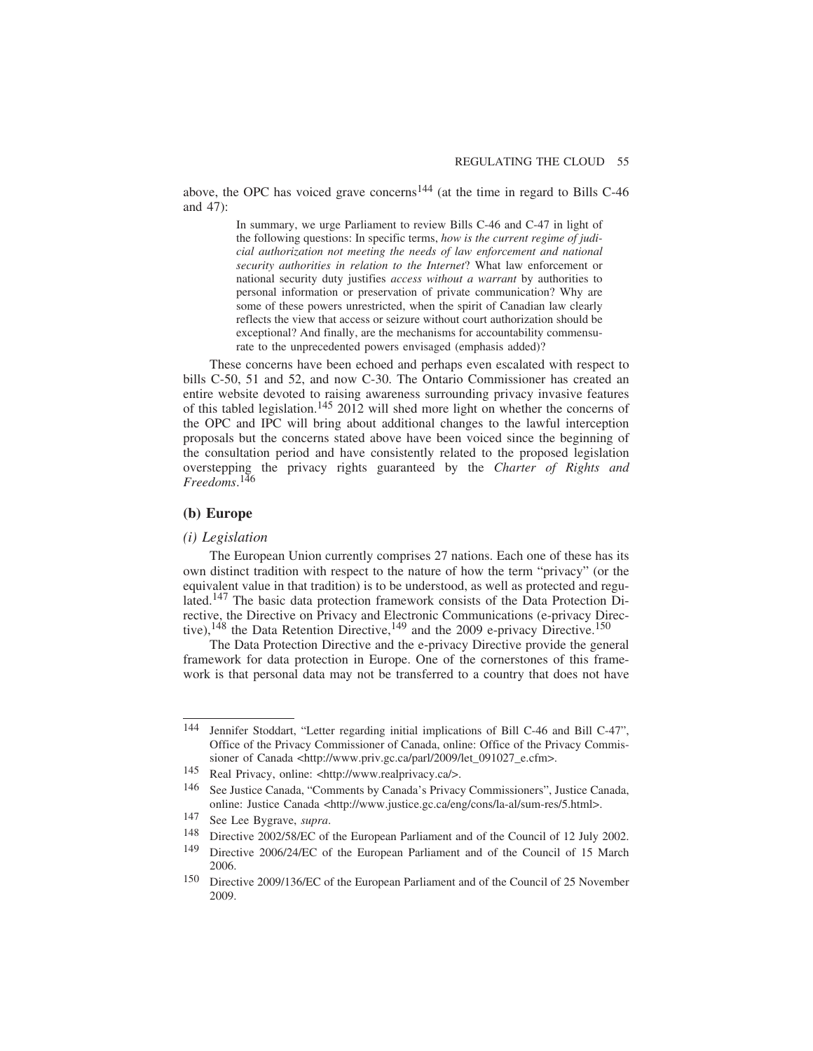above, the OPC has voiced grave concerns[144] (at the time in regard to Bills C-46 and 47):

> In summary, we urge Parliament to review Bills C-46 and C-47 in light of the following questions: In specific terms, *how is the current regime of judicial authorization not meeting the needs of law enforcement and national security authorities in relation to the Internet*? What law enforcement or national security duty justifies *access without a warrant* by authorities to personal information or preservation of private communication? Why are some of these powers unrestricted, when the spirit of Canadian law clearly reflects the view that access or seizure without court authorization should be exceptional? And finally, are the mechanisms for accountability commensurate to the unprecedented powers envisaged (emphasis added)?

These concerns have been echoed and perhaps even escalated with respect to bills C-50, 51 and 52, and now C-30. The Ontario Commissioner has created an entire website devoted to raising awareness surrounding privacy invasive features of this tabled legislation.[145] 2012 will shed more light on whether the concerns of the OPC and IPC will bring about additional changes to the lawful interception proposals but the concerns stated above have been voiced since the beginning of the consultation period and have consistently related to the proposed legislation overstepping the privacy rights guaranteed by the *Charter of Rights and Freedoms*.[146]

## (b) Europe

### *(i) Legislation*

The European Union currently comprises 27 nations. Each one of these has its own distinct tradition with respect to the nature of how the term "privacy" (or the equivalent value in that tradition) is to be understood, as well as protected and regulated.[147] The basic data protection framework consists of the Data Protection Directive, the Directive on Privacy and Electronic Communications (e-privacy Directive),[148] the Data Retention Directive,[149] and the 2009 e-privacy Directive.[150]

The Data Protection Directive and the e-privacy Directive provide the general framework for data protection in Europe. One of the cornerstones of this framework is that personal data may not be transferred to a country that does not have

---

144 Jennifer Stoddart, "Letter regarding initial implications of Bill C-46 and Bill C-47", Office of the Privacy Commissioner of Canada, online: Office of the Privacy Commissioner of Canada <http://www.priv.gc.ca/parl/2009/let_091027_e.cfm>.

145 Real Privacy, online: <http://www.realprivacy.ca/>.

146 See Justice Canada, "Comments by Canada's Privacy Commissioners", Justice Canada, online: Justice Canada <http://www.justice.gc.ca/eng/cons/la-al/sum-res/5.html>.

147 See Lee Bygrave, *supra*.

148 Directive 2002/58/EC of the European Parliament and of the Council of 12 July 2002.

149 Directive 2006/24/EC of the European Parliament and of the Council of 15 March 2006.

150 Directive 2009/136/EC of the European Parliament and of the Council of 25 November 2009.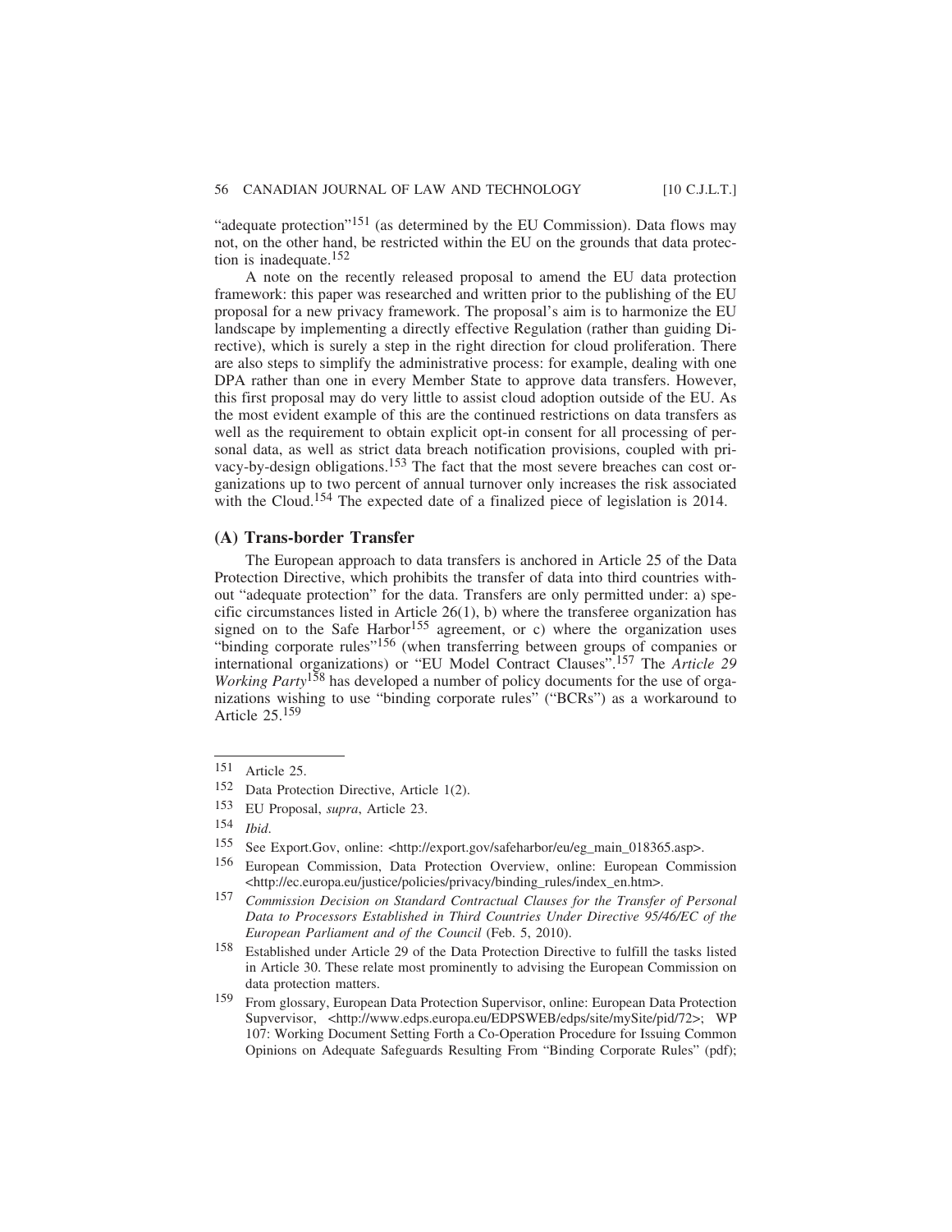"adequate protection"[151] (as determined by the EU Commission). Data flows may not, on the other hand, be restricted within the EU on the grounds that data protection is inadequate.[152]

A note on the recently released proposal to amend the EU data protection framework: this paper was researched and written prior to the publishing of the EU proposal for a new privacy framework. The proposal's aim is to harmonize the EU landscape by implementing a directly effective Regulation (rather than guiding Directive), which is surely a step in the right direction for cloud proliferation. There are also steps to simplify the administrative process: for example, dealing with one DPA rather than one in every Member State to approve data transfers. However, this first proposal may do very little to assist cloud adoption outside of the EU. As the most evident example of this are the continued restrictions on data transfers as well as the requirement to obtain explicit opt-in consent for all processing of personal data, as well as strict data breach notification provisions, coupled with privacy-by-design obligations.[153] The fact that the most severe breaches can cost organizations up to two percent of annual turnover only increases the risk associated with the Cloud.[154] The expected date of a finalized piece of legislation is 2014.

### (A) Trans-border Transfer

The European approach to data transfers is anchored in Article 25 of the Data Protection Directive, which prohibits the transfer of data into third countries without "adequate protection" for the data. Transfers are only permitted under: a) specific circumstances listed in Article 26(1), b) where the transferee organization has signed on to the Safe Harbor[155] agreement, or c) where the organization uses "binding corporate rules"[156] (when transferring between groups of companies or international organizations) or "EU Model Contract Clauses".[157] The *Article 29 Working Party*[158] has developed a number of policy documents for the use of organizations wishing to use "binding corporate rules" ("BCRs") as a workaround to Article 25.[159]

---

151 Article 25.

152 Data Protection Directive, Article 1(2).

153 EU Proposal, *supra*, Article 23.

154 *Ibid*.

155 See Export.Gov, online: <http://export.gov/safeharbor/eu/eg_main_018365.asp>.

156 European Commission, Data Protection Overview, online: European Commission <http://ec.europa.eu/justice/policies/privacy/binding_rules/index_en.htm>.

157 *Commission Decision on Standard Contractual Clauses for the Transfer of Personal Data to Processors Established in Third Countries Under Directive 95/46/EC of the European Parliament and of the Council* (Feb. 5, 2010).

158 Established under Article 29 of the Data Protection Directive to fulfill the tasks listed in Article 30. These relate most prominently to advising the European Commission on data protection matters.

159 From glossary, European Data Protection Supervisor, online: European Data Protection Supvervisor, <http://www.edps.europa.eu/EDPSWEB/edps/site/mySite/pid/72>; WP 107: Working Document Setting Forth a Co-Operation Procedure for Issuing Common Opinions on Adequate Safeguards Resulting From "Binding Corporate Rules" (pdf);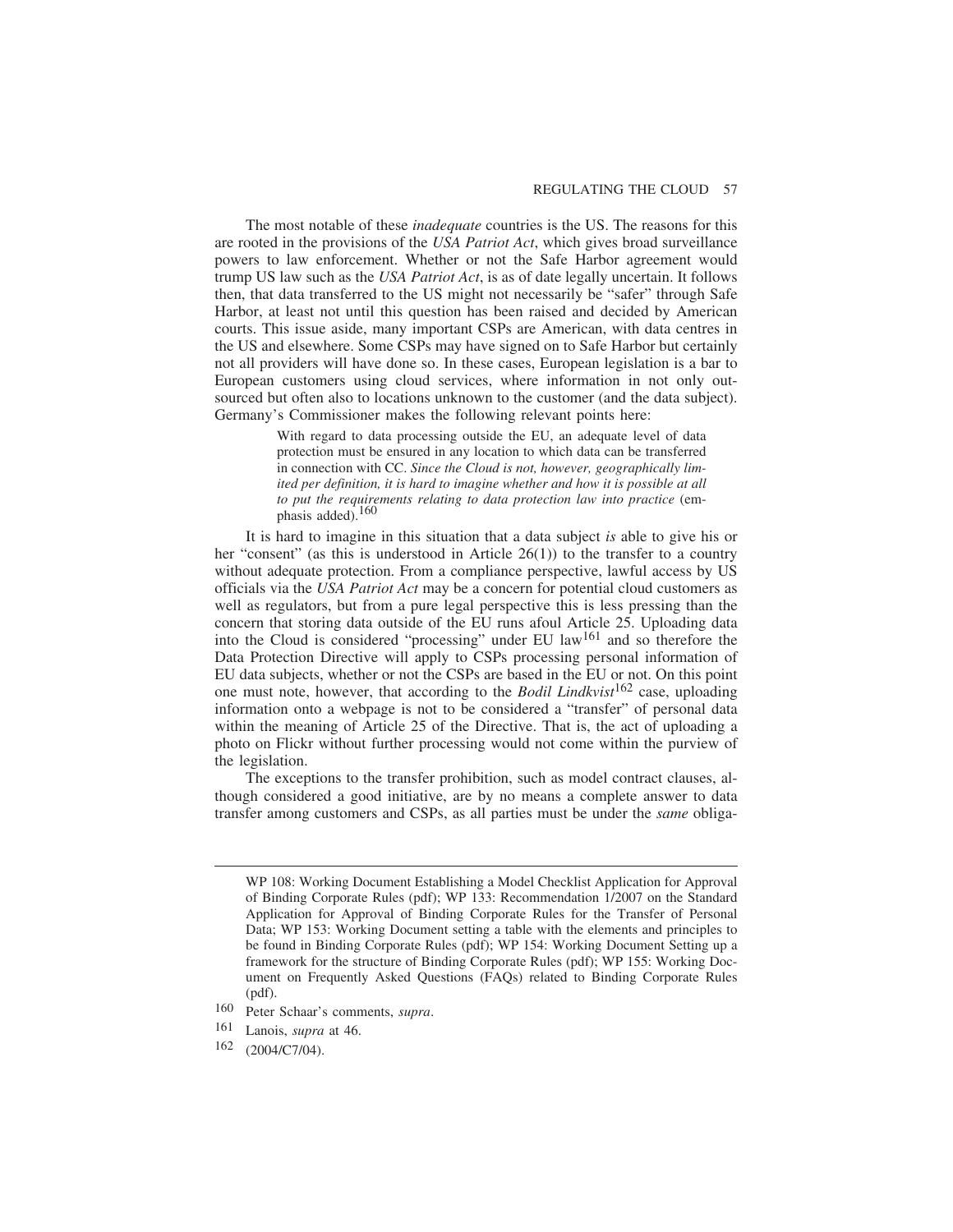The most notable of these *inadequate* countries is the US. The reasons for this are rooted in the provisions of the *USA Patriot Act*, which gives broad surveillance powers to law enforcement. Whether or not the Safe Harbor agreement would trump US law such as the *USA Patriot Act*, is as of date legally uncertain. It follows then, that data transferred to the US might not necessarily be "safer" through Safe Harbor, at least not until this question has been raised and decided by American courts. This issue aside, many important CSPs are American, with data centres in the US and elsewhere. Some CSPs may have signed on to Safe Harbor but certainly not all providers will have done so. In these cases, European legislation is a bar to European customers using cloud services, where information in not only outsourced but often also to locations unknown to the customer (and the data subject). Germany's Commissioner makes the following relevant points here:

> With regard to data processing outside the EU, an adequate level of data protection must be ensured in any location to which data can be transferred in connection with CC. *Since the Cloud is not, however, geographically limited per definition, it is hard to imagine whether and how it is possible at all to put the requirements relating to data protection law into practice* (emphasis added).[160]

It is hard to imagine in this situation that a data subject *is* able to give his or her "consent" (as this is understood in Article 26(1)) to the transfer to a country without adequate protection. From a compliance perspective, lawful access by US officials via the *USA Patriot Act* may be a concern for potential cloud customers as well as regulators, but from a pure legal perspective this is less pressing than the concern that storing data outside of the EU runs afoul Article 25. Uploading data into the Cloud is considered "processing" under EU law[161] and so therefore the Data Protection Directive will apply to CSPs processing personal information of EU data subjects, whether or not the CSPs are based in the EU or not. On this point one must note, however, that according to the *Bodil Lindkvist*[162] case, uploading information onto a webpage is not to be considered a "transfer" of personal data within the meaning of Article 25 of the Directive. That is, the act of uploading a photo on Flickr without further processing would not come within the purview of the legislation.

The exceptions to the transfer prohibition, such as model contract clauses, although considered a good initiative, are by no means a complete answer to data transfer among customers and CSPs, as all parties must be under the *same* obliga-

---

WP 108: Working Document Establishing a Model Checklist Application for Approval of Binding Corporate Rules (pdf); WP 133: Recommendation 1/2007 on the Standard Application for Approval of Binding Corporate Rules for the Transfer of Personal Data; WP 153: Working Document setting a table with the elements and principles to be found in Binding Corporate Rules (pdf); WP 154: Working Document Setting up a framework for the structure of Binding Corporate Rules (pdf); WP 155: Working Document on Frequently Asked Questions (FAQs) related to Binding Corporate Rules (pdf).

160 Peter Schaar's comments, *supra*.

161 Lanois, *supra* at 46.

162 (2004/C7/04).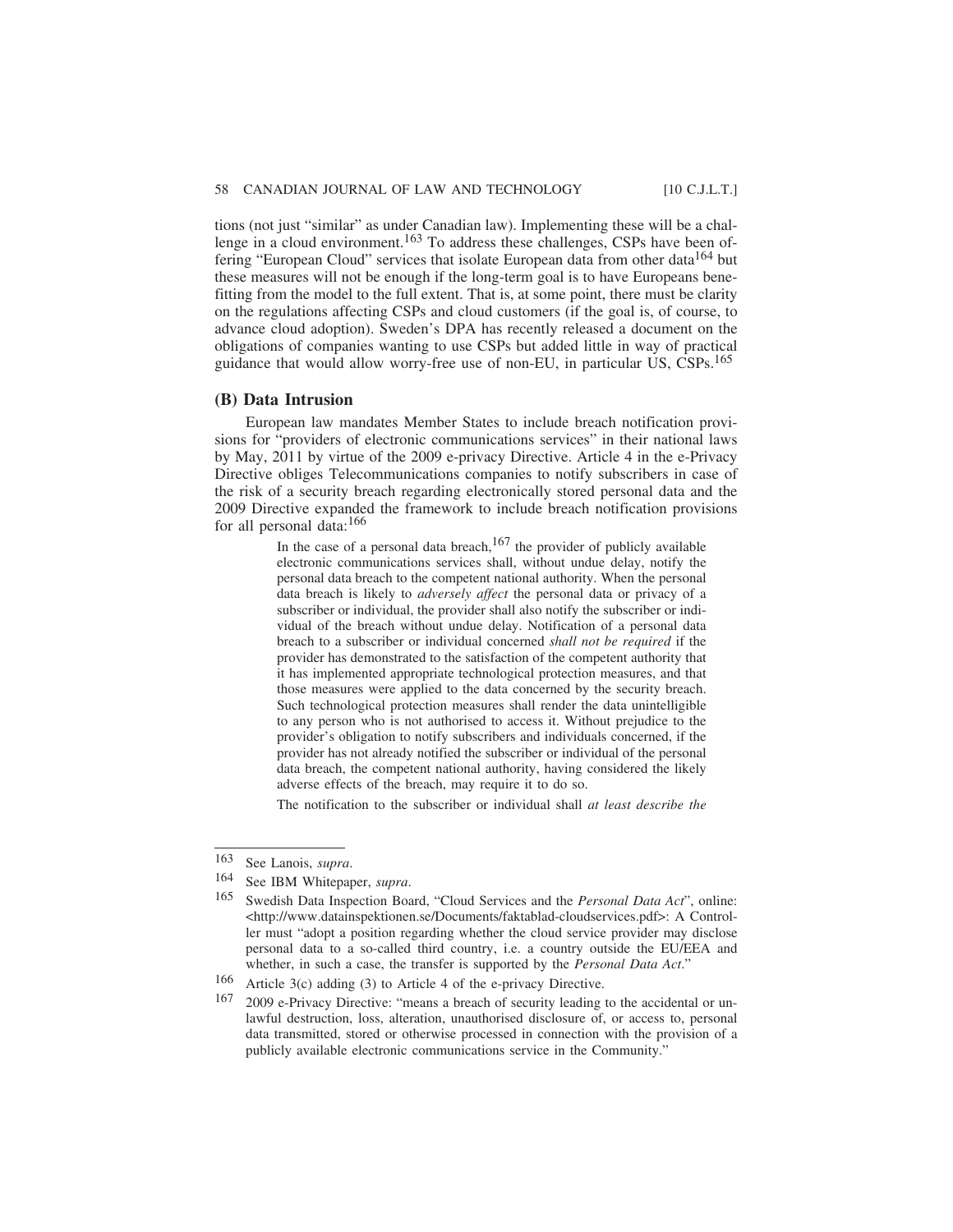tions (not just "similar" as under Canadian law). Implementing these will be a challenge in a cloud environment.[163] To address these challenges, CSPs have been offering "European Cloud" services that isolate European data from other data[164] but these measures will not be enough if the long-term goal is to have Europeans benefitting from the model to the full extent. That is, at some point, there must be clarity on the regulations affecting CSPs and cloud customers (if the goal is, of course, to advance cloud adoption). Sweden's DPA has recently released a document on the obligations of companies wanting to use CSPs but added little in way of practical guidance that would allow worry-free use of non-EU, in particular US, CSPs.[165]

### (B) Data Intrusion

European law mandates Member States to include breach notification provisions for "providers of electronic communications services" in their national laws by May, 2011 by virtue of the 2009 e-privacy Directive. Article 4 in the e-Privacy Directive obliges Telecommunications companies to notify subscribers in case of the risk of a security breach regarding electronically stored personal data and the 2009 Directive expanded the framework to include breach notification provisions for all personal data:[166]

> In the case of a personal data breach,[167] the provider of publicly available electronic communications services shall, without undue delay, notify the personal data breach to the competent national authority. When the personal data breach is likely to *adversely affect* the personal data or privacy of a subscriber or individual, the provider shall also notify the subscriber or individual of the breach without undue delay. Notification of a personal data breach to a subscriber or individual concerned *shall not be required* if the provider has demonstrated to the satisfaction of the competent authority that it has implemented appropriate technological protection measures, and that those measures were applied to the data concerned by the security breach. Such technological protection measures shall render the data unintelligible to any person who is not authorised to access it. Without prejudice to the provider's obligation to notify subscribers and individuals concerned, if the provider has not already notified the subscriber or individual of the personal data breach, the competent national authority, having considered the likely adverse effects of the breach, may require it to do so.
>
> The notification to the subscriber or individual shall *at least describe the*

---

163 See Lanois, *supra*.

164 See IBM Whitepaper, *supra*.

165 Swedish Data Inspection Board, "Cloud Services and the *Personal Data Act*", online: <http://www.datainspektionen.se/Documents/faktablad-cloudservices.pdf>: A Controller must "adopt a position regarding whether the cloud service provider may disclose personal data to a so-called third country, i.e. a country outside the EU/EEA and whether, in such a case, the transfer is supported by the *Personal Data Act*."

166 Article 3(c) adding (3) to Article 4 of the e-privacy Directive.

167 2009 e-Privacy Directive: "means a breach of security leading to the accidental or unlawful destruction, loss, alteration, unauthorised disclosure of, or access to, personal data transmitted, stored or otherwise processed in connection with the provision of a publicly available electronic communications service in the Community."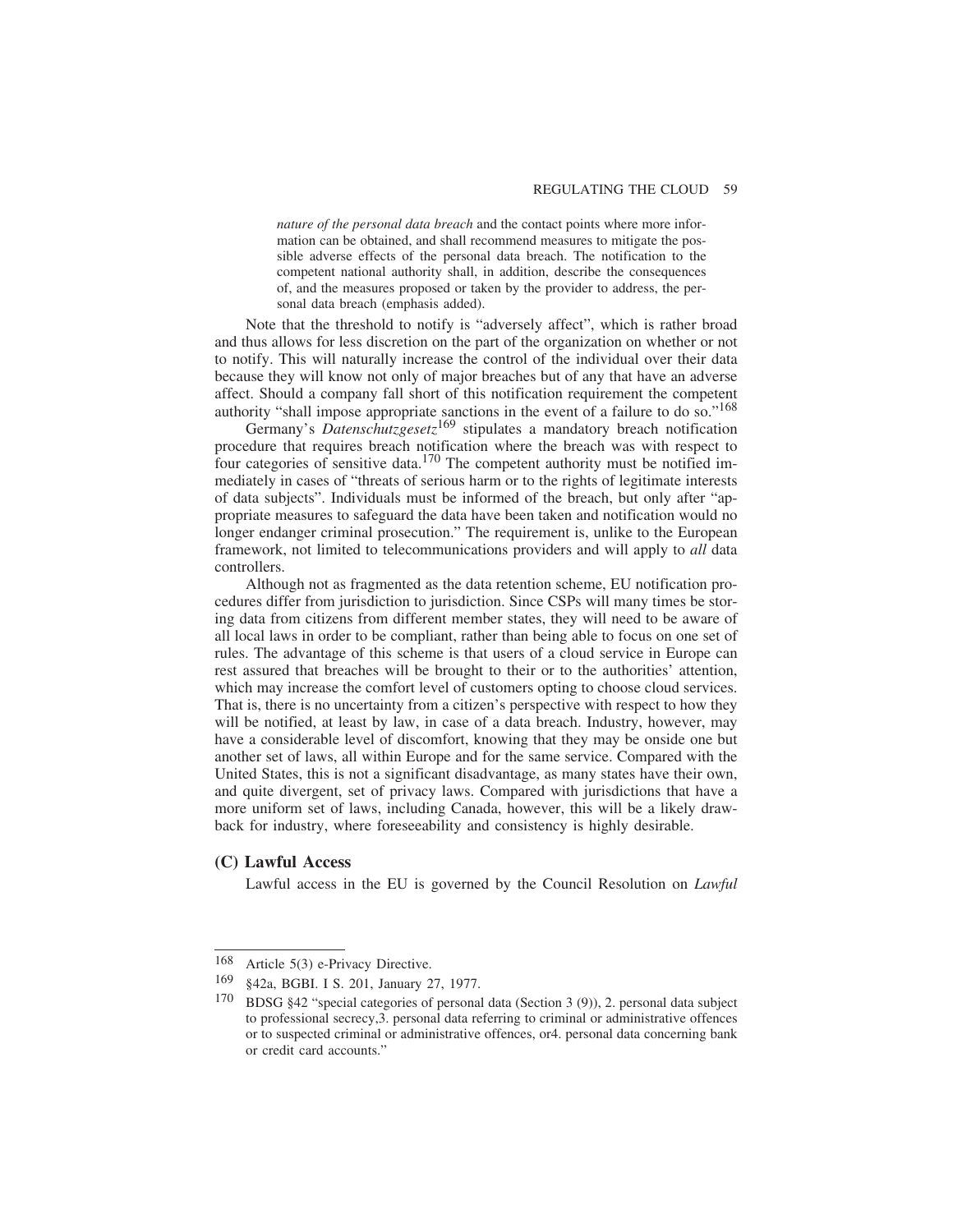> *nature of the personal data breach* and the contact points where more information can be obtained, and shall recommend measures to mitigate the possible adverse effects of the personal data breach. The notification to the competent national authority shall, in addition, describe the consequences of, and the measures proposed or taken by the provider to address, the personal data breach (emphasis added).

Note that the threshold to notify is "adversely affect", which is rather broad and thus allows for less discretion on the part of the organization on whether or not to notify. This will naturally increase the control of the individual over their data because they will know not only of major breaches but of any that have an adverse affect. Should a company fall short of this notification requirement the competent authority "shall impose appropriate sanctions in the event of a failure to do so."[168]

Germany's *Datenschutzgesetz*[169] stipulates a mandatory breach notification procedure that requires breach notification where the breach was with respect to four categories of sensitive data.[170] The competent authority must be notified immediately in cases of "threats of serious harm or to the rights of legitimate interests of data subjects". Individuals must be informed of the breach, but only after "appropriate measures to safeguard the data have been taken and notification would no longer endanger criminal prosecution." The requirement is, unlike to the European framework, not limited to telecommunications providers and will apply to *all* data controllers.

Although not as fragmented as the data retention scheme, EU notification procedures differ from jurisdiction to jurisdiction. Since CSPs will many times be storing data from citizens from different member states, they will need to be aware of all local laws in order to be compliant, rather than being able to focus on one set of rules. The advantage of this scheme is that users of a cloud service in Europe can rest assured that breaches will be brought to their or to the authorities' attention, which may increase the comfort level of customers opting to choose cloud services. That is, there is no uncertainty from a citizen's perspective with respect to how they will be notified, at least by law, in case of a data breach. Industry, however, may have a considerable level of discomfort, knowing that they may be onside one but another set of laws, all within Europe and for the same service. Compared with the United States, this is not a significant disadvantage, as many states have their own, and quite divergent, set of privacy laws. Compared with jurisdictions that have a more uniform set of laws, including Canada, however, this will be a likely drawback for industry, where foreseeability and consistency is highly desirable.

### (C) Lawful Access

Lawful access in the EU is governed by the Council Resolution on *Lawful*

---

[168] Article 5(3) e-Privacy Directive.

[169] §42a, BGBI. I S. 201, January 27, 1977.

[170] BDSG §42 "special categories of personal data (Section 3 (9)), 2. personal data subject to professional secrecy,3. personal data referring to criminal or administrative offences or to suspected criminal or administrative offences, or4. personal data concerning bank or credit card accounts."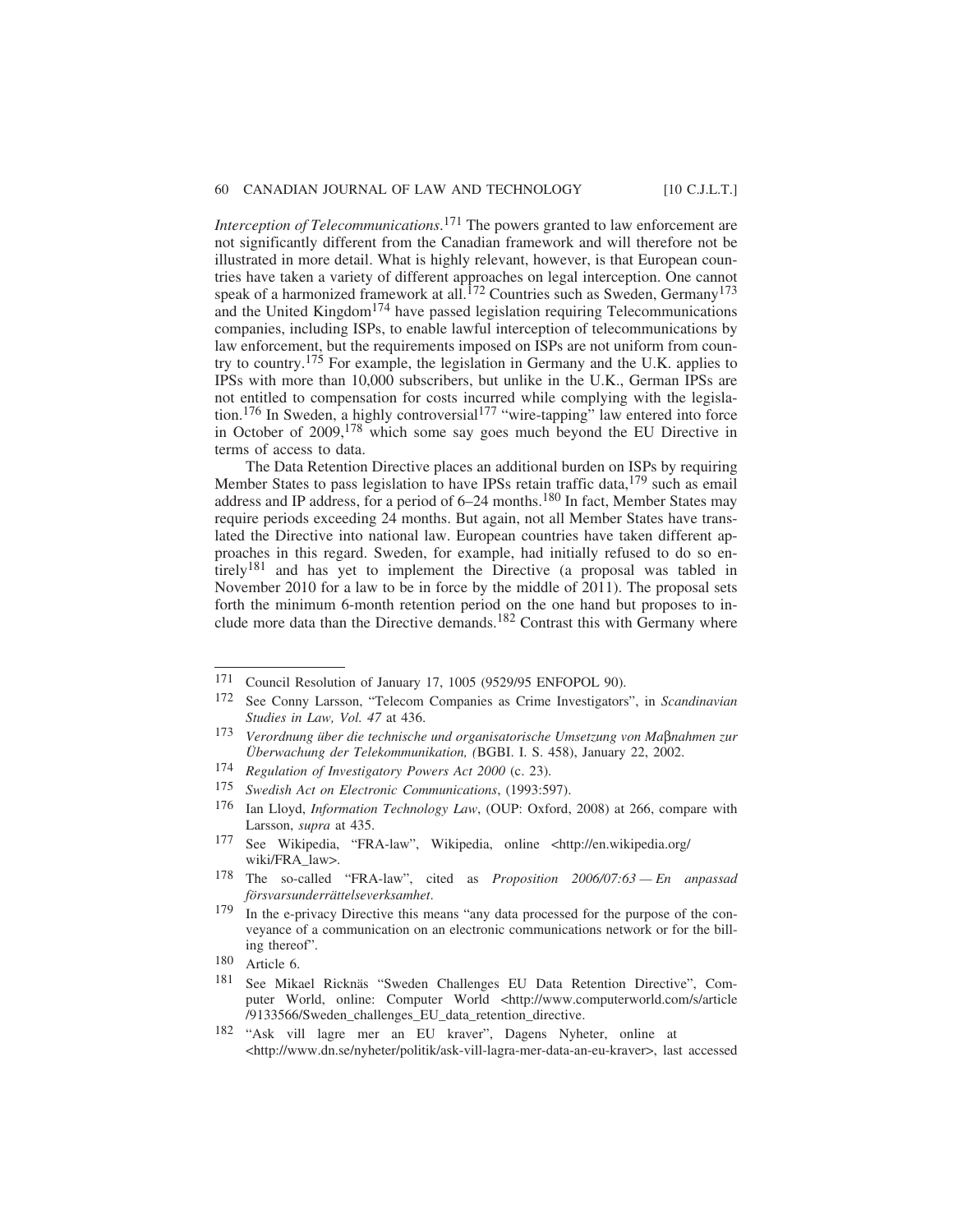*Interception of Telecommunications*.[171] The powers granted to law enforcement are not significantly different from the Canadian framework and will therefore not be illustrated in more detail. What is highly relevant, however, is that European countries have taken a variety of different approaches on legal interception. One cannot speak of a harmonized framework at all.[172] Countries such as Sweden, Germany[173] and the United Kingdom[174] have passed legislation requiring Telecommunications companies, including ISPs, to enable lawful interception of telecommunications by law enforcement, but the requirements imposed on ISPs are not uniform from country to country.[175] For example, the legislation in Germany and the U.K. applies to IPSs with more than 10,000 subscribers, but unlike in the U.K., German IPSs are not entitled to compensation for costs incurred while complying with the legislation.[176] In Sweden, a highly controversial[177] "wire-tapping" law entered into force in October of 2009,[178] which some say goes much beyond the EU Directive in terms of access to data.

The Data Retention Directive places an additional burden on ISPs by requiring Member States to pass legislation to have IPSs retain traffic data,[179] such as email address and IP address, for a period of 6–24 months.[180] In fact, Member States may require periods exceeding 24 months. But again, not all Member States have translated the Directive into national law. European countries have taken different approaches in this regard. Sweden, for example, had initially refused to do so entirely[181] and has yet to implement the Directive (a proposal was tabled in November 2010 for a law to be in force by the middle of 2011). The proposal sets forth the minimum 6-month retention period on the one hand but proposes to include more data than the Directive demands.[182] Contrast this with Germany where

---

171 Council Resolution of January 17, 1005 (9529/95 ENFOPOL 90).

172 See Conny Larsson, "Telecom Companies as Crime Investigators", in *Scandinavian Studies in Law, Vol. 47* at 436.

173 *Verordnung über die technische und organisatorische Umsetzung von Maβnahmen zur Überwachung der Telekommunikation, (*BGBI. I. S. 458), January 22, 2002.

174 *Regulation of Investigatory Powers Act 2000* (c. 23).

175 *Swedish Act on Electronic Communications*, (1993:597).

176 Ian Lloyd, *Information Technology Law*, (OUP: Oxford, 2008) at 266, compare with Larsson, *supra* at 435.

177 See Wikipedia, "FRA-law", Wikipedia, online <http://en.wikipedia.org/wiki/FRA_law>.

178 The so-called "FRA-law", cited as *Proposition 2006/07:63 — En anpassad försvarsunderrättelseverksamhet*.

179 In the e-privacy Directive this means "any data processed for the purpose of the conveyance of a communication on an electronic communications network or for the billing thereof".

180 Article 6.

181 See Mikael Ricknäs "Sweden Challenges EU Data Retention Directive", Computer World, online: Computer World <http://www.computerworld.com/s/article/9133566/Sweden_challenges_EU_data_retention_directive.

182 "Ask vill lagre mer an EU kraver", Dagens Nyheter, online at <http://www.dn.se/nyheter/politik/ask-vill-lagra-mer-data-an-eu-kraver>, last accessed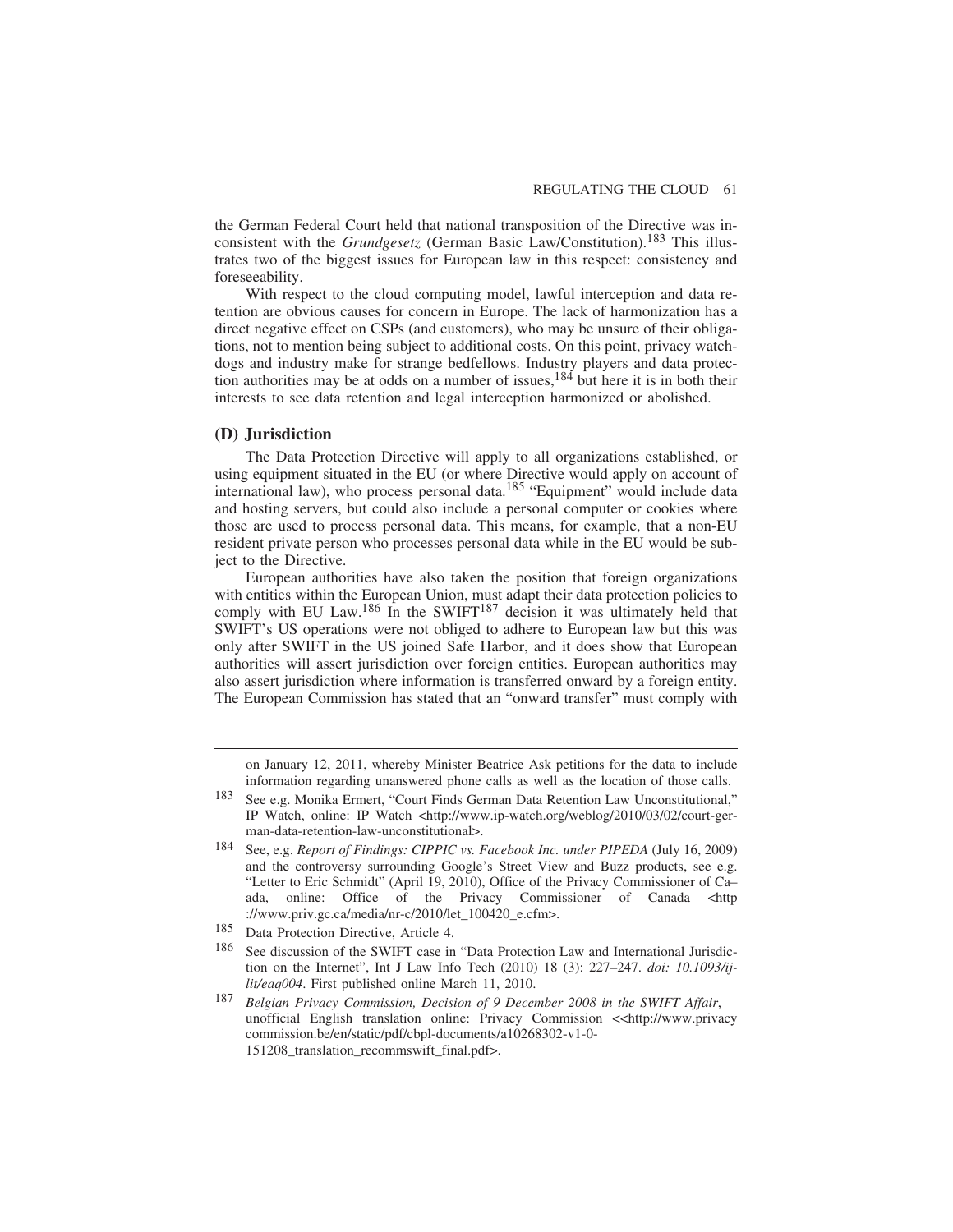the German Federal Court held that national transposition of the Directive was inconsistent with the *Grundgesetz* (German Basic Law/Constitution).[183] This illustrates two of the biggest issues for European law in this respect: consistency and foreseeability.

With respect to the cloud computing model, lawful interception and data retention are obvious causes for concern in Europe. The lack of harmonization has a direct negative effect on CSPs (and customers), who may be unsure of their obligations, not to mention being subject to additional costs. On this point, privacy watchdogs and industry make for strange bedfellows. Industry players and data protection authorities may be at odds on a number of issues,[184] but here it is in both their interests to see data retention and legal interception harmonized or abolished.

### (D) Jurisdiction

The Data Protection Directive will apply to all organizations established, or using equipment situated in the EU (or where Directive would apply on account of international law), who process personal data.[185] "Equipment" would include data and hosting servers, but could also include a personal computer or cookies where those are used to process personal data. This means, for example, that a non-EU resident private person who processes personal data while in the EU would be subject to the Directive.

European authorities have also taken the position that foreign organizations with entities within the European Union, must adapt their data protection policies to comply with EU Law.[186] In the SWIFT[187] decision it was ultimately held that SWIFT's US operations were not obliged to adhere to European law but this was only after SWIFT in the US joined Safe Harbor, and it does show that European authorities will assert jurisdiction over foreign entities. European authorities may also assert jurisdiction where information is transferred onward by a foreign entity. The European Commission has stated that an "onward transfer" must comply with

---

on January 12, 2011, whereby Minister Beatrice Ask petitions for the data to include information regarding unanswered phone calls as well as the location of those calls.

183 See e.g. Monika Ermert, "Court Finds German Data Retention Law Unconstitutional," IP Watch, online: IP Watch <http://www.ip-watch.org/weblog/2010/03/02/court-german-data-retention-law-unconstitutional>.

184 See, e.g. *Report of Findings: CIPPIC vs. Facebook Inc. under PIPEDA* (July 16, 2009) and the controversy surrounding Google's Street View and Buzz products, see e.g. "Letter to Eric Schmidt" (April 19, 2010), Office of the Privacy Commissioner of Ca–ada, online: Office of the Privacy Commissioner of Canada <http ://www.priv.gc.ca/media/nr-c/2010/let_100420_e.cfm>.

185 Data Protection Directive, Article 4.

186 See discussion of the SWIFT case in "Data Protection Law and International Jurisdiction on the Internet", Int J Law Info Tech (2010) 18 (3): 227–247. *doi: 10.1093/ijlit/eaq004*. First published online March 11, 2010.

187 *Belgian Privacy Commission, Decision of 9 December 2008 in the SWIFT Affair*, unofficial English translation online: Privacy Commission <<http://www.privacycommission.be/en/static/pdf/cbpl-documents/a10268302-v1-0-151208_translation_recommswift_final.pdf>.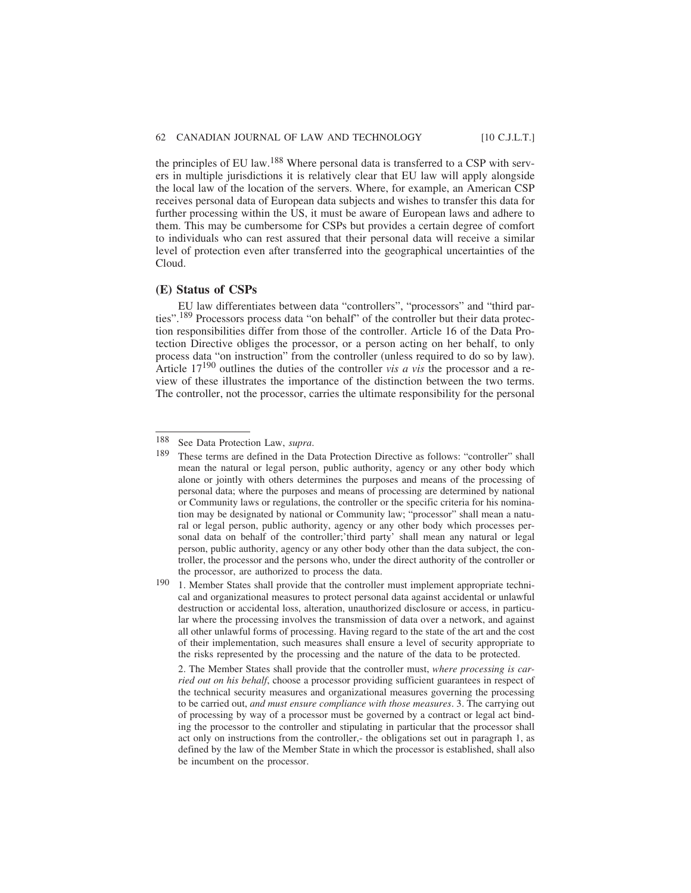the principles of EU law.[188] Where personal data is transferred to a CSP with servers in multiple jurisdictions it is relatively clear that EU law will apply alongside the local law of the location of the servers. Where, for example, an American CSP receives personal data of European data subjects and wishes to transfer this data for further processing within the US, it must be aware of European laws and adhere to them. This may be cumbersome for CSPs but provides a certain degree of comfort to individuals who can rest assured that their personal data will receive a similar level of protection even after transferred into the geographical uncertainties of the Cloud.

### (E) Status of CSPs

EU law differentiates between data "controllers", "processors" and "third parties".[189] Processors process data "on behalf" of the controller but their data protection responsibilities differ from those of the controller. Article 16 of the Data Protection Directive obliges the processor, or a person acting on her behalf, to only process data "on instruction" from the controller (unless required to do so by law). Article 17[190] outlines the duties of the controller *vis a vis* the processor and a review of these illustrates the importance of the distinction between the two terms. The controller, not the processor, carries the ultimate responsibility for the personal

---

188 See Data Protection Law, *supra*.

189 These terms are defined in the Data Protection Directive as follows: "controller" shall mean the natural or legal person, public authority, agency or any other body which alone or jointly with others determines the purposes and means of the processing of personal data; where the purposes and means of processing are determined by national or Community laws or regulations, the controller or the specific criteria for his nomination may be designated by national or Community law; "processor" shall mean a natural or legal person, public authority, agency or any other body which processes personal data on behalf of the controller;'third party' shall mean any natural or legal person, public authority, agency or any other body other than the data subject, the controller, the processor and the persons who, under the direct authority of the controller or the processor, are authorized to process the data.

190 1. Member States shall provide that the controller must implement appropriate technical and organizational measures to protect personal data against accidental or unlawful destruction or accidental loss, alteration, unauthorized disclosure or access, in particular where the processing involves the transmission of data over a network, and against all other unlawful forms of processing. Having regard to the state of the art and the cost of their implementation, such measures shall ensure a level of security appropriate to the risks represented by the processing and the nature of the data to be protected.

2. The Member States shall provide that the controller must, *where processing is carried out on his behalf*, choose a processor providing sufficient guarantees in respect of the technical security measures and organizational measures governing the processing to be carried out, *and must ensure compliance with those measures*. 3. The carrying out of processing by way of a processor must be governed by a contract or legal act binding the processor to the controller and stipulating in particular that the processor shall act only on instructions from the controller,- the obligations set out in paragraph 1, as defined by the law of the Member State in which the processor is established, shall also be incumbent on the processor.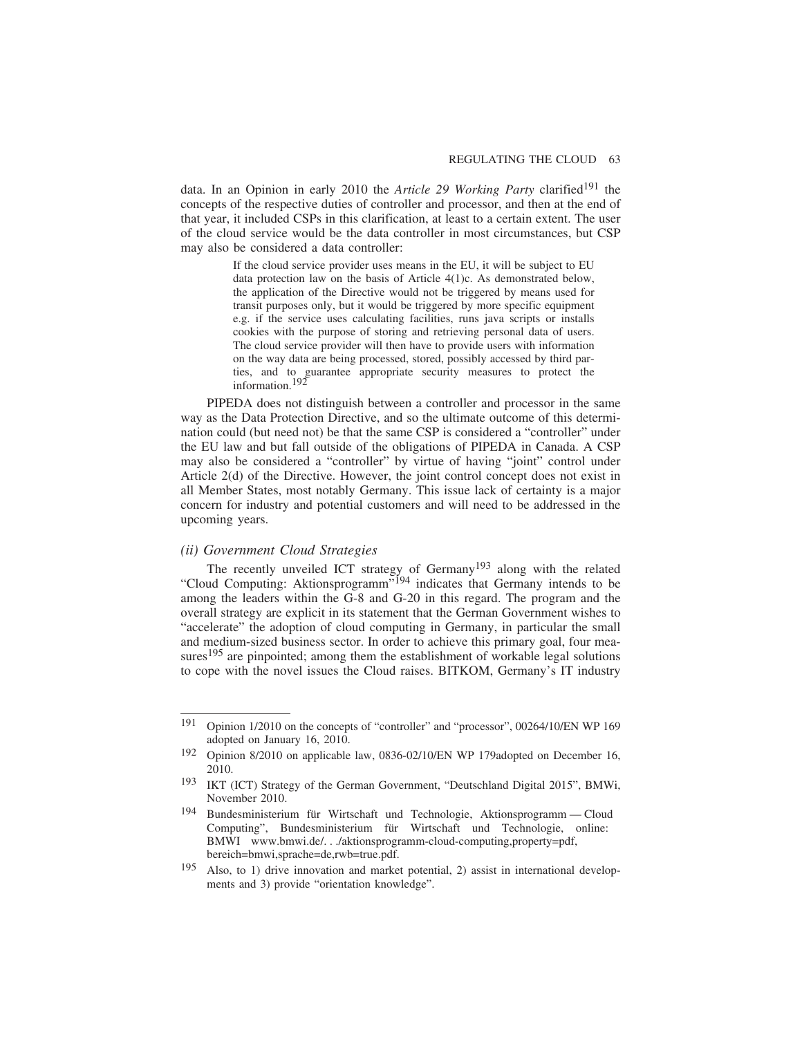data. In an Opinion in early 2010 the *Article 29 Working Party* clarified[191] the concepts of the respective duties of controller and processor, and then at the end of that year, it included CSPs in this clarification, at least to a certain extent. The user of the cloud service would be the data controller in most circumstances, but CSP may also be considered a data controller:

> If the cloud service provider uses means in the EU, it will be subject to EU data protection law on the basis of Article 4(1)c. As demonstrated below, the application of the Directive would not be triggered by means used for transit purposes only, but it would be triggered by more specific equipment e.g. if the service uses calculating facilities, runs java scripts or installs cookies with the purpose of storing and retrieving personal data of users. The cloud service provider will then have to provide users with information on the way data are being processed, stored, possibly accessed by third parties, and to guarantee appropriate security measures to protect the information.[192]

PIPEDA does not distinguish between a controller and processor in the same way as the Data Protection Directive, and so the ultimate outcome of this determination could (but need not) be that the same CSP is considered a "controller" under the EU law and but fall outside of the obligations of PIPEDA in Canada. A CSP may also be considered a "controller" by virtue of having "joint" control under Article 2(d) of the Directive. However, the joint control concept does not exist in all Member States, most notably Germany. This issue lack of certainty is a major concern for industry and potential customers and will need to be addressed in the upcoming years.

### *(ii) Government Cloud Strategies*

The recently unveiled ICT strategy of Germany[193] along with the related "Cloud Computing: Aktionsprogramm"[194] indicates that Germany intends to be among the leaders within the G-8 and G-20 in this regard. The program and the overall strategy are explicit in its statement that the German Government wishes to "accelerate" the adoption of cloud computing in Germany, in particular the small and medium-sized business sector. In order to achieve this primary goal, four measures[195] are pinpointed; among them the establishment of workable legal solutions to cope with the novel issues the Cloud raises. BITKOM, Germany's IT industry

---

[191] Opinion 1/2010 on the concepts of "controller" and "processor", 00264/10/EN WP 169 adopted on January 16, 2010.

[192] Opinion 8/2010 on applicable law, 0836-02/10/EN WP 179adopted on December 16, 2010.

[193] IKT (ICT) Strategy of the German Government, "Deutschland Digital 2015", BMWi, November 2010.

[194] Bundesministerium für Wirtschaft und Technologie, Aktionsprogramm — Cloud Computing", Bundesministerium für Wirtschaft und Technologie, online: BMWI www.bmwi.de/. . ./aktionsprogramm-cloud-computing,property=pdf, bereich=bmwi,sprache=de,rwb=true.pdf.

[195] Also, to 1) drive innovation and market potential, 2) assist in international developments and 3) provide "orientation knowledge".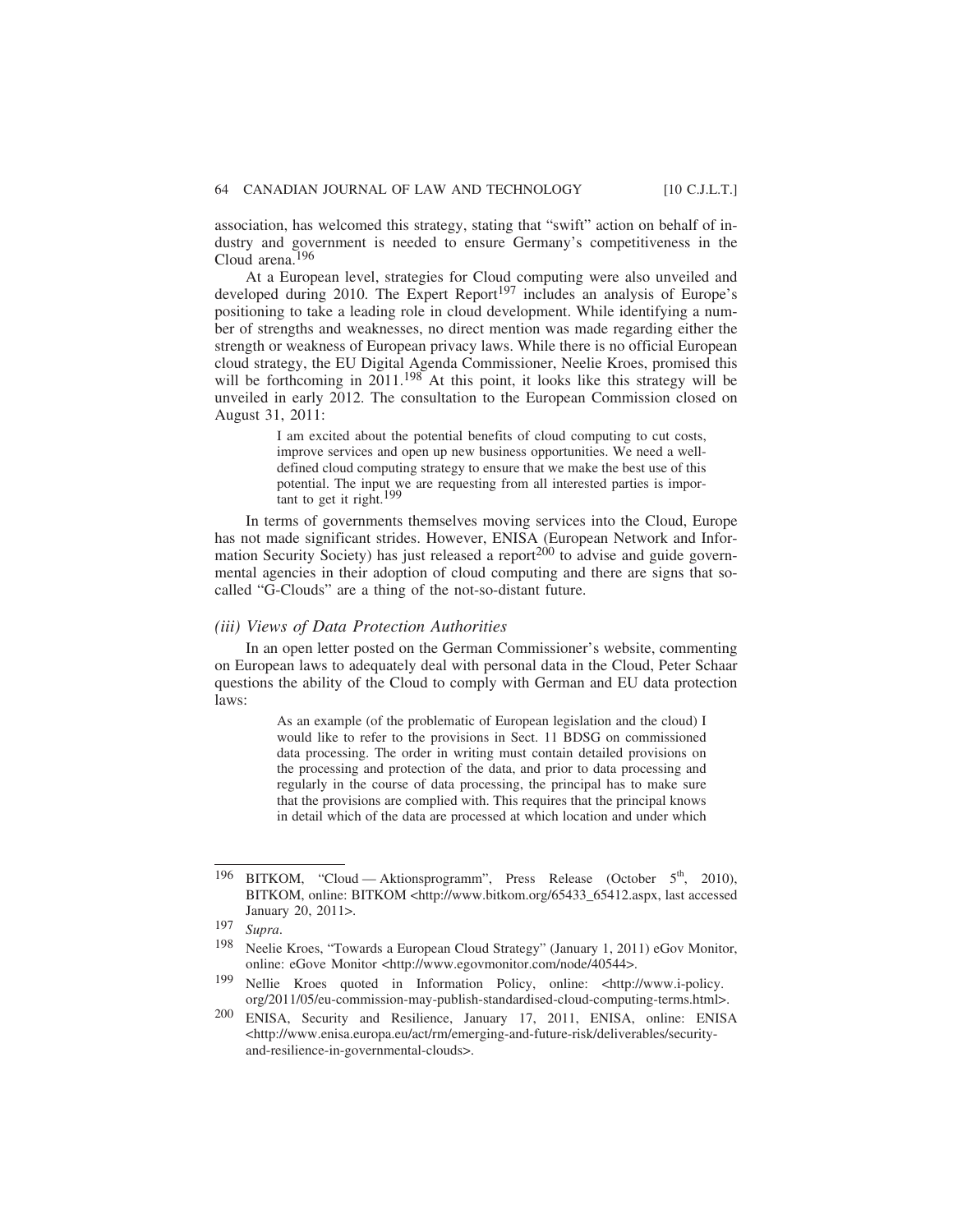association, has welcomed this strategy, stating that "swift" action on behalf of industry and government is needed to ensure Germany's competitiveness in the Cloud arena.[196]

At a European level, strategies for Cloud computing were also unveiled and developed during 2010. The Expert Report[197] includes an analysis of Europe's positioning to take a leading role in cloud development. While identifying a number of strengths and weaknesses, no direct mention was made regarding either the strength or weakness of European privacy laws. While there is no official European cloud strategy, the EU Digital Agenda Commissioner, Neelie Kroes, promised this will be forthcoming in 2011.[198] At this point, it looks like this strategy will be unveiled in early 2012. The consultation to the European Commission closed on August 31, 2011:

> I am excited about the potential benefits of cloud computing to cut costs, improve services and open up new business opportunities. We need a well-defined cloud computing strategy to ensure that we make the best use of this potential. The input we are requesting from all interested parties is important to get it right.[199]

In terms of governments themselves moving services into the Cloud, Europe has not made significant strides. However, ENISA (European Network and Information Security Society) has just released a report[200] to advise and guide governmental agencies in their adoption of cloud computing and there are signs that so-called "G-Clouds" are a thing of the not-so-distant future.

### *(iii) Views of Data Protection Authorities*

In an open letter posted on the German Commissioner's website, commenting on European laws to adequately deal with personal data in the Cloud, Peter Schaar questions the ability of the Cloud to comply with German and EU data protection laws:

> As an example (of the problematic of European legislation and the cloud) I would like to refer to the provisions in Sect. 11 BDSG on commissioned data processing. The order in writing must contain detailed provisions on the processing and protection of the data, and prior to data processing and regularly in the course of data processing, the principal has to make sure that the provisions are complied with. This requires that the principal knows in detail which of the data are processed at which location and under which

---

[196] BITKOM, "Cloud — Aktionsprogramm", Press Release (October 5th, 2010), BITKOM, online: BITKOM <http://www.bitkom.org/65433_65412.aspx, last accessed January 20, 2011>.

[197] *Supra*.

[198] Neelie Kroes, "Towards a European Cloud Strategy" (January 1, 2011) eGov Monitor, online: eGove Monitor <http://www.egovmonitor.com/node/40544>.

[199] Nellie Kroes quoted in Information Policy, online: <http://www.i-policy.org/2011/05/eu-commission-may-publish-standardised-cloud-computing-terms.html>.

[200] ENISA, Security and Resilience, January 17, 2011, ENISA, online: ENISA <http://www.enisa.europa.eu/act/rm/emerging-and-future-risk/deliverables/security-and-resilience-in-governmental-clouds>.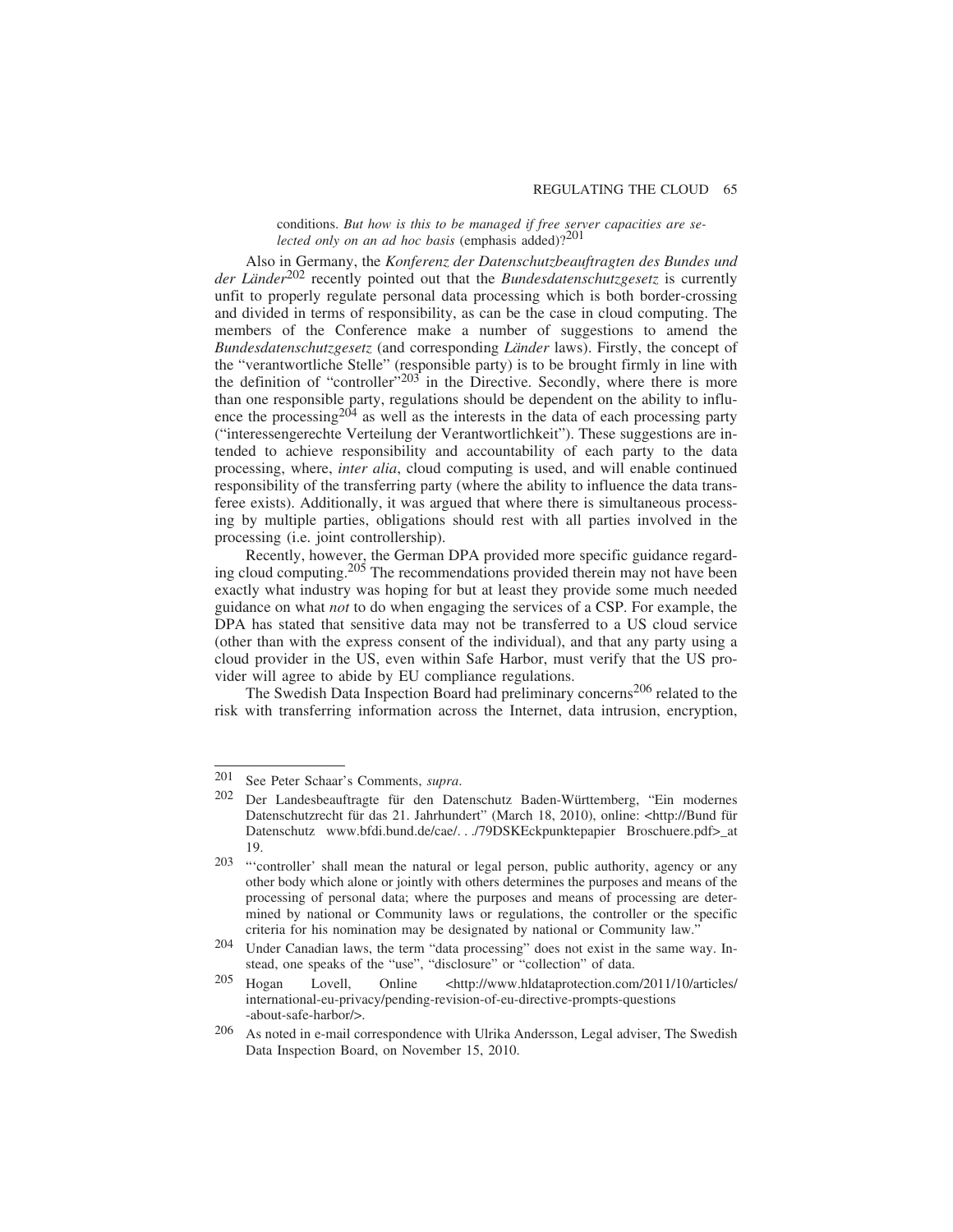conditions. *But how is this to be managed if free server capacities are selected only on an ad hoc basis* (emphasis added)?[201]

Also in Germany, the *Konferenz der Datenschutzbeauftragten des Bundes und der Länder*[202] recently pointed out that the *Bundesdatenschutzgesetz* is currently unfit to properly regulate personal data processing which is both border-crossing and divided in terms of responsibility, as can be the case in cloud computing. The members of the Conference make a number of suggestions to amend the *Bundesdatenschutzgesetz* (and corresponding *Länder* laws). Firstly, the concept of the "verantwortliche Stelle" (responsible party) is to be brought firmly in line with the definition of "controller"[203] in the Directive. Secondly, where there is more than one responsible party, regulations should be dependent on the ability to influence the processing[204] as well as the interests in the data of each processing party ("interessengerechte Verteilung der Verantwortlichkeit"). These suggestions are intended to achieve responsibility and accountability of each party to the data processing, where, *inter alia*, cloud computing is used, and will enable continued responsibility of the transferring party (where the ability to influence the data transferee exists). Additionally, it was argued that where there is simultaneous processing by multiple parties, obligations should rest with all parties involved in the processing (i.e. joint controllership).

Recently, however, the German DPA provided more specific guidance regarding cloud computing.[205] The recommendations provided therein may not have been exactly what industry was hoping for but at least they provide some much needed guidance on what *not* to do when engaging the services of a CSP. For example, the DPA has stated that sensitive data may not be transferred to a US cloud service (other than with the express consent of the individual), and that any party using a cloud provider in the US, even within Safe Harbor, must verify that the US provider will agree to abide by EU compliance regulations.

The Swedish Data Inspection Board had preliminary concerns[206] related to the risk with transferring information across the Internet, data intrusion, encryption,

---

201 See Peter Schaar's Comments, *supra*.

202 Der Landesbeauftragte für den Datenschutz Baden-Württemberg, "Ein modernes Datenschutzrecht für das 21. Jahrhundert" (March 18, 2010), online: <http://Bund für Datenschutz www.bfdi.bund.de/cae/. . ./79DSKEckpunktepapier Broschuere.pdf>_at 19.

203 "'controller' shall mean the natural or legal person, public authority, agency or any other body which alone or jointly with others determines the purposes and means of the processing of personal data; where the purposes and means of processing are determined by national or Community laws or regulations, the controller or the specific criteria for his nomination may be designated by national or Community law."

204 Under Canadian laws, the term "data processing" does not exist in the same way. Instead, one speaks of the "use", "disclosure" or "collection" of data.

205 Hogan Lovell, Online <http://www.hldataprotection.com/2011/10/articles/international-eu-privacy/pending-revision-of-eu-directive-prompts-questions-about-safe-harbor/>.

206 As noted in e-mail correspondence with Ulrika Andersson, Legal adviser, The Swedish Data Inspection Board, on November 15, 2010.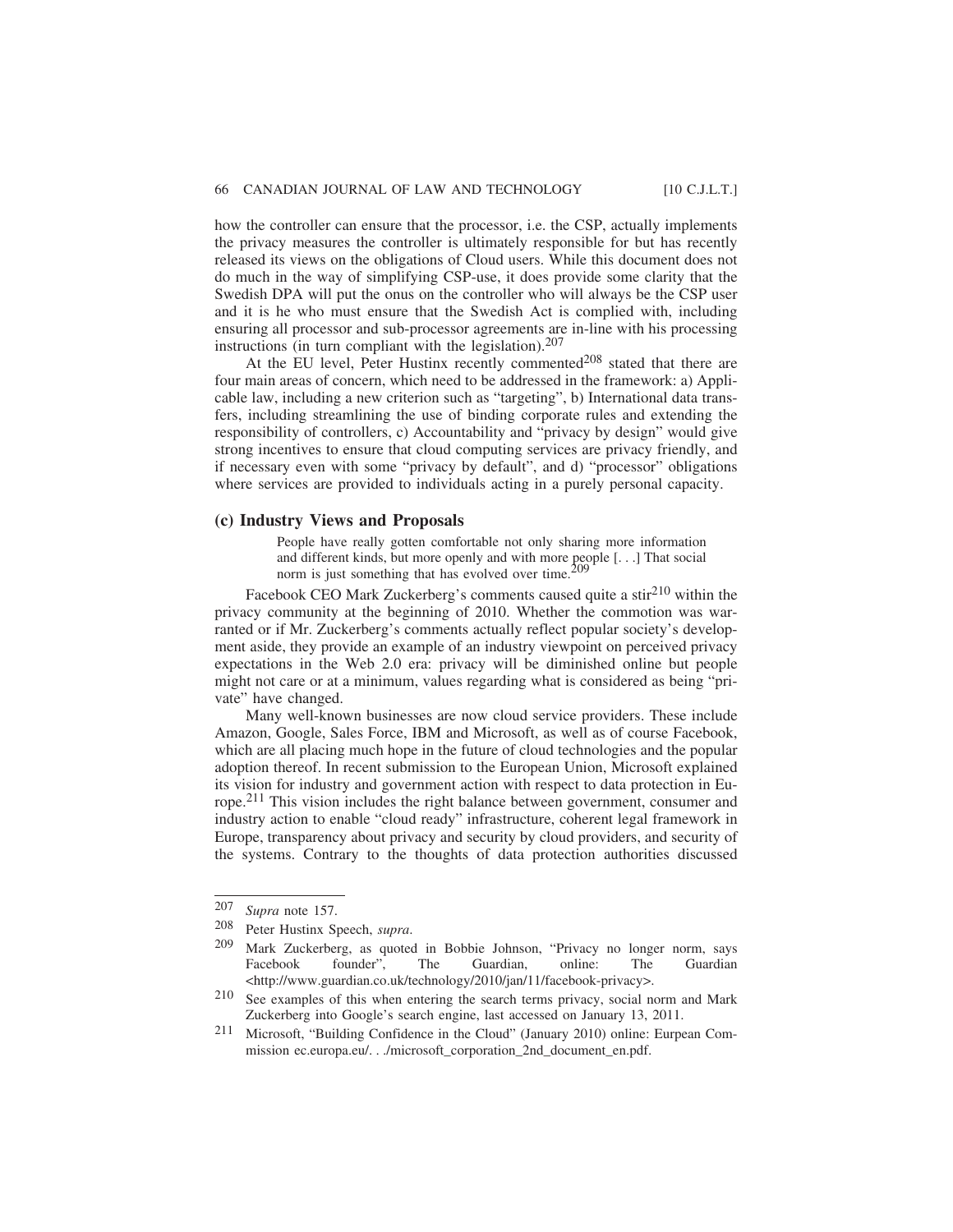how the controller can ensure that the processor, i.e. the CSP, actually implements the privacy measures the controller is ultimately responsible for but has recently released its views on the obligations of Cloud users. While this document does not do much in the way of simplifying CSP-use, it does provide some clarity that the Swedish DPA will put the onus on the controller who will always be the CSP user and it is he who must ensure that the Swedish Act is complied with, including ensuring all processor and sub-processor agreements are in-line with his processing instructions (in turn compliant with the legislation).[207]

At the EU level, Peter Hustinx recently commented[208] stated that there are four main areas of concern, which need to be addressed in the framework: a) Applicable law, including a new criterion such as "targeting", b) International data transfers, including streamlining the use of binding corporate rules and extending the responsibility of controllers, c) Accountability and "privacy by design" would give strong incentives to ensure that cloud computing services are privacy friendly, and if necessary even with some "privacy by default", and d) "processor" obligations where services are provided to individuals acting in a purely personal capacity.

### (c) Industry Views and Proposals

> People have really gotten comfortable not only sharing more information and different kinds, but more openly and with more people [. . .] That social norm is just something that has evolved over time.[209]

Facebook CEO Mark Zuckerberg's comments caused quite a stir[210] within the privacy community at the beginning of 2010. Whether the commotion was warranted or if Mr. Zuckerberg's comments actually reflect popular society's development aside, they provide an example of an industry viewpoint on perceived privacy expectations in the Web 2.0 era: privacy will be diminished online but people might not care or at a minimum, values regarding what is considered as being "private" have changed.

Many well-known businesses are now cloud service providers. These include Amazon, Google, Sales Force, IBM and Microsoft, as well as of course Facebook, which are all placing much hope in the future of cloud technologies and the popular adoption thereof. In recent submission to the European Union, Microsoft explained its vision for industry and government action with respect to data protection in Europe.[211] This vision includes the right balance between government, consumer and industry action to enable "cloud ready" infrastructure, coherent legal framework in Europe, transparency about privacy and security by cloud providers, and security of the systems. Contrary to the thoughts of data protection authorities discussed

---

207 *Supra* note 157.

208 Peter Hustinx Speech, *supra*.

209 Mark Zuckerberg, as quoted in Bobbie Johnson, "Privacy no longer norm, says Facebook founder", The Guardian, online: The Guardian <http://www.guardian.co.uk/technology/2010/jan/11/facebook-privacy>.

210 See examples of this when entering the search terms privacy, social norm and Mark Zuckerberg into Google's search engine, last accessed on January 13, 2011.

211 Microsoft, "Building Confidence in the Cloud" (January 2010) online: Eurpean Commission ec.europa.eu/. . ./microsoft_corporation_2nd_document_en.pdf.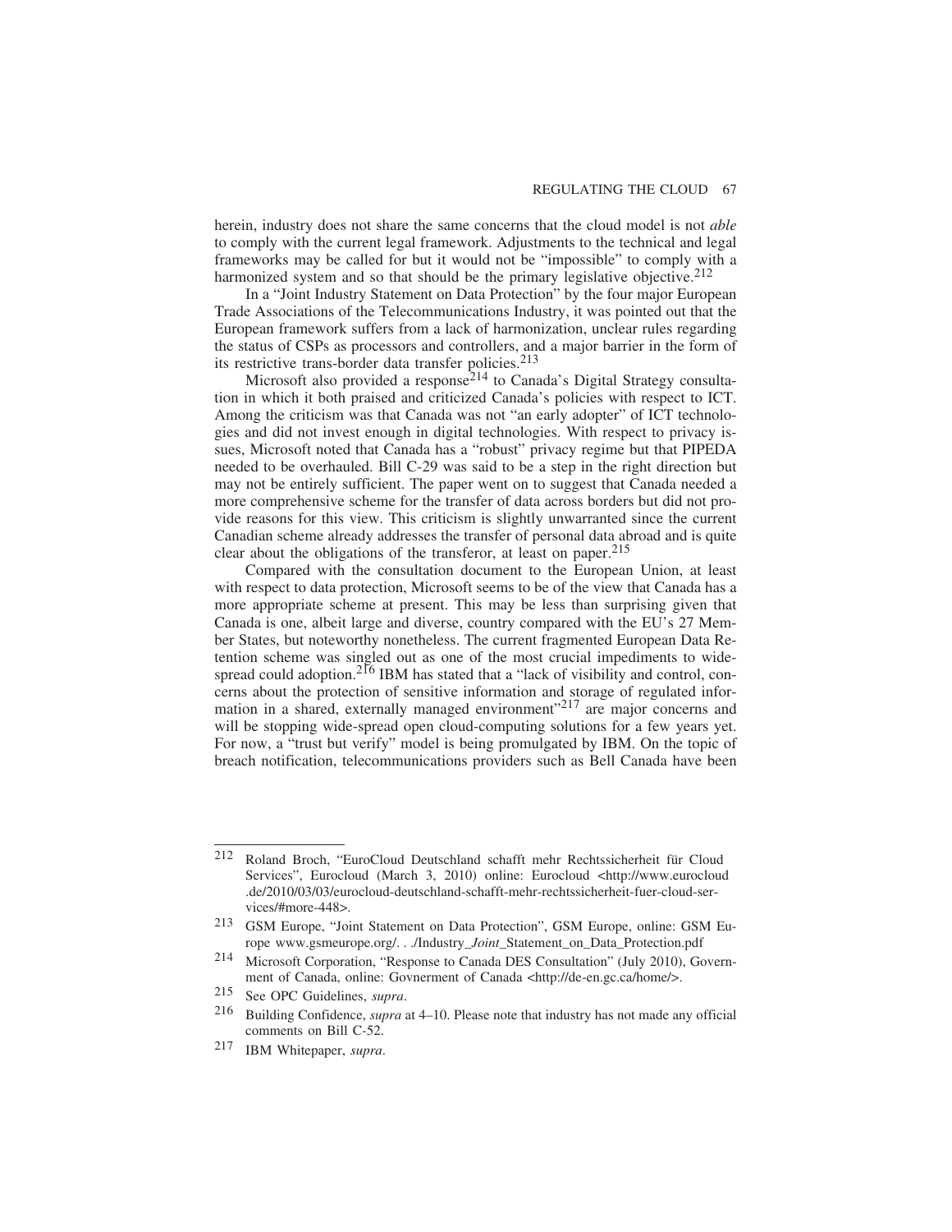herein, industry does not share the same concerns that the cloud model is not *able* to comply with the current legal framework. Adjustments to the technical and legal frameworks may be called for but it would not be "impossible" to comply with a harmonized system and so that should be the primary legislative objective.[212]

In a "Joint Industry Statement on Data Protection" by the four major European Trade Associations of the Telecommunications Industry, it was pointed out that the European framework suffers from a lack of harmonization, unclear rules regarding the status of CSPs as processors and controllers, and a major barrier in the form of its restrictive trans-border data transfer policies.[213]

Microsoft also provided a response[214] to Canada's Digital Strategy consultation in which it both praised and criticized Canada's policies with respect to ICT. Among the criticism was that Canada was not "an early adopter" of ICT technologies and did not invest enough in digital technologies. With respect to privacy issues, Microsoft noted that Canada has a "robust" privacy regime but that PIPEDA needed to be overhauled. Bill C-29 was said to be a step in the right direction but may not be entirely sufficient. The paper went on to suggest that Canada needed a more comprehensive scheme for the transfer of data across borders but did not provide reasons for this view. This criticism is slightly unwarranted since the current Canadian scheme already addresses the transfer of personal data abroad and is quite clear about the obligations of the transferor, at least on paper.[215]

Compared with the consultation document to the European Union, at least with respect to data protection, Microsoft seems to be of the view that Canada has a more appropriate scheme at present. This may be less than surprising given that Canada is one, albeit large and diverse, country compared with the EU's 27 Member States, but noteworthy nonetheless. The current fragmented European Data Retention scheme was singled out as one of the most crucial impediments to widespread could adoption.[216] IBM has stated that a "lack of visibility and control, concerns about the protection of sensitive information and storage of regulated information in a shared, externally managed environment"[217] are major concerns and will be stopping wide-spread open cloud-computing solutions for a few years yet. For now, a "trust but verify" model is being promulgated by IBM. On the topic of breach notification, telecommunications providers such as Bell Canada have been

---

212 Roland Broch, "EuroCloud Deutschland schafft mehr Rechtssicherheit für Cloud Services", Eurocloud (March 3, 2010) online: Eurocloud <http://www.eurocloud.de/2010/03/03/eurocloud-deutschland-schafft-mehr-rechtssicherheit-fuer-cloud-services/#more-448>.

213 GSM Europe, "Joint Statement on Data Protection", GSM Europe, online: GSM Europe www.gsmeurope.org/. . ./Industry_*Joint*_Statement_on_Data_Protection.pdf

214 Microsoft Corporation, "Response to Canada DES Consultation" (July 2010), Government of Canada, online: Govnerment of Canada <http://de-en.gc.ca/home/>.

215 See OPC Guidelines, *supra*.

216 Building Confidence, *supra* at 4–10. Please note that industry has not made any official comments on Bill C-52.

217 IBM Whitepaper, *supra*.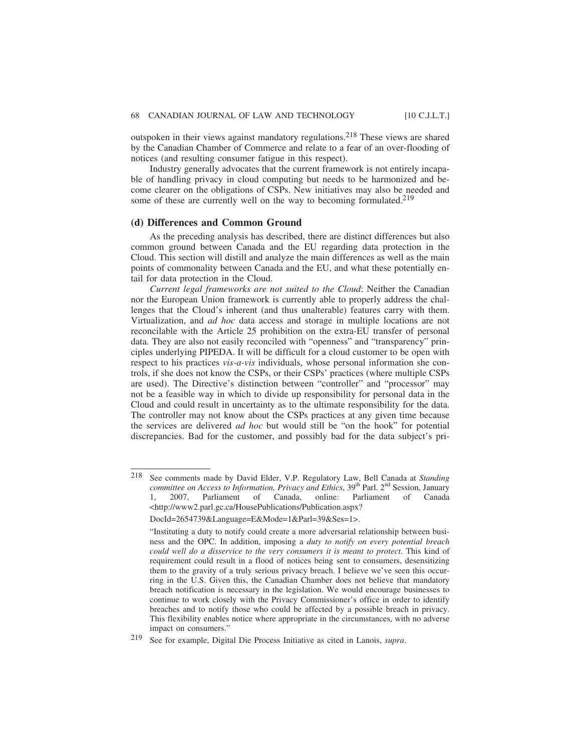outspoken in their views against mandatory regulations.[218] These views are shared by the Canadian Chamber of Commerce and relate to a fear of an over-flooding of notices (and resulting consumer fatigue in this respect).

Industry generally advocates that the current framework is not entirely incapable of handling privacy in cloud computing but needs to be harmonized and become clearer on the obligations of CSPs. New initiatives may also be needed and some of these are currently well on the way to becoming formulated.[219]

### (d) Differences and Common Ground

As the preceding analysis has described, there are distinct differences but also common ground between Canada and the EU regarding data protection in the Cloud. This section will distill and analyze the main differences as well as the main points of commonality between Canada and the EU, and what these potentially entail for data protection in the Cloud.

*Current legal frameworks are not suited to the Cloud*: Neither the Canadian nor the European Union framework is currently able to properly address the challenges that the Cloud's inherent (and thus unalterable) features carry with them. Virtualization, and *ad hoc* data access and storage in multiple locations are not reconcilable with the Article 25 prohibition on the extra-EU transfer of personal data. They are also not easily reconciled with "openness" and "transparency" principles underlying PIPEDA. It will be difficult for a cloud customer to be open with respect to his practices *vis-a-vis* individuals, whose personal information she controls, if she does not know the CSPs, or their CSPs' practices (where multiple CSPs are used). The Directive's distinction between "controller" and "processor" may not be a feasible way in which to divide up responsibility for personal data in the Cloud and could result in uncertainty as to the ultimate responsibility for the data. The controller may not know about the CSPs practices at any given time because the services are delivered *ad hoc* but would still be "on the hook" for potential discrepancies. Bad for the customer, and possibly bad for the data subject's pri-

---

[218] See comments made by David Elder, V.P. Regulatory Law, Bell Canada at *Standing committee on Access to Information, Privacy and Ethics*, 39th Parl. 2nd Session, January 1, 2007, Parliament of Canada, online: Parliament of Canada <http://www2.parl.gc.ca/HousePublications/Publication.aspx?DocId=2654739&Language=E&Mode=1&Parl=39&Ses=1>.

"Instituting a duty to notify could create a more adversarial relationship between business and the OPC. In addition, imposing a *duty to notify on every potential breach could well do a disservice to the very consumers it is meant to protect*. This kind of requirement could result in a flood of notices being sent to consumers, desensitizing them to the gravity of a truly serious privacy breach. I believe we've seen this occurring in the U.S. Given this, the Canadian Chamber does not believe that mandatory breach notification is necessary in the legislation. We would encourage businesses to continue to work closely with the Privacy Commissioner's office in order to identify breaches and to notify those who could be affected by a possible breach in privacy. This flexibility enables notice where appropriate in the circumstances, with no adverse impact on consumers."

[219] See for example, Digital Die Process Initiative as cited in Lanois, *supra*.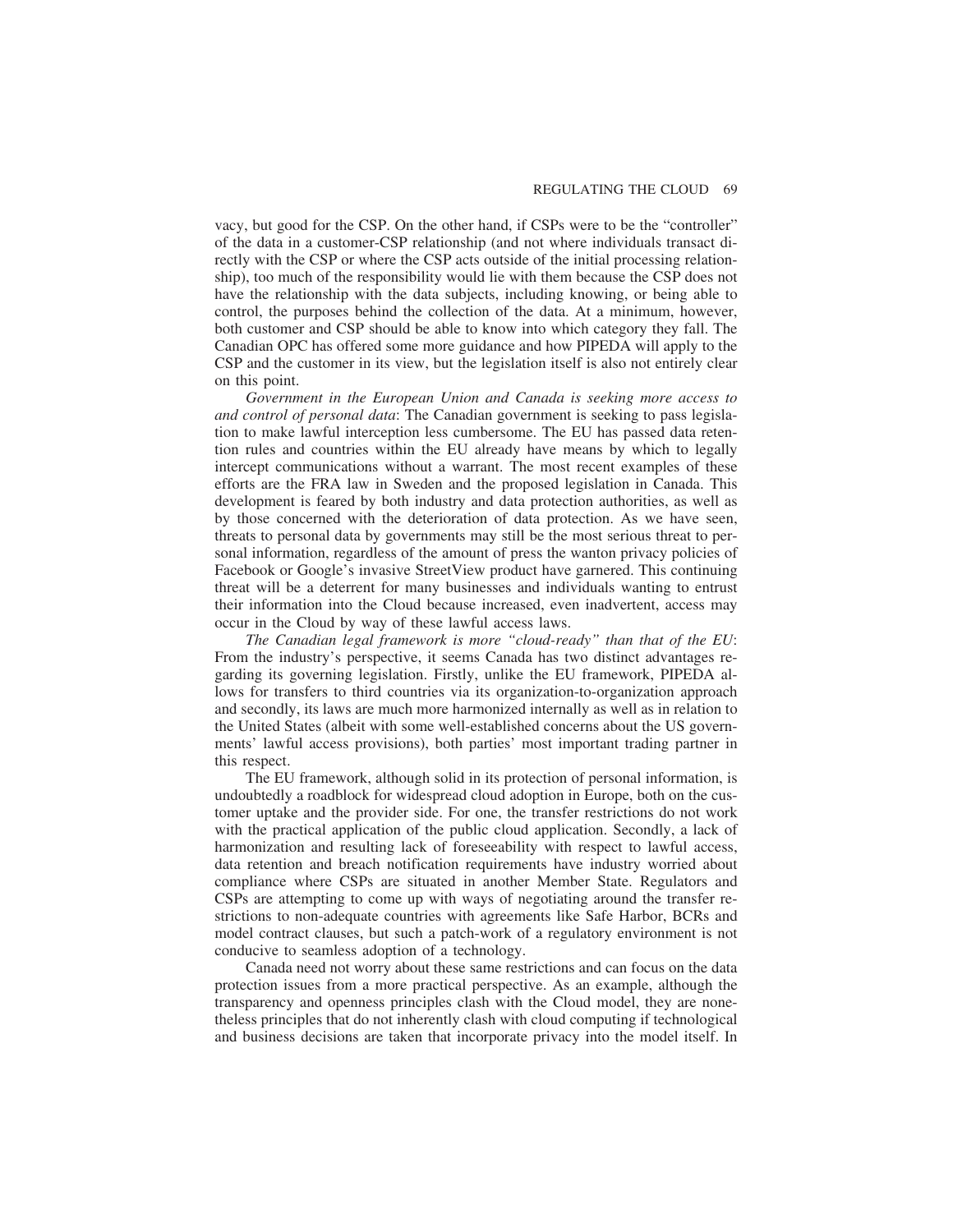vacy, but good for the CSP. On the other hand, if CSPs were to be the "controller" of the data in a customer-CSP relationship (and not where individuals transact directly with the CSP or where the CSP acts outside of the initial processing relationship), too much of the responsibility would lie with them because the CSP does not have the relationship with the data subjects, including knowing, or being able to control, the purposes behind the collection of the data. At a minimum, however, both customer and CSP should be able to know into which category they fall. The Canadian OPC has offered some more guidance and how PIPEDA will apply to the CSP and the customer in its view, but the legislation itself is also not entirely clear on this point.

*Government in the European Union and Canada is seeking more access to and control of personal data*: The Canadian government is seeking to pass legislation to make lawful interception less cumbersome. The EU has passed data retention rules and countries within the EU already have means by which to legally intercept communications without a warrant. The most recent examples of these efforts are the FRA law in Sweden and the proposed legislation in Canada. This development is feared by both industry and data protection authorities, as well as by those concerned with the deterioration of data protection. As we have seen, threats to personal data by governments may still be the most serious threat to personal information, regardless of the amount of press the wanton privacy policies of Facebook or Google's invasive StreetView product have garnered. This continuing threat will be a deterrent for many businesses and individuals wanting to entrust their information into the Cloud because increased, even inadvertent, access may occur in the Cloud by way of these lawful access laws.

*The Canadian legal framework is more "cloud-ready" than that of the EU*: From the industry's perspective, it seems Canada has two distinct advantages regarding its governing legislation. Firstly, unlike the EU framework, PIPEDA allows for transfers to third countries via its organization-to-organization approach and secondly, its laws are much more harmonized internally as well as in relation to the United States (albeit with some well-established concerns about the US governments' lawful access provisions), both parties' most important trading partner in this respect.

The EU framework, although solid in its protection of personal information, is undoubtedly a roadblock for widespread cloud adoption in Europe, both on the customer uptake and the provider side. For one, the transfer restrictions do not work with the practical application of the public cloud application. Secondly, a lack of harmonization and resulting lack of foreseeability with respect to lawful access, data retention and breach notification requirements have industry worried about compliance where CSPs are situated in another Member State. Regulators and CSPs are attempting to come up with ways of negotiating around the transfer restrictions to non-adequate countries with agreements like Safe Harbor, BCRs and model contract clauses, but such a patch-work of a regulatory environment is not conducive to seamless adoption of a technology.

Canada need not worry about these same restrictions and can focus on the data protection issues from a more practical perspective. As an example, although the transparency and openness principles clash with the Cloud model, they are nonetheless principles that do not inherently clash with cloud computing if technological and business decisions are taken that incorporate privacy into the model itself. In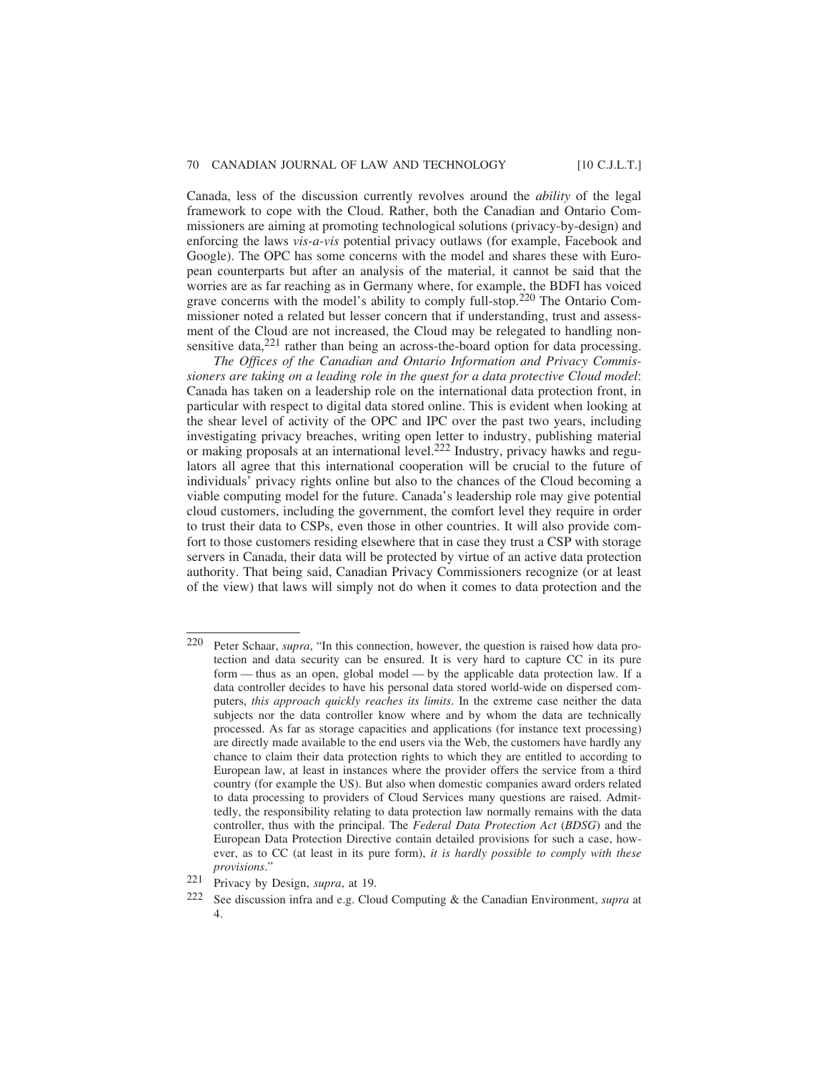Canada, less of the discussion currently revolves around the *ability* of the legal framework to cope with the Cloud. Rather, both the Canadian and Ontario Commissioners are aiming at promoting technological solutions (privacy-by-design) and enforcing the laws *vis-a-vis* potential privacy outlaws (for example, Facebook and Google). The OPC has some concerns with the model and shares these with European counterparts but after an analysis of the material, it cannot be said that the worries are as far reaching as in Germany where, for example, the BDFI has voiced grave concerns with the model's ability to comply full-stop.[220] The Ontario Commissioner noted a related but lesser concern that if understanding, trust and assessment of the Cloud are not increased, the Cloud may be relegated to handling non-sensitive data,[221] rather than being an across-the-board option for data processing.

*The Offices of the Canadian and Ontario Information and Privacy Commissioners are taking on a leading role in the quest for a data protective Cloud model*: Canada has taken on a leadership role on the international data protection front, in particular with respect to digital data stored online. This is evident when looking at the shear level of activity of the OPC and IPC over the past two years, including investigating privacy breaches, writing open letter to industry, publishing material or making proposals at an international level.[222] Industry, privacy hawks and regulators all agree that this international cooperation will be crucial to the future of individuals' privacy rights online but also to the chances of the Cloud becoming a viable computing model for the future. Canada's leadership role may give potential cloud customers, including the government, the comfort level they require in order to trust their data to CSPs, even those in other countries. It will also provide comfort to those customers residing elsewhere that in case they trust a CSP with storage servers in Canada, their data will be protected by virtue of an active data protection authority. That being said, Canadian Privacy Commissioners recognize (or at least of the view) that laws will simply not do when it comes to data protection and the

---

220 Peter Schaar, *supra*, "In this connection, however, the question is raised how data protection and data security can be ensured. It is very hard to capture CC in its pure form — thus as an open, global model — by the applicable data protection law. If a data controller decides to have his personal data stored world-wide on dispersed computers, *this approach quickly reaches its limits*. In the extreme case neither the data subjects nor the data controller know where and by whom the data are technically processed. As far as storage capacities and applications (for instance text processing) are directly made available to the end users via the Web, the customers have hardly any chance to claim their data protection rights to which they are entitled to according to European law, at least in instances where the provider offers the service from a third country (for example the US). But also when domestic companies award orders related to data processing to providers of Cloud Services many questions are raised. Admittedly, the responsibility relating to data protection law normally remains with the data controller, thus with the principal. The *Federal Data Protection Act* (*BDSG*) and the European Data Protection Directive contain detailed provisions for such a case, however, as to CC (at least in its pure form), *it is hardly possible to comply with these provisions*."

221 Privacy by Design, *supra*, at 19.

222 See discussion infra and e.g. Cloud Computing & the Canadian Environment, *supra* at 4.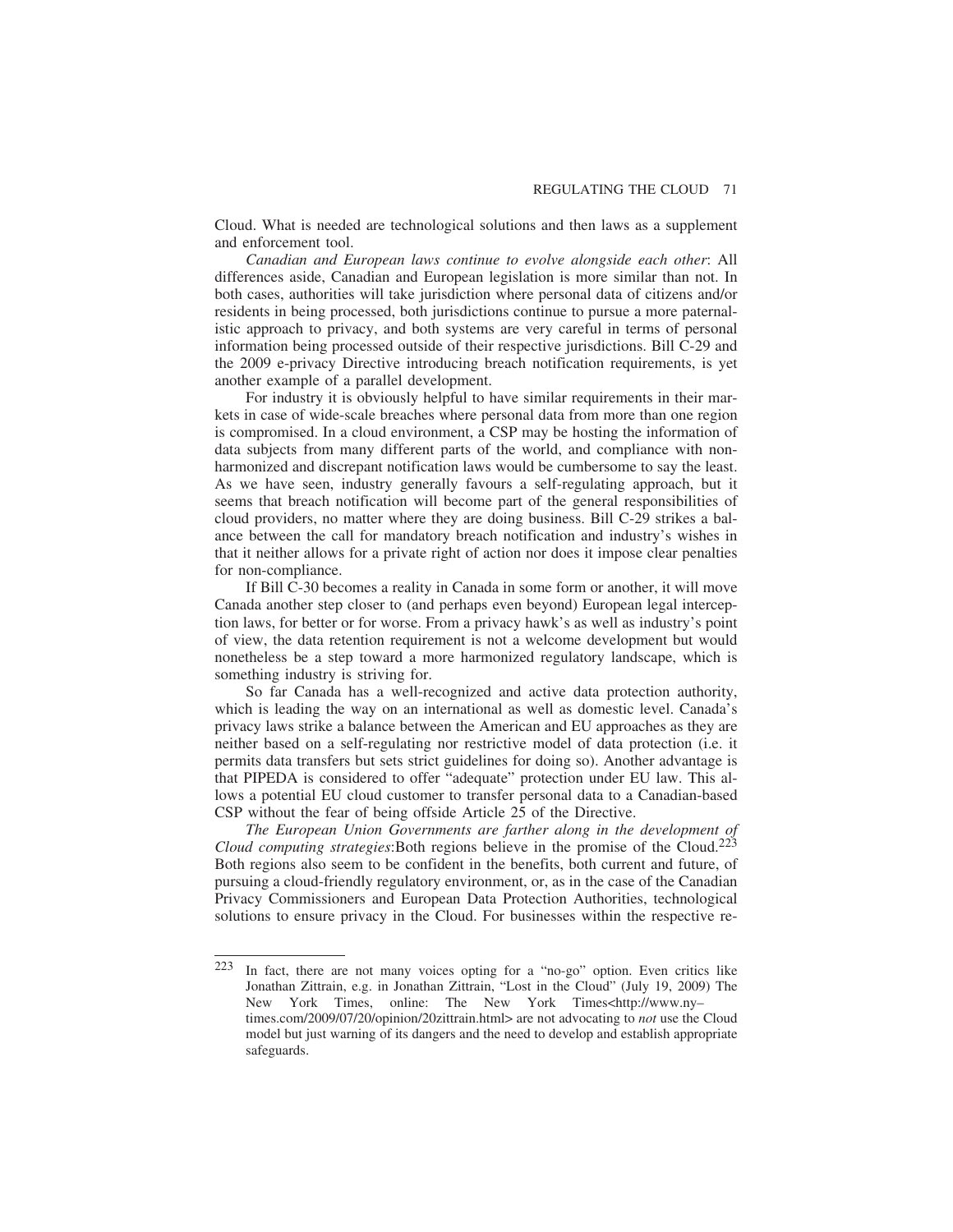Cloud. What is needed are technological solutions and then laws as a supplement and enforcement tool.

*Canadian and European laws continue to evolve alongside each other*: All differences aside, Canadian and European legislation is more similar than not. In both cases, authorities will take jurisdiction where personal data of citizens and/or residents in being processed, both jurisdictions continue to pursue a more paternalistic approach to privacy, and both systems are very careful in terms of personal information being processed outside of their respective jurisdictions. Bill C-29 and the 2009 e-privacy Directive introducing breach notification requirements, is yet another example of a parallel development.

For industry it is obviously helpful to have similar requirements in their markets in case of wide-scale breaches where personal data from more than one region is compromised. In a cloud environment, a CSP may be hosting the information of data subjects from many different parts of the world, and compliance with non-harmonized and discrepant notification laws would be cumbersome to say the least. As we have seen, industry generally favours a self-regulating approach, but it seems that breach notification will become part of the general responsibilities of cloud providers, no matter where they are doing business. Bill C-29 strikes a balance between the call for mandatory breach notification and industry's wishes in that it neither allows for a private right of action nor does it impose clear penalties for non-compliance.

If Bill C-30 becomes a reality in Canada in some form or another, it will move Canada another step closer to (and perhaps even beyond) European legal interception laws, for better or for worse. From a privacy hawk's as well as industry's point of view, the data retention requirement is not a welcome development but would nonetheless be a step toward a more harmonized regulatory landscape, which is something industry is striving for.

So far Canada has a well-recognized and active data protection authority, which is leading the way on an international as well as domestic level. Canada's privacy laws strike a balance between the American and EU approaches as they are neither based on a self-regulating nor restrictive model of data protection (i.e. it permits data transfers but sets strict guidelines for doing so). Another advantage is that PIPEDA is considered to offer "adequate" protection under EU law. This allows a potential EU cloud customer to transfer personal data to a Canadian-based CSP without the fear of being offside Article 25 of the Directive.

*The European Union Governments are farther along in the development of Cloud computing strategies*:Both regions believe in the promise of the Cloud.[223] Both regions also seem to be confident in the benefits, both current and future, of pursuing a cloud-friendly regulatory environment, or, as in the case of the Canadian Privacy Commissioners and European Data Protection Authorities, technological solutions to ensure privacy in the Cloud. For businesses within the respective re-

---

[223] In fact, there are not many voices opting for a "no-go" option. Even critics like Jonathan Zittrain, e.g. in Jonathan Zittrain, "Lost in the Cloud" (July 19, 2009) The New York Times, online: The New York Times<http://www.ny–times.com/2009/07/20/opinion/20zittrain.html> are not advocating to *not* use the Cloud model but just warning of its dangers and the need to develop and establish appropriate safeguards.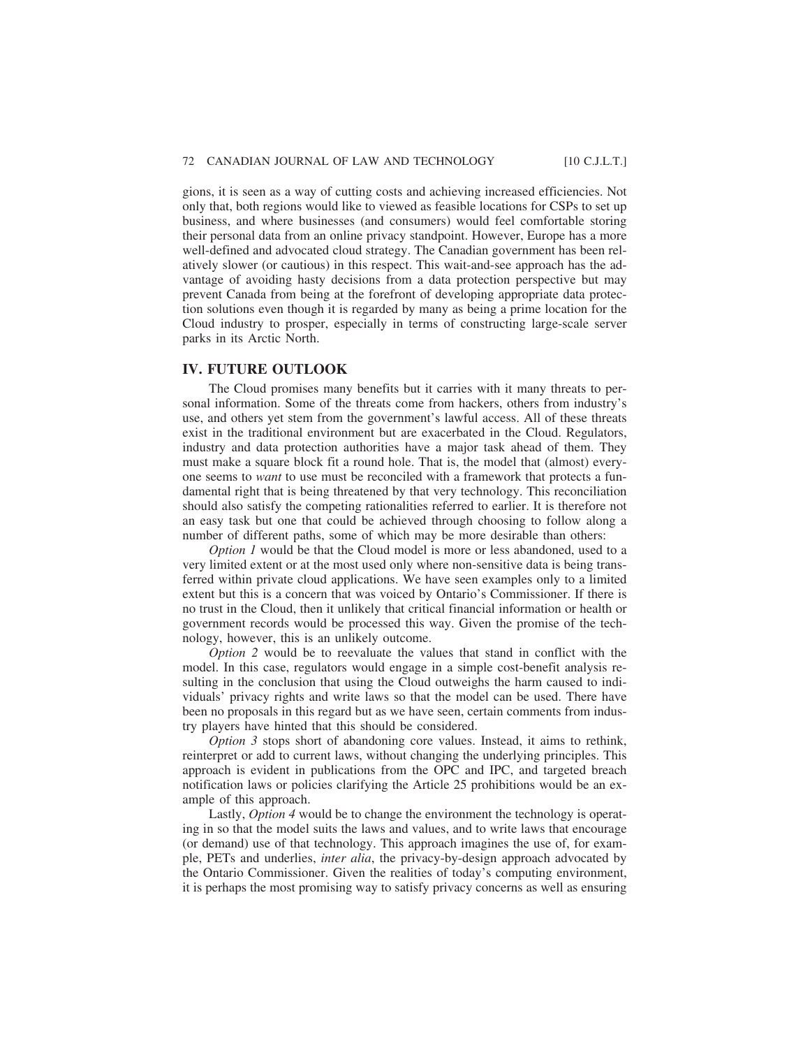gions, it is seen as a way of cutting costs and achieving increased efficiencies. Not only that, both regions would like to viewed as feasible locations for CSPs to set up business, and where businesses (and consumers) would feel comfortable storing their personal data from an online privacy standpoint. However, Europe has a more well-defined and advocated cloud strategy. The Canadian government has been relatively slower (or cautious) in this respect. This wait-and-see approach has the advantage of avoiding hasty decisions from a data protection perspective but may prevent Canada from being at the forefront of developing appropriate data protection solutions even though it is regarded by many as being a prime location for the Cloud industry to prosper, especially in terms of constructing large-scale server parks in its Arctic North.

## IV. FUTURE OUTLOOK

The Cloud promises many benefits but it carries with it many threats to personal information. Some of the threats come from hackers, others from industry's use, and others yet stem from the government's lawful access. All of these threats exist in the traditional environment but are exacerbated in the Cloud. Regulators, industry and data protection authorities have a major task ahead of them. They must make a square block fit a round hole. That is, the model that (almost) everyone seems to *want* to use must be reconciled with a framework that protects a fundamental right that is being threatened by that very technology. This reconciliation should also satisfy the competing rationalities referred to earlier. It is therefore not an easy task but one that could be achieved through choosing to follow along a number of different paths, some of which may be more desirable than others:

*Option 1* would be that the Cloud model is more or less abandoned, used to a very limited extent or at the most used only where non-sensitive data is being transferred within private cloud applications. We have seen examples only to a limited extent but this is a concern that was voiced by Ontario's Commissioner. If there is no trust in the Cloud, then it unlikely that critical financial information or health or government records would be processed this way. Given the promise of the technology, however, this is an unlikely outcome.

*Option 2* would be to reevaluate the values that stand in conflict with the model. In this case, regulators would engage in a simple cost-benefit analysis resulting in the conclusion that using the Cloud outweighs the harm caused to individuals' privacy rights and write laws so that the model can be used. There have been no proposals in this regard but as we have seen, certain comments from industry players have hinted that this should be considered.

*Option 3* stops short of abandoning core values. Instead, it aims to rethink, reinterpret or add to current laws, without changing the underlying principles. This approach is evident in publications from the OPC and IPC, and targeted breach notification laws or policies clarifying the Article 25 prohibitions would be an example of this approach.

Lastly, *Option 4* would be to change the environment the technology is operating in so that the model suits the laws and values, and to write laws that encourage (or demand) use of that technology. This approach imagines the use of, for example, PETs and underlies, *inter alia*, the privacy-by-design approach advocated by the Ontario Commissioner. Given the realities of today's computing environment, it is perhaps the most promising way to satisfy privacy concerns as well as ensuring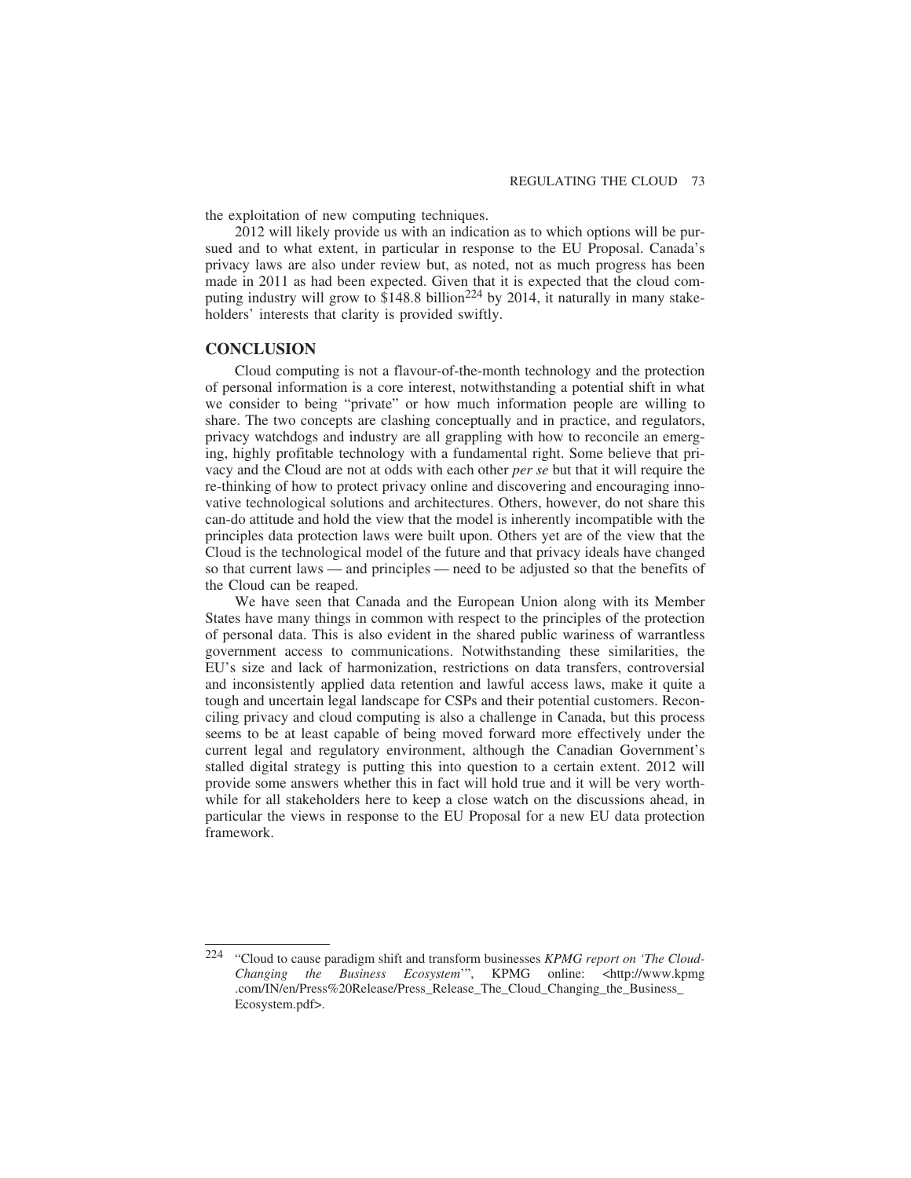the exploitation of new computing techniques.

2012 will likely provide us with an indication as to which options will be pursued and to what extent, in particular in response to the EU Proposal. Canada's privacy laws are also under review but, as noted, not as much progress has been made in 2011 as had been expected. Given that it is expected that the cloud computing industry will grow to $148.8 billion[224] by 2014, it naturally in many stakeholders' interests that clarity is provided swiftly.

## CONCLUSION

Cloud computing is not a flavour-of-the-month technology and the protection of personal information is a core interest, notwithstanding a potential shift in what we consider to being "private" or how much information people are willing to share. The two concepts are clashing conceptually and in practice, and regulators, privacy watchdogs and industry are all grappling with how to reconcile an emerging, highly profitable technology with a fundamental right. Some believe that privacy and the Cloud are not at odds with each other *per se* but that it will require the re-thinking of how to protect privacy online and discovering and encouraging innovative technological solutions and architectures. Others, however, do not share this can-do attitude and hold the view that the model is inherently incompatible with the principles data protection laws were built upon. Others yet are of the view that the Cloud is the technological model of the future and that privacy ideals have changed so that current laws — and principles — need to be adjusted so that the benefits of the Cloud can be reaped.

We have seen that Canada and the European Union along with its Member States have many things in common with respect to the principles of the protection of personal data. This is also evident in the shared public wariness of warrantless government access to communications. Notwithstanding these similarities, the EU's size and lack of harmonization, restrictions on data transfers, controversial and inconsistently applied data retention and lawful access laws, make it quite a tough and uncertain legal landscape for CSPs and their potential customers. Reconciling privacy and cloud computing is also a challenge in Canada, but this process seems to be at least capable of being moved forward more effectively under the current legal and regulatory environment, although the Canadian Government's stalled digital strategy is putting this into question to a certain extent. 2012 will provide some answers whether this in fact will hold true and it will be very worthwhile for all stakeholders here to keep a close watch on the discussions ahead, in particular the views in response to the EU Proposal for a new EU data protection framework.

---

[224] "Cloud to cause paradigm shift and transform businesses *KPMG report on 'The Cloud-Changing the Business Ecosystem*'", KPMG online: <http://www.kpmg.com/IN/en/Press%20Release/Press_Release_The_Cloud_Changing_the_Business_Ecosystem.pdf>.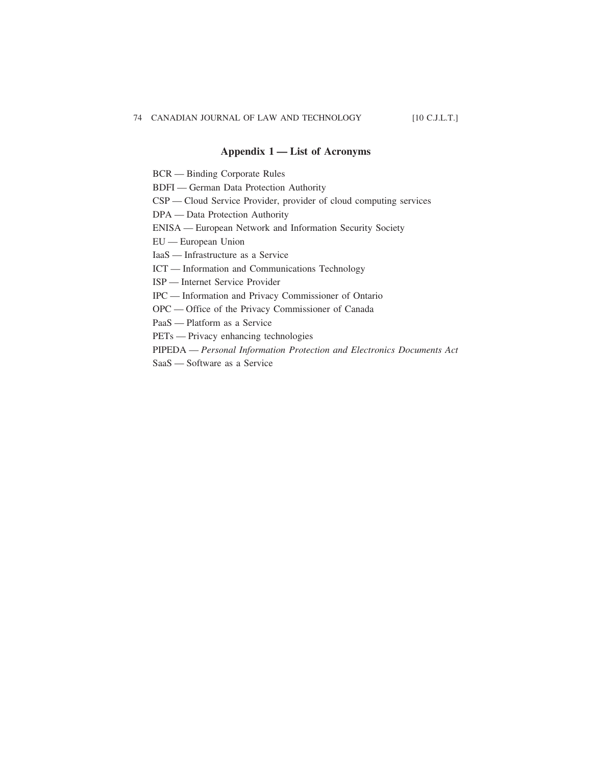## Appendix 1 — List of Acronyms

BCR — Binding Corporate Rules

BDFI — German Data Protection Authority

CSP — Cloud Service Provider, provider of cloud computing services

DPA — Data Protection Authority

ENISA — European Network and Information Security Society

EU — European Union

IaaS — Infrastructure as a Service

ICT — Information and Communications Technology

ISP — Internet Service Provider

IPC — Information and Privacy Commissioner of Ontario

OPC — Office of the Privacy Commissioner of Canada

PaaS — Platform as a Service

PETs — Privacy enhancing technologies

PIPEDA — *Personal Information Protection and Electronics Documents Act*

SaaS — Software as a Service